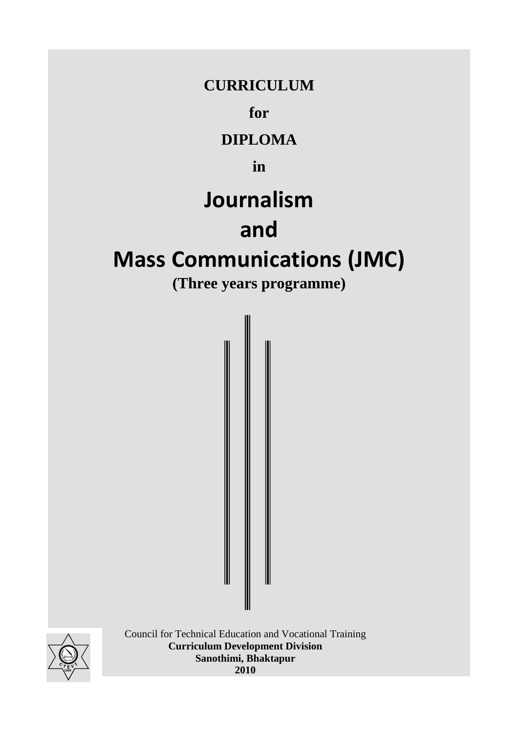**CURRICULUM**

**for**

**DIPLOMA**

**in**

# Journalism and Mass Communications (JMC)

**(Three years programme)**

Council for Technical Education and Vocational Training

**Curriculum Development Division**

**Sanothimi, Bhaktapur**

**2010**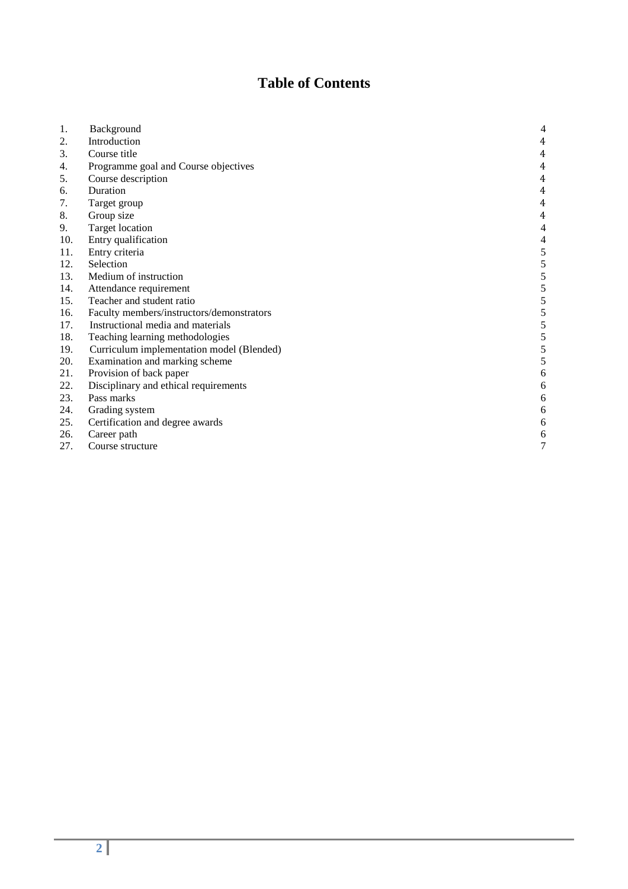# Table of Contents

| No. | Title | Page |
|---|---|---|
| 1. | Background | 4 |
| 2. | Introduction | 4 |
| 3. | Course title | 4 |
| 4. | Programme goal and Course objectives | 4 |
| 5. | Course description | 4 |
| 6. | Duration | 4 |
| 7. | Target group | 4 |
| 8. | Group size | 4 |
| 9. | Target location | 4 |
| 10. | Entry qualification | 4 |
| 11. | Entry criteria | 5 |
| 12. | Selection | 5 |
| 13. | Medium of instruction | 5 |
| 14. | Attendance requirement | 5 |
| 15. | Teacher and student ratio | 5 |
| 16. | Faculty members/instructors/demonstrators | 5 |
| 17. | Instructional media and materials | 5 |
| 18. | Teaching learning methodologies | 5 |
| 19. | Curriculum implementation model (Blended) | 5 |
| 20. | Examination and marking scheme | 5 |
| 21. | Provision of back paper | 6 |
| 22. | Disciplinary and ethical requirements | 6 |
| 23. | Pass marks | 6 |
| 24. | Grading system | 6 |
| 25. | Certification and degree awards | 6 |
| 26. | Career path | 6 |
| 27. | Course structure | 7 |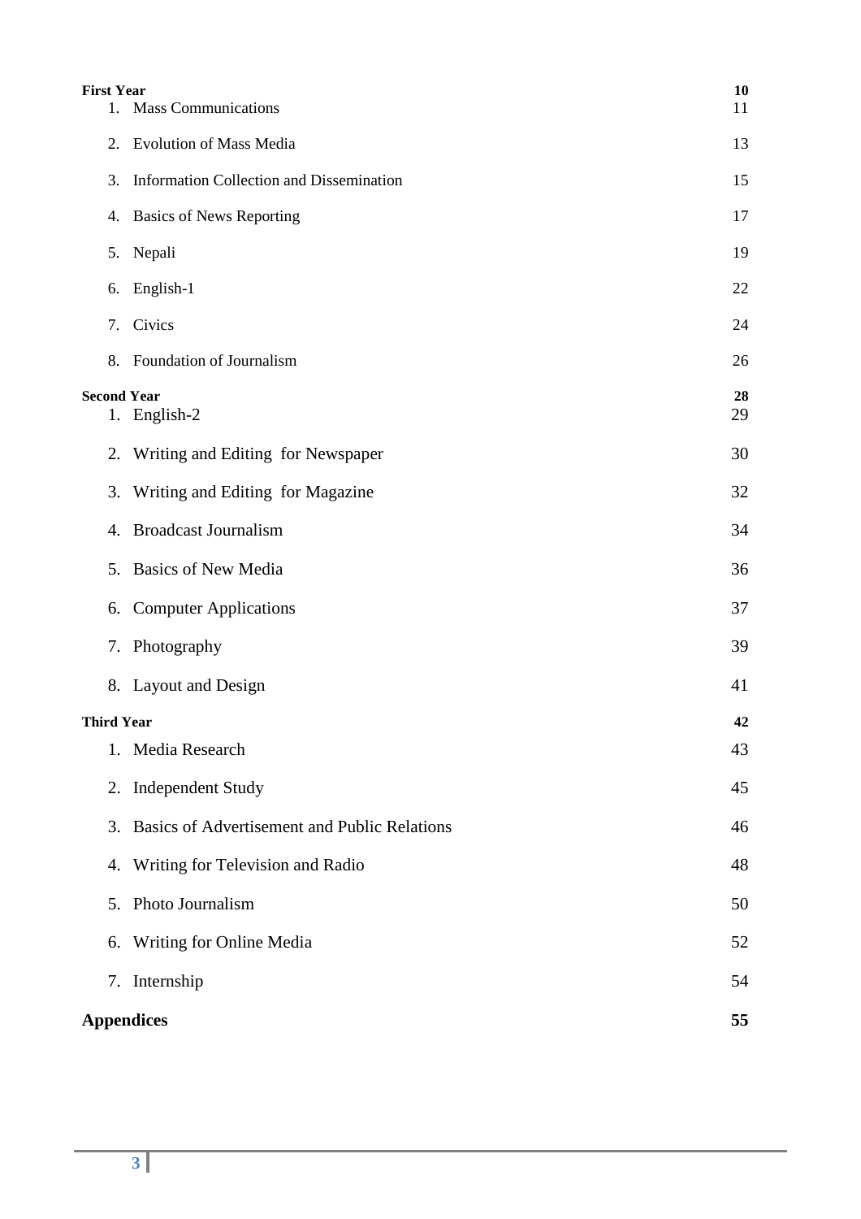| | |
|---|---|
| **First Year** | **10** |
| 1. Mass Communications | 11 |
| 2. Evolution of Mass Media | 13 |
| 3. Information Collection and Dissemination | 15 |
| 4. Basics of News Reporting | 17 |
| 5. Nepali | 19 |
| 6. English-1 | 22 |
| 7. Civics | 24 |
| 8. Foundation of Journalism | 26 |
| **Second Year** | **28** |
| 1. English-2 | 29 |
| 2. Writing and Editing for Newspaper | 30 |
| 3. Writing and Editing for Magazine | 32 |
| 4. Broadcast Journalism | 34 |
| 5. Basics of New Media | 36 |
| 6. Computer Applications | 37 |
| 7. Photography | 39 |
| 8. Layout and Design | 41 |
| **Third Year** | **42** |
| 1. Media Research | 43 |
| 2. Independent Study | 45 |
| 3. Basics of Advertisement and Public Relations | 46 |
| 4. Writing for Television and Radio | 48 |
| 5. Photo Journalism | 50 |
| 6. Writing for Online Media | 52 |
| 7. Internship | 54 |
| **Appendices** | **55** |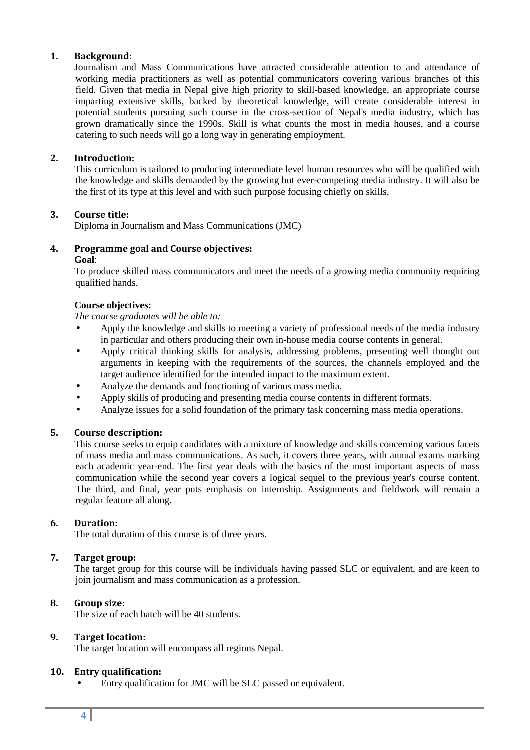## 1. Background:

Journalism and Mass Communications have attracted considerable attention to and attendance of working media practitioners as well as potential communicators covering various branches of this field. Given that media in Nepal give high priority to skill-based knowledge, an appropriate course imparting extensive skills, backed by theoretical knowledge, will create considerable interest in potential students pursuing such course in the cross-section of Nepal's media industry, which has grown dramatically since the 1990s. Skill is what counts the most in media houses, and a course catering to such needs will go a long way in generating employment.

## 2. Introduction:

This curriculum is tailored to producing intermediate level human resources who will be qualified with the knowledge and skills demanded by the growing but ever-competing media industry. It will also be the first of its type at this level and with such purpose focusing chiefly on skills.

## 3. Course title:

Diploma in Journalism and Mass Communications (JMC)

## 4. Programme goal and Course objectives:

**Goal**:

To produce skilled mass communicators and meet the needs of a growing media community requiring qualified hands.

**Course objectives:**

*The course graduates will be able to:*

- Apply the knowledge and skills to meeting a variety of professional needs of the media industry in particular and others producing their own in-house media course contents in general.
- Apply critical thinking skills for analysis, addressing problems, presenting well thought out arguments in keeping with the requirements of the sources, the channels employed and the target audience identified for the intended impact to the maximum extent.
- Analyze the demands and functioning of various mass media.
- Apply skills of producing and presenting media course contents in different formats.
- Analyze issues for a solid foundation of the primary task concerning mass media operations.

## 5. Course description:

This course seeks to equip candidates with a mixture of knowledge and skills concerning various facets of mass media and mass communications. As such, it covers three years, with annual exams marking each academic year-end. The first year deals with the basics of the most important aspects of mass communication while the second year covers a logical sequel to the previous year's course content. The third, and final, year puts emphasis on internship. Assignments and fieldwork will remain a regular feature all along.

## 6. Duration:

The total duration of this course is of three years.

## 7. Target group:

The target group for this course will be individuals having passed SLC or equivalent, and are keen to join journalism and mass communication as a profession.

## 8. Group size:

The size of each batch will be 40 students.

## 9. Target location:

The target location will encompass all regions Nepal.

## 10. Entry qualification:

- Entry qualification for JMC will be SLC passed or equivalent.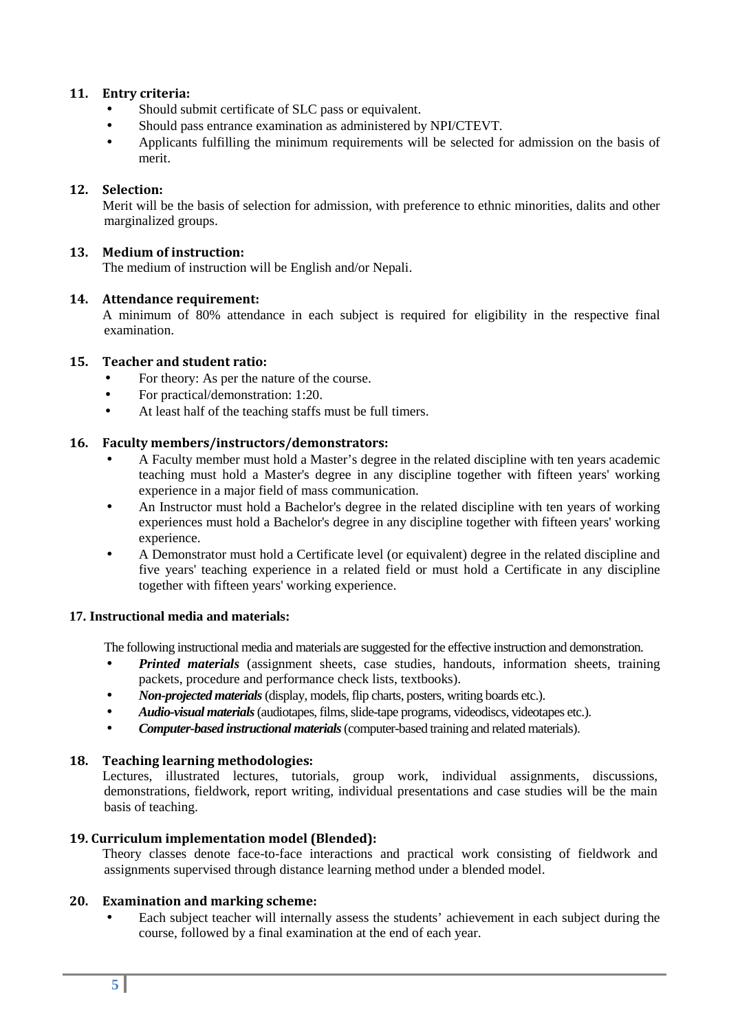## 11. Entry criteria:

- Should submit certificate of SLC pass or equivalent.
- Should pass entrance examination as administered by NPI/CTEVT.
- Applicants fulfilling the minimum requirements will be selected for admission on the basis of merit.

## 12. Selection:

Merit will be the basis of selection for admission, with preference to ethnic minorities, dalits and other marginalized groups.

## 13. Medium of instruction:

The medium of instruction will be English and/or Nepali.

## 14. Attendance requirement:

A minimum of 80% attendance in each subject is required for eligibility in the respective final examination.

## 15. Teacher and student ratio:

- For theory: As per the nature of the course.
- For practical/demonstration: 1:20.
- At least half of the teaching staffs must be full timers.

## 16. Faculty members/instructors/demonstrators:

- A Faculty member must hold a Master's degree in the related discipline with ten years academic teaching must hold a Master's degree in any discipline together with fifteen years' working experience in a major field of mass communication.
- An Instructor must hold a Bachelor's degree in the related discipline with ten years of working experiences must hold a Bachelor's degree in any discipline together with fifteen years' working experience.
- A Demonstrator must hold a Certificate level (or equivalent) degree in the related discipline and five years' teaching experience in a related field or must hold a Certificate in any discipline together with fifteen years' working experience.

## 17. Instructional media and materials:

The following instructional media and materials are suggested for the effective instruction and demonstration.

- ***Printed materials*** (assignment sheets, case studies, handouts, information sheets, training packets, procedure and performance check lists, textbooks).
- ***Non-projected materials*** (display, models, flip charts, posters, writing boards etc.).
- ***Audio-visual materials*** (audiotapes, films, slide-tape programs, videodiscs, videotapes etc.).
- ***Computer-based instructional materials*** (computer-based training and related materials).

## 18. Teaching learning methodologies:

Lectures, illustrated lectures, tutorials, group work, individual assignments, discussions, demonstrations, fieldwork, report writing, individual presentations and case studies will be the main basis of teaching.

## 19. Curriculum implementation model (Blended):

Theory classes denote face-to-face interactions and practical work consisting of fieldwork and assignments supervised through distance learning method under a blended model.

## 20. Examination and marking scheme:

- Each subject teacher will internally assess the students' achievement in each subject during the course, followed by a final examination at the end of each year.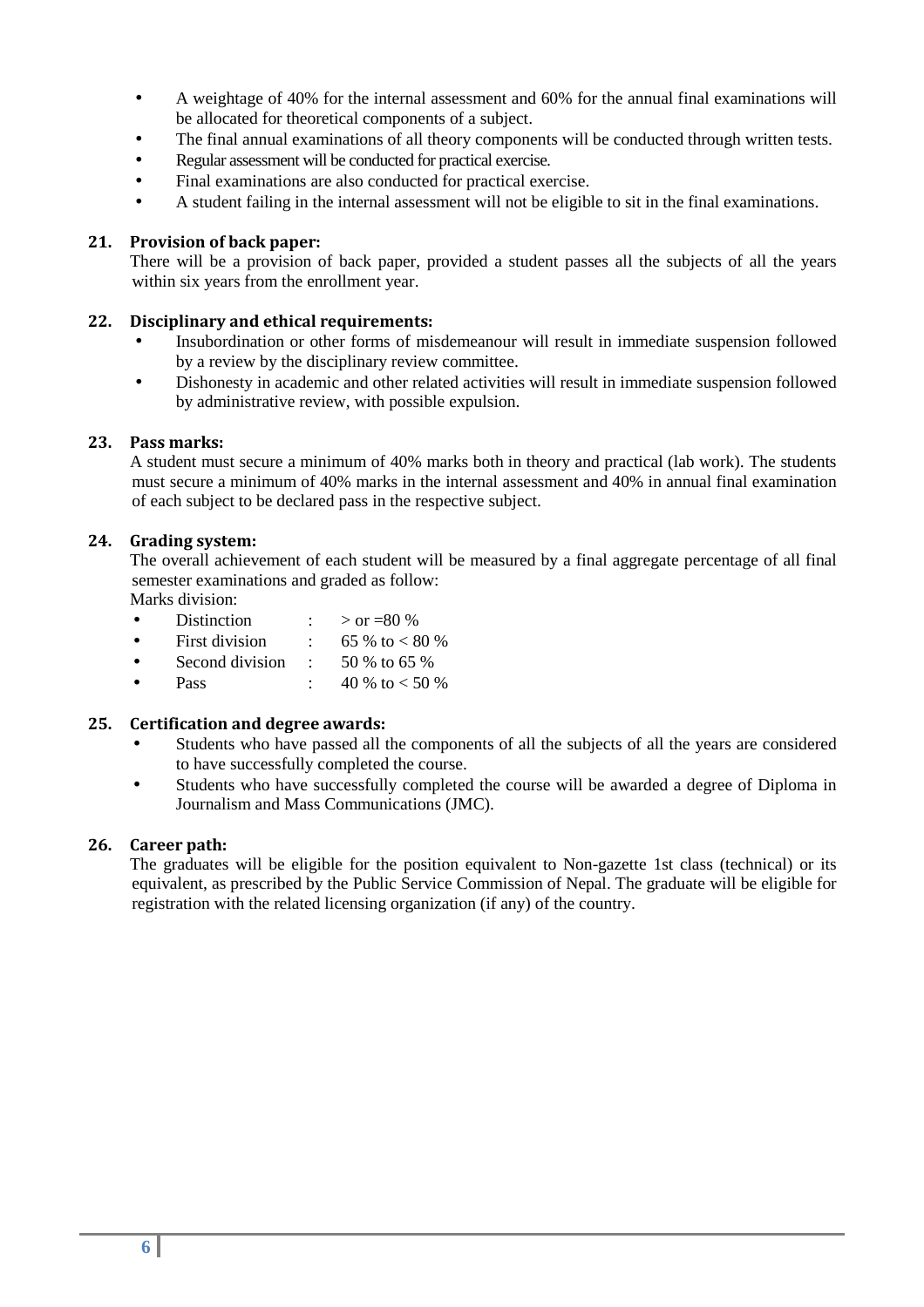- A weightage of 40% for the internal assessment and 60% for the annual final examinations will be allocated for theoretical components of a subject.
- The final annual examinations of all theory components will be conducted through written tests.
- Regular assessment will be conducted for practical exercise.
- Final examinations are also conducted for practical exercise.
- A student failing in the internal assessment will not be eligible to sit in the final examinations.

### 21. Provision of back paper:

There will be a provision of back paper, provided a student passes all the subjects of all the years within six years from the enrollment year.

### 22. Disciplinary and ethical requirements:

- Insubordination or other forms of misdemeanour will result in immediate suspension followed by a review by the disciplinary review committee.
- Dishonesty in academic and other related activities will result in immediate suspension followed by administrative review, with possible expulsion.

### 23. Pass marks:

A student must secure a minimum of 40% marks both in theory and practical (lab work). The students must secure a minimum of 40% marks in the internal assessment and 40% in annual final examination of each subject to be declared pass in the respective subject.

### 24. Grading system:

The overall achievement of each student will be measured by a final aggregate percentage of all final semester examinations and graded as follow:

Marks division:

- Distinction : > or =80 %
- First division : 65 % to < 80 %
- Second division : 50 % to 65 %
- Pass : 40 % to < 50 %

### 25. Certification and degree awards:

- Students who have passed all the components of all the subjects of all the years are considered to have successfully completed the course.
- Students who have successfully completed the course will be awarded a degree of Diploma in Journalism and Mass Communications (JMC).

### 26. Career path:

The graduates will be eligible for the position equivalent to Non-gazette 1st class (technical) or its equivalent, as prescribed by the Public Service Commission of Nepal. The graduate will be eligible for registration with the related licensing organization (if any) of the country.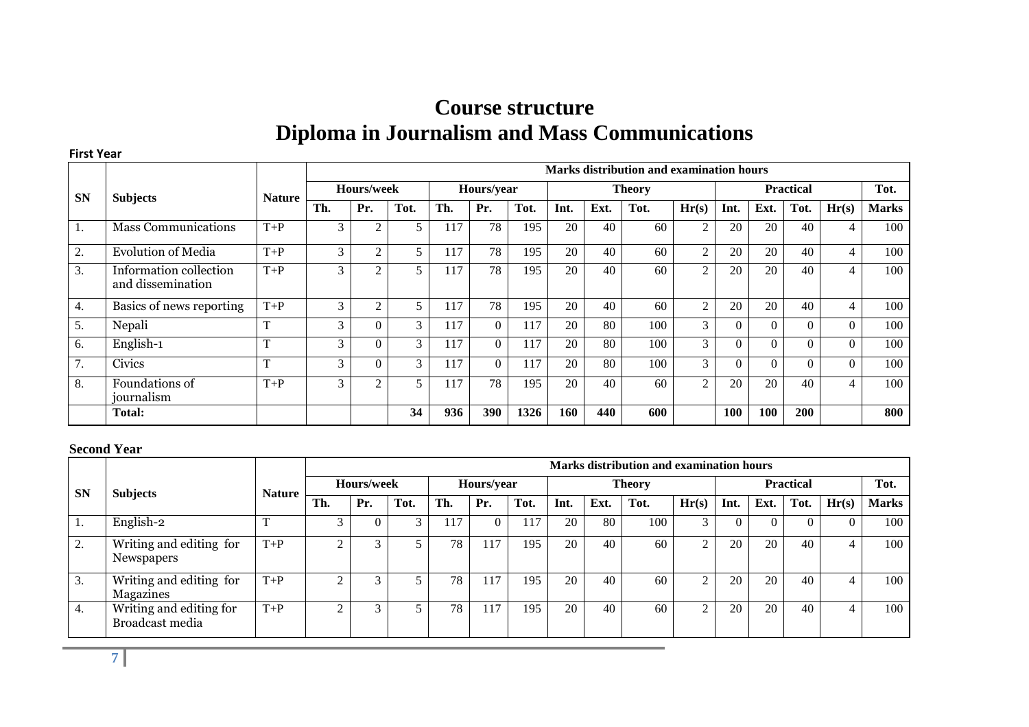# Course structure

# Diploma in Journalism and Mass Communications

**First Year**

| SN | Subjects | Nature | Marks distribution and examination hours | | | | | | | | | | | | | | |
|---|---|---|---|---|---|---|---|---|---|---|---|---|---|---|---|---|---|
| | | | Hours/week | | | Hours/year | | | Theory | | | | Practical | | | | Tot. |
| | | | Th. | Pr. | Tot. | Th. | Pr. | Tot. | Int. | Ext. | Tot. | Hr(s) | Int. | Ext. | Tot. | Hr(s) | Marks |
| 1. | Mass Communications | T+P | 3 | 2 | 5 | 117 | 78 | 195 | 20 | 40 | 60 | 2 | 20 | 20 | 40 | 4 | 100 |
| 2. | Evolution of Media | T+P | 3 | 2 | 5 | 117 | 78 | 195 | 20 | 40 | 60 | 2 | 20 | 20 | 40 | 4 | 100 |
| 3. | Information collection and dissemination | T+P | 3 | 2 | 5 | 117 | 78 | 195 | 20 | 40 | 60 | 2 | 20 | 20 | 40 | 4 | 100 |
| 4. | Basics of news reporting | T+P | 3 | 2 | 5 | 117 | 78 | 195 | 20 | 40 | 60 | 2 | 20 | 20 | 40 | 4 | 100 |
| 5. | Nepali | T | 3 | 0 | 3 | 117 | 0 | 117 | 20 | 80 | 100 | 3 | 0 | 0 | 0 | 0 | 100 |
| 6. | English-1 | T | 3 | 0 | 3 | 117 | 0 | 117 | 20 | 80 | 100 | 3 | 0 | 0 | 0 | 0 | 100 |
| 7. | Civics | T | 3 | 0 | 3 | 117 | 0 | 117 | 20 | 80 | 100 | 3 | 0 | 0 | 0 | 0 | 100 |
| 8. | Foundations of journalism | T+P | 3 | 2 | 5 | 117 | 78 | 195 | 20 | 40 | 60 | 2 | 20 | 20 | 40 | 4 | 100 |
| | **Total:** | | | | **34** | **936** | **390** | **1326** | **160** | **440** | **600** | | **100** | **100** | **200** | | **800** |

**Second Year**

| SN | Subjects | Nature | Marks distribution and examination hours | | | | | | | | | | | | | | |
|---|---|---|---|---|---|---|---|---|---|---|---|---|---|---|---|---|---|
| | | | Hours/week | | | Hours/year | | | Theory | | | | Practical | | | | Tot. |
| | | | Th. | Pr. | Tot. | Th. | Pr. | Tot. | Int. | Ext. | Tot. | Hr(s) | Int. | Ext. | Tot. | Hr(s) | Marks |
| 1. | English-2 | T | 3 | 0 | 3 | 117 | 0 | 117 | 20 | 80 | 100 | 3 | 0 | 0 | 0 | 0 | 100 |
| 2. | Writing and editing for Newspapers | T+P | 2 | 3 | 5 | 78 | 117 | 195 | 20 | 40 | 60 | 2 | 20 | 20 | 40 | 4 | 100 |
| 3. | Writing and editing for Magazines | T+P | 2 | 3 | 5 | 78 | 117 | 195 | 20 | 40 | 60 | 2 | 20 | 20 | 40 | 4 | 100 |
| 4. | Writing and editing for Broadcast media | T+P | 2 | 3 | 5 | 78 | 117 | 195 | 20 | 40 | 60 | 2 | 20 | 20 | 40 | 4 | 100 |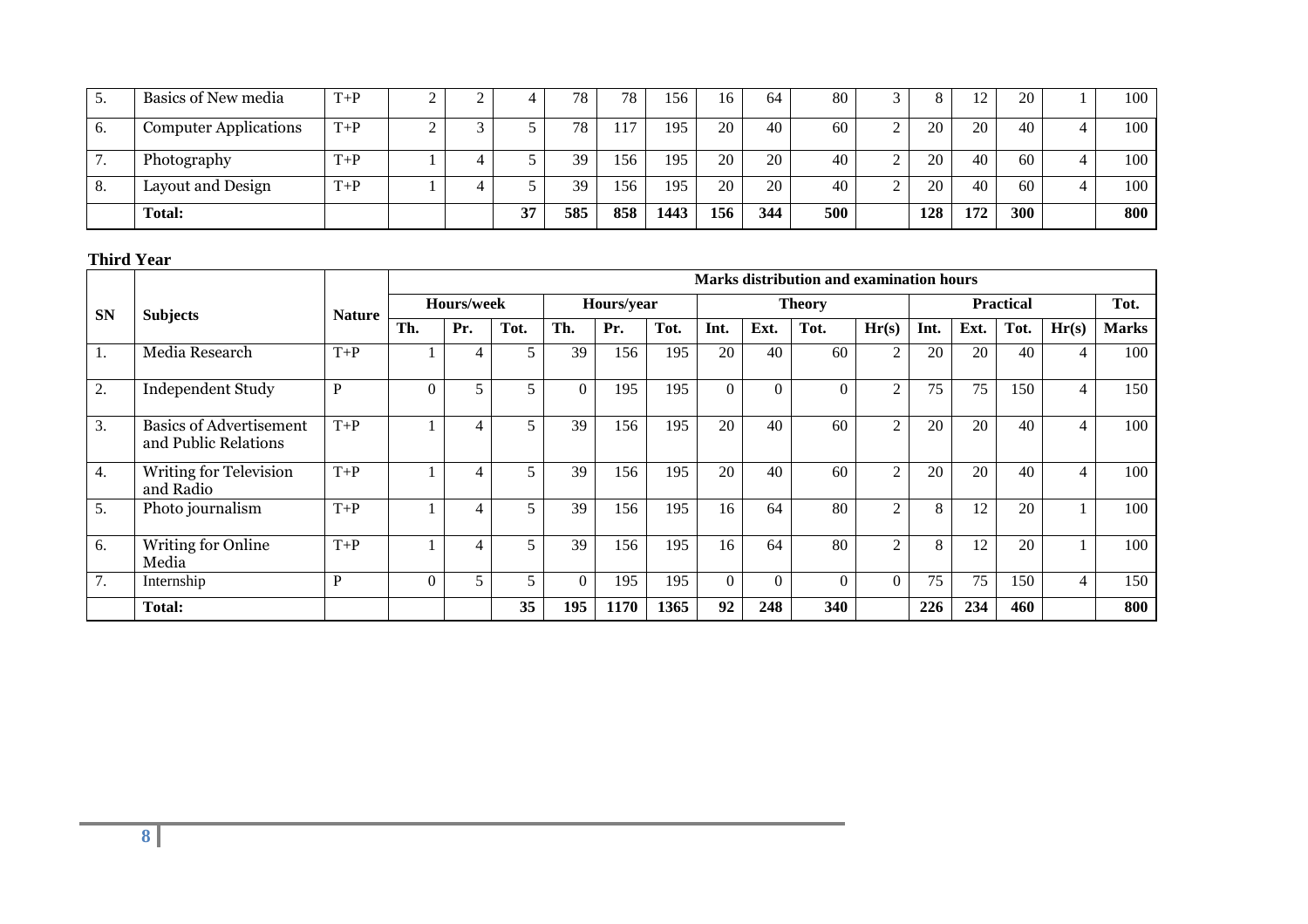| | | | | | | | | | | | | | | | | | |
|---|---|---|---|---|---|---|---|---|---|---|---|---|---|---|---|---|---|
| 5. | Basics of New media | T+P | 2 | 2 | 4 | 78 | 78 | 156 | 16 | 64 | 80 | 3 | 8 | 12 | 20 | 1 | 100 |
| 6. | Computer Applications | T+P | 2 | 3 | 5 | 78 | 117 | 195 | 20 | 40 | 60 | 2 | 20 | 20 | 40 | 4 | 100 |
| 7. | Photography | T+P | 1 | 4 | 5 | 39 | 156 | 195 | 20 | 20 | 40 | 2 | 20 | 40 | 60 | 4 | 100 |
| 8. | Layout and Design | T+P | 1 | 4 | 5 | 39 | 156 | 195 | 20 | 20 | 40 | 2 | 20 | 40 | 60 | 4 | 100 |
| | **Total:** | | | | **37** | **585** | **858** | **1443** | **156** | **344** | **500** | | **128** | **172** | **300** | | **800** |

**Third Year**

| SN | Subjects | Nature | Marks distribution and examination hours | | | | | | | | | | | | | | |
|---|---|---|---|---|---|---|---|---|---|---|---|---|---|---|---|---|---|
| | | | Hours/week | | | Hours/year | | | Theory | | | | Practical | | | | Tot. |
| | | | Th. | Pr. | Tot. | Th. | Pr. | Tot. | Int. | Ext. | Tot. | Hr(s) | Int. | Ext. | Tot. | Hr(s) | Marks |
| 1. | Media Research | T+P | 1 | 4 | 5 | 39 | 156 | 195 | 20 | 40 | 60 | 2 | 20 | 20 | 40 | 4 | 100 |
| 2. | Independent Study | P | 0 | 5 | 5 | 0 | 195 | 195 | 0 | 0 | 0 | 2 | 75 | 75 | 150 | 4 | 150 |
| 3. | Basics of Advertisement and Public Relations | T+P | 1 | 4 | 5 | 39 | 156 | 195 | 20 | 40 | 60 | 2 | 20 | 20 | 40 | 4 | 100 |
| 4. | Writing for Television and Radio | T+P | 1 | 4 | 5 | 39 | 156 | 195 | 20 | 40 | 60 | 2 | 20 | 20 | 40 | 4 | 100 |
| 5. | Photo journalism | T+P | 1 | 4 | 5 | 39 | 156 | 195 | 16 | 64 | 80 | 2 | 8 | 12 | 20 | 1 | 100 |
| 6. | Writing for Online Media | T+P | 1 | 4 | 5 | 39 | 156 | 195 | 16 | 64 | 80 | 2 | 8 | 12 | 20 | 1 | 100 |
| 7. | Internship | P | 0 | 5 | 5 | 0 | 195 | 195 | 0 | 0 | 0 | 0 | 75 | 75 | 150 | 4 | 150 |
| | **Total:** | | | | **35** | **195** | **1170** | **1365** | **92** | **248** | **340** | | **226** | **234** | **460** | | **800** |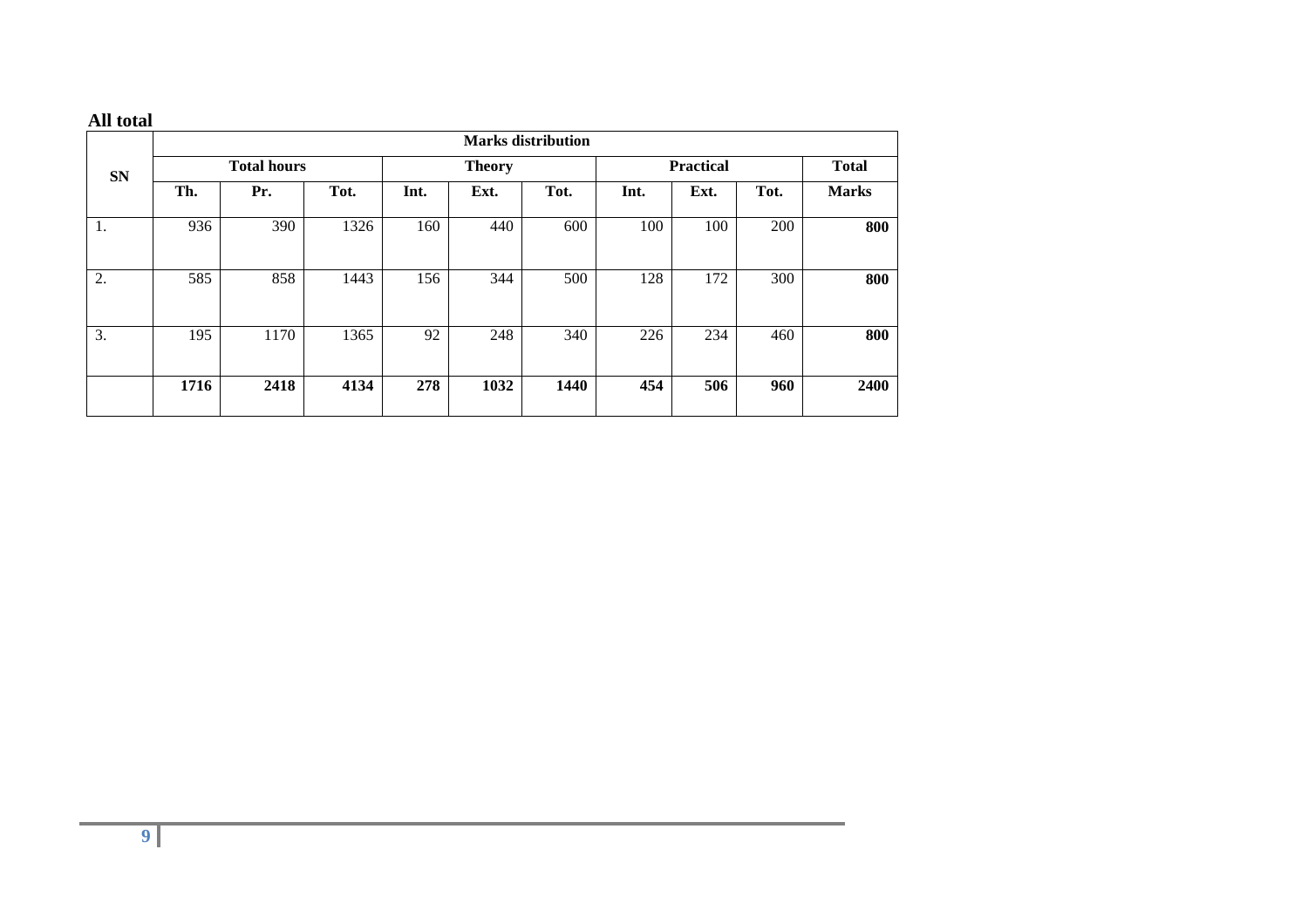**All total**

| SN | Marks distribution | | | | | | | | | |
|---|---|---|---|---|---|---|---|---|---|---|
| | Total hours | | | Theory | | | Practical | | | Total |
| | Th. | Pr. | Tot. | Int. | Ext. | Tot. | Int. | Ext. | Tot. | Marks |
| 1. | 936 | 390 | 1326 | 160 | 440 | 600 | 100 | 100 | 200 | **800** |
| 2. | 585 | 858 | 1443 | 156 | 344 | 500 | 128 | 172 | 300 | **800** |
| 3. | 195 | 1170 | 1365 | 92 | 248 | 340 | 226 | 234 | 460 | **800** |
| | **1716** | **2418** | **4134** | **278** | **1032** | **1440** | **454** | **506** | **960** | **2400** |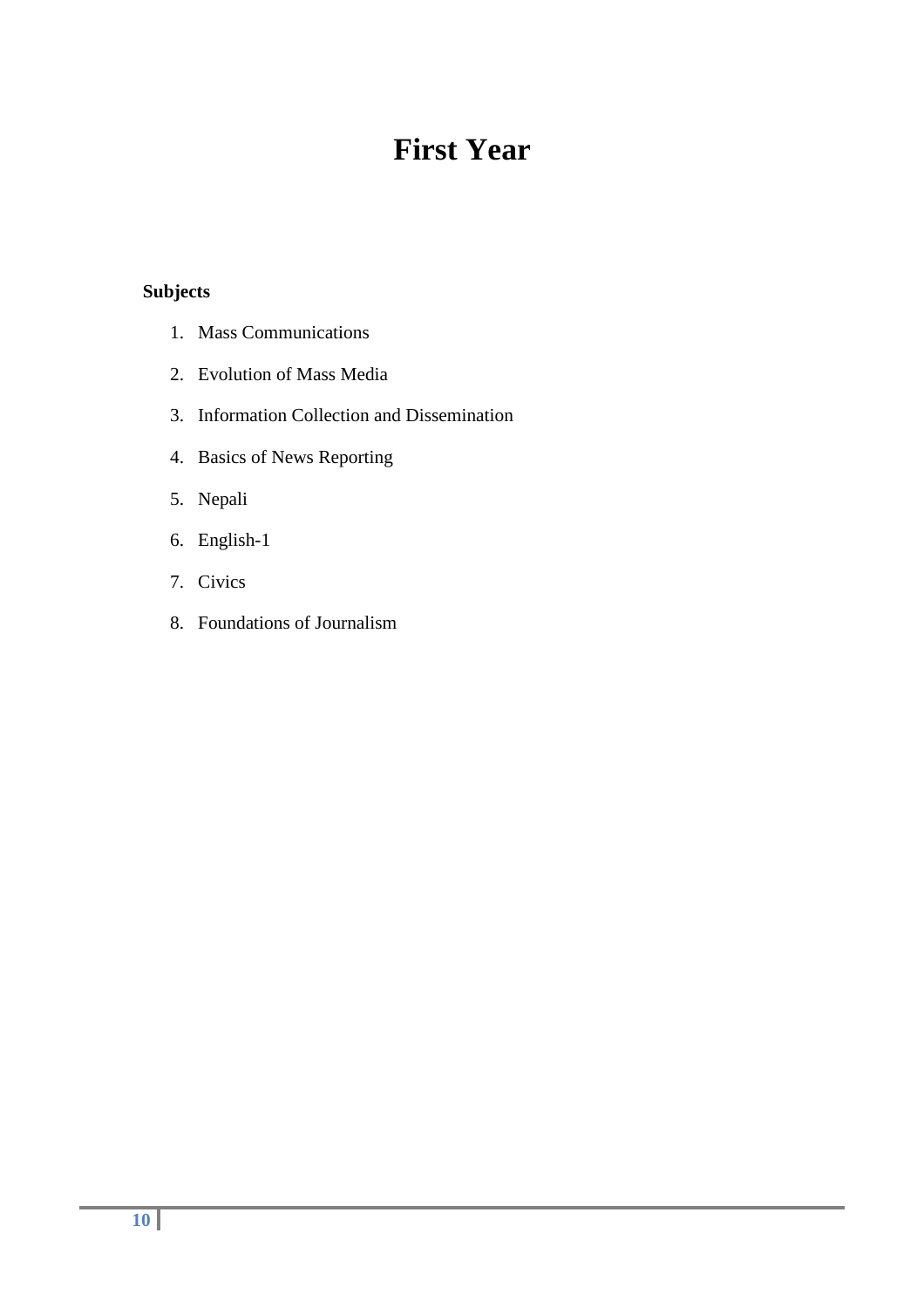# First Year

**Subjects**

1. Mass Communications
2. Evolution of Mass Media
3. Information Collection and Dissemination
4. Basics of News Reporting
5. Nepali
6. English-1
7. Civics
8. Foundations of Journalism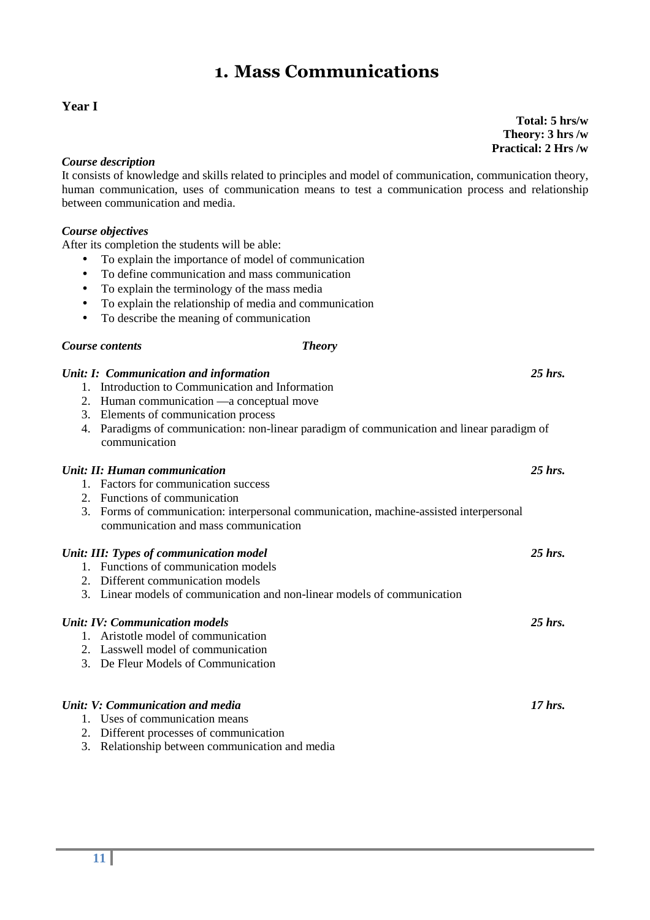# 1. Mass Communications

**Year I**

**Total: 5 hrs/w**
**Theory: 3 hrs /w**
**Practical: 2 Hrs /w**

***Course description***

It consists of knowledge and skills related to principles and model of communication, communication theory, human communication, uses of communication means to test a communication process and relationship between communication and media.

***Course objectives***

After its completion the students will be able:

- To explain the importance of model of communication
- To define communication and mass communication
- To explain the terminology of the mass media
- To explain the relationship of media and communication
- To describe the meaning of communication

***Course contents*** ***Theory***

***Unit: I: Communication and information*** ***25 hrs.***

1. Introduction to Communication and Information
2. Human communication —a conceptual move
3. Elements of communication process
4. Paradigms of communication: non-linear paradigm of communication and linear paradigm of communication

***Unit: II: Human communication*** ***25 hrs.***

1. Factors for communication success
2. Functions of communication
3. Forms of communication: interpersonal communication, machine-assisted interpersonal communication and mass communication

***Unit: III: Types of communication model*** ***25 hrs.***

1. Functions of communication models
2. Different communication models
3. Linear models of communication and non-linear models of communication

***Unit: IV: Communication models*** ***25 hrs.***

1. Aristotle model of communication
2. Lasswell model of communication
3. De Fleur Models of Communication

***Unit: V: Communication and media*** ***17 hrs.***

1. Uses of communication means
2. Different processes of communication
3. Relationship between communication and media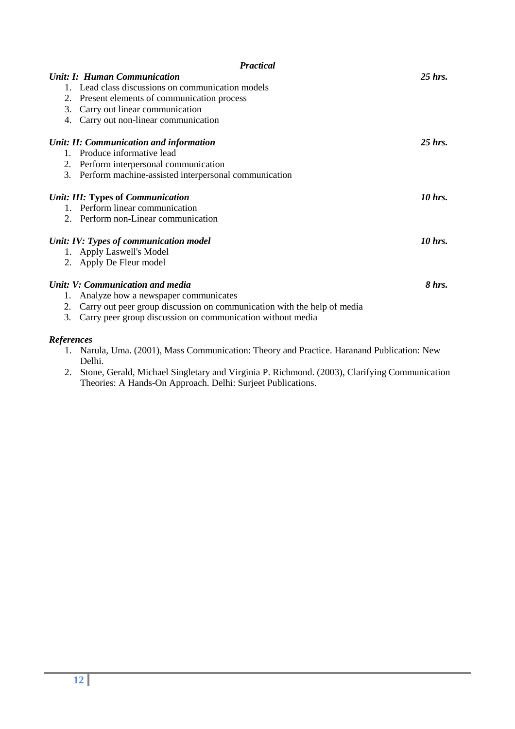## *Practical*

***Unit: I: Human Communication*** ***25 hrs.***

1. Lead class discussions on communication models
2. Present elements of communication process
3. Carry out linear communication
4. Carry out non-linear communication

***Unit: II: Communication and information*** ***25 hrs.***

1. Produce informative lead
2. Perform interpersonal communication
3. Perform machine-assisted interpersonal communication

***Unit: III:* Types of *Communication*** ***10 hrs.***

1. Perform linear communication
2. Perform non-Linear communication

***Unit: IV: Types of communication model*** ***10 hrs.***

1. Apply Laswell's Model
2. Apply De Fleur model

***Unit: V: Communication and media*** ***8 hrs.***

1. Analyze how a newspaper communicates
2. Carry out peer group discussion on communication with the help of media
3. Carry peer group discussion on communication without media

***References***

1. Narula, Uma. (2001), Mass Communication: Theory and Practice. Haranand Publication: New Delhi.
2. Stone, Gerald, Michael Singletary and Virginia P. Richmond. (2003), Clarifying Communication Theories: A Hands-On Approach. Delhi: Surjeet Publications.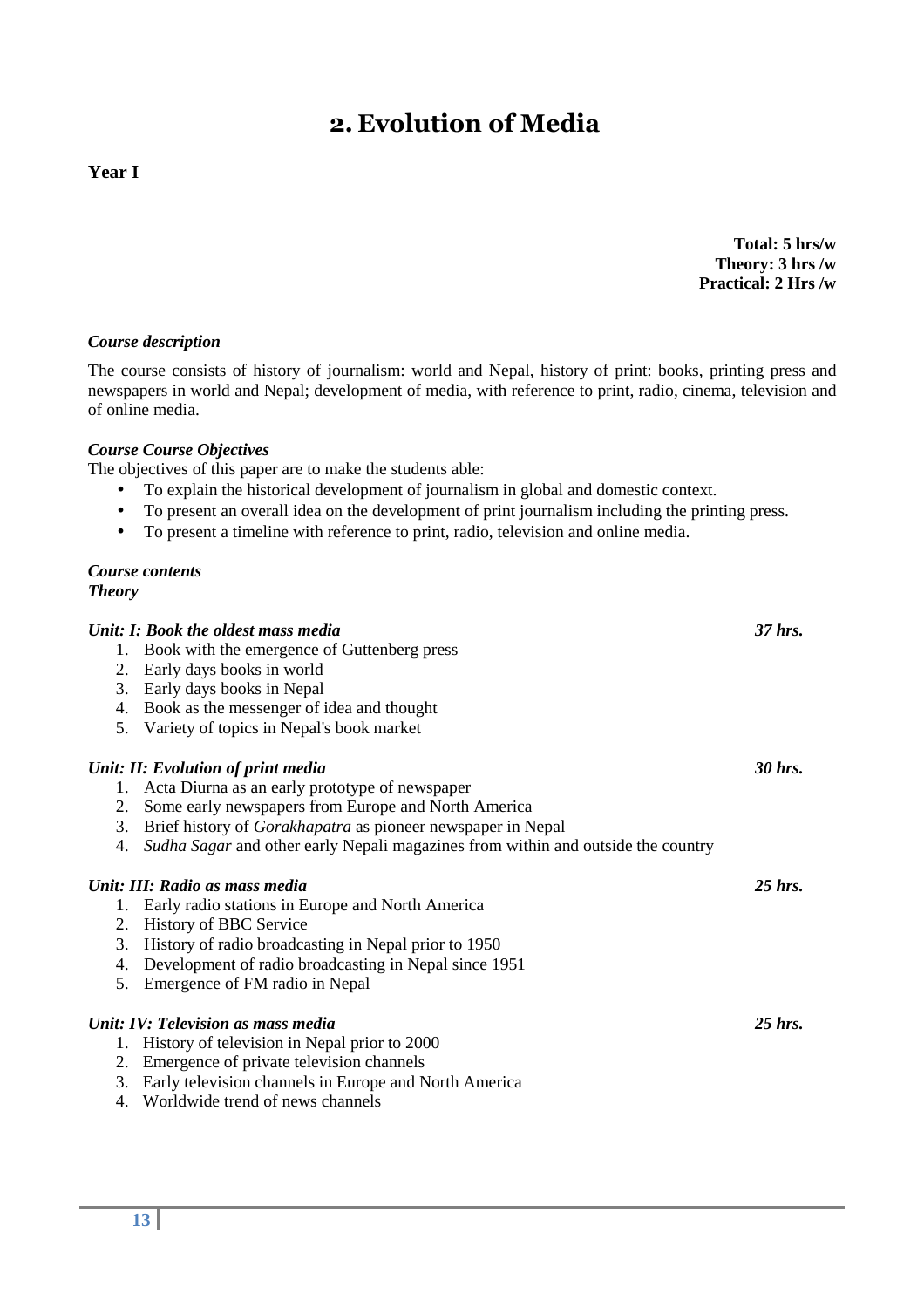# 2. Evolution of Media

**Year I**

**Total: 5 hrs/w**
**Theory: 3 hrs /w**
**Practical: 2 Hrs /w**

***Course description***

The course consists of history of journalism: world and Nepal, history of print: books, printing press and newspapers in world and Nepal; development of media, with reference to print, radio, cinema, television and of online media.

***Course Course Objectives***

The objectives of this paper are to make the students able:

- To explain the historical development of journalism in global and domestic context.
- To present an overall idea on the development of print journalism including the printing press.
- To present a timeline with reference to print, radio, television and online media.

***Course contents***

***Theory***

***Unit: I: Book the oldest mass media*** — ***37 hrs.***

1. Book with the emergence of Guttenberg press
2. Early days books in world
3. Early days books in Nepal
4. Book as the messenger of idea and thought
5. Variety of topics in Nepal's book market

***Unit: II: Evolution of print media*** — ***30 hrs.***

1. Acta Diurna as an early prototype of newspaper
2. Some early newspapers from Europe and North America
3. Brief history of *Gorakhapatra* as pioneer newspaper in Nepal
4. *Sudha Sagar* and other early Nepali magazines from within and outside the country

***Unit: III: Radio as mass media*** — ***25 hrs.***

1. Early radio stations in Europe and North America
2. History of BBC Service
3. History of radio broadcasting in Nepal prior to 1950
4. Development of radio broadcasting in Nepal since 1951
5. Emergence of FM radio in Nepal

***Unit: IV: Television as mass media*** — ***25 hrs.***

1. History of television in Nepal prior to 2000
2. Emergence of private television channels
3. Early television channels in Europe and North America
4. Worldwide trend of news channels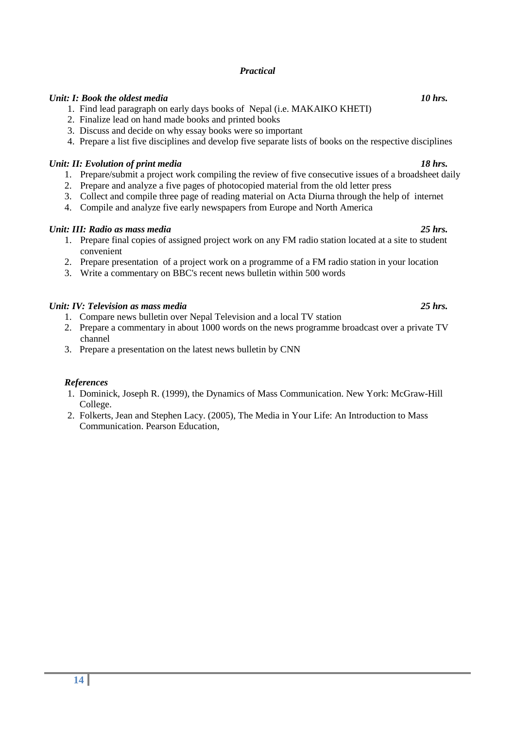### *Practical*

***Unit: I: Book the oldest media*** ***10 hrs.***

1. Find lead paragraph on early days books of Nepal (i.e. MAKAIKO KHETI)
2. Finalize lead on hand made books and printed books
3. Discuss and decide on why essay books were so important
4. Prepare a list five disciplines and develop five separate lists of books on the respective disciplines

***Unit: II: Evolution of print media*** ***18 hrs.***

1. Prepare/submit a project work compiling the review of five consecutive issues of a broadsheet daily
2. Prepare and analyze a five pages of photocopied material from the old letter press
3. Collect and compile three page of reading material on Acta Diurna through the help of internet
4. Compile and analyze five early newspapers from Europe and North America

***Unit: III: Radio as mass media*** ***25 hrs.***

1. Prepare final copies of assigned project work on any FM radio station located at a site to student convenient
2. Prepare presentation of a project work on a programme of a FM radio station in your location
3. Write a commentary on BBC's recent news bulletin within 500 words

***Unit: IV: Television as mass media*** ***25 hrs.***

1. Compare news bulletin over Nepal Television and a local TV station
2. Prepare a commentary in about 1000 words on the news programme broadcast over a private TV channel
3. Prepare a presentation on the latest news bulletin by CNN

***References***

1. Dominick, Joseph R. (1999), the Dynamics of Mass Communication. New York: McGraw-Hill College.
2. Folkerts, Jean and Stephen Lacy. (2005), The Media in Your Life: An Introduction to Mass Communication. Pearson Education,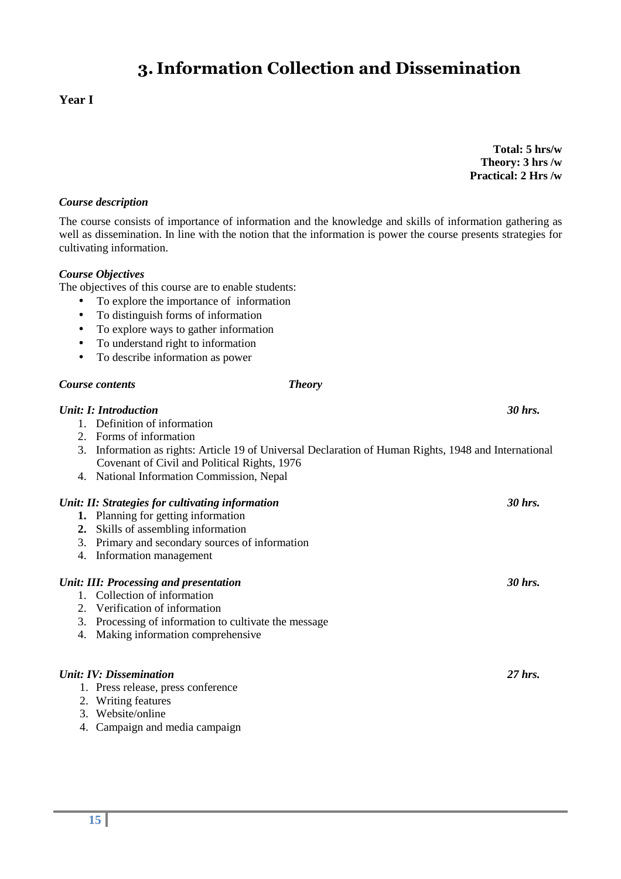# 3. Information Collection and Dissemination

**Year I**

**Total: 5 hrs/w**
**Theory: 3 hrs /w**
**Practical: 2 Hrs /w**

***Course description***

The course consists of importance of information and the knowledge and skills of information gathering as well as dissemination. In line with the notion that the information is power the course presents strategies for cultivating information.

***Course Objectives***

The objectives of this course are to enable students:

- To explore the importance of information
- To distinguish forms of information
- To explore ways to gather information
- To understand right to information
- To describe information as power

***Course contents*** ***Theory***

***Unit: I: Introduction*** ***30 hrs.***

1. Definition of information
2. Forms of information
3. Information as rights: Article 19 of Universal Declaration of Human Rights, 1948 and International Covenant of Civil and Political Rights, 1976
4. National Information Commission, Nepal

***Unit: II: Strategies for cultivating information*** ***30 hrs.***

1. Planning for getting information
2. Skills of assembling information
3. Primary and secondary sources of information
4. Information management

***Unit: III: Processing and presentation*** ***30 hrs.***

1. Collection of information
2. Verification of information
3. Processing of information to cultivate the message
4. Making information comprehensive

***Unit: IV: Dissemination*** ***27 hrs.***

1. Press release, press conference
2. Writing features
3. Website/online
4. Campaign and media campaign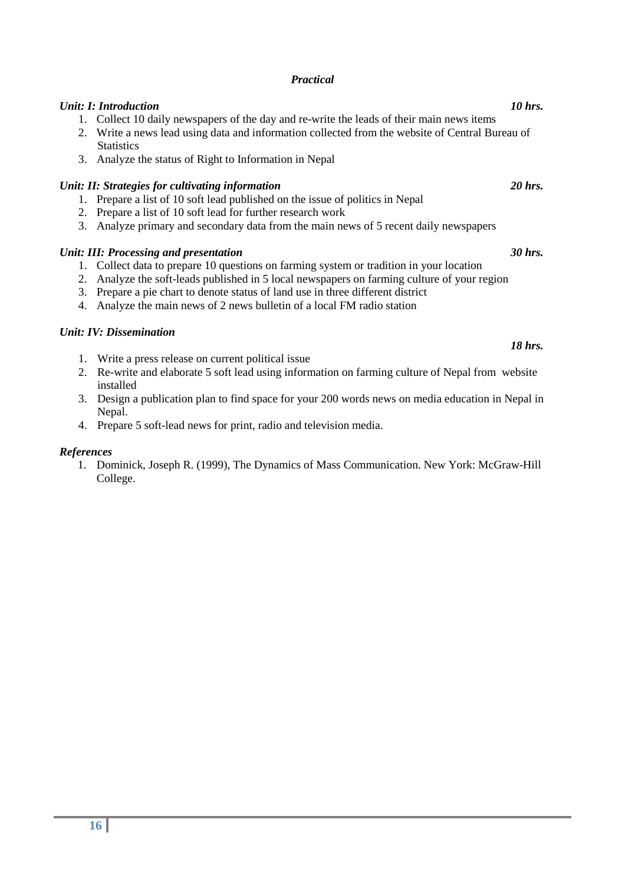## *Practical*

***Unit: I: Introduction*** ***10 hrs.***

1. Collect 10 daily newspapers of the day and re-write the leads of their main news items
2. Write a news lead using data and information collected from the website of Central Bureau of Statistics
3. Analyze the status of Right to Information in Nepal

***Unit: II: Strategies for cultivating information*** ***20 hrs.***

1. Prepare a list of 10 soft lead published on the issue of politics in Nepal
2. Prepare a list of 10 soft lead for further research work
3. Analyze primary and secondary data from the main news of 5 recent daily newspapers

***Unit: III: Processing and presentation*** ***30 hrs.***

1. Collect data to prepare 10 questions on farming system or tradition in your location
2. Analyze the soft-leads published in 5 local newspapers on farming culture of your region
3. Prepare a pie chart to denote status of land use in three different district
4. Analyze the main news of 2 news bulletin of a local FM radio station

***Unit: IV: Dissemination*** ***18 hrs.***

1. Write a press release on current political issue
2. Re-write and elaborate 5 soft lead using information on farming culture of Nepal from website installed
3. Design a publication plan to find space for your 200 words news on media education in Nepal in Nepal.
4. Prepare 5 soft-lead news for print, radio and television media.

***References***

1. Dominick, Joseph R. (1999), The Dynamics of Mass Communication. New York: McGraw-Hill College.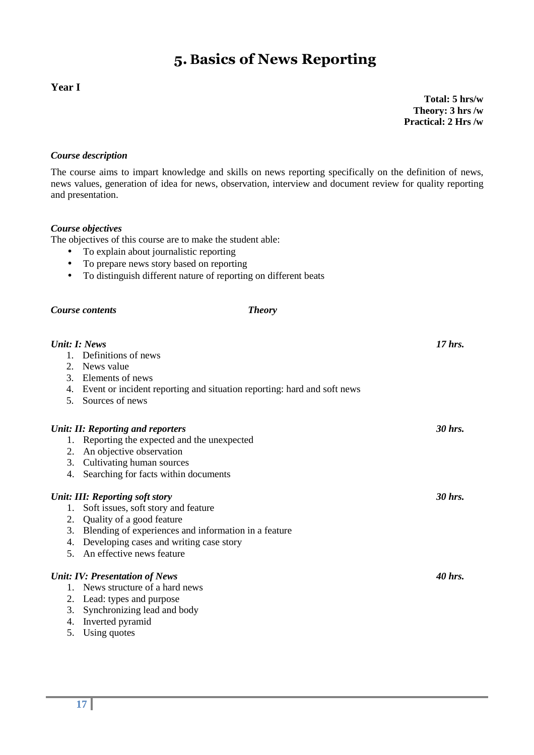# 5. Basics of News Reporting

**Year I**

**Total: 5 hrs/w**
**Theory: 3 hrs /w**
**Practical: 2 Hrs /w**

***Course description***

The course aims to impart knowledge and skills on news reporting specifically on the definition of news, news values, generation of idea for news, observation, interview and document review for quality reporting and presentation.

***Course objectives***

The objectives of this course are to make the student able:

- To explain about journalistic reporting
- To prepare news story based on reporting
- To distinguish different nature of reporting on different beats

***Course contents*** ***Theory***

***Unit: I: News*** ***17 hrs.***

1. Definitions of news
2. News value
3. Elements of news
4. Event or incident reporting and situation reporting: hard and soft news
5. Sources of news

***Unit: II: Reporting and reporters*** ***30 hrs.***

1. Reporting the expected and the unexpected
2. An objective observation
3. Cultivating human sources
4. Searching for facts within documents

***Unit: III: Reporting soft story*** ***30 hrs.***

1. Soft issues, soft story and feature
2. Quality of a good feature
3. Blending of experiences and information in a feature
4. Developing cases and writing case story
5. An effective news feature

***Unit: IV: Presentation of News*** ***40 hrs.***

1. News structure of a hard news
2. Lead: types and purpose
3. Synchronizing lead and body
4. Inverted pyramid
5. Using quotes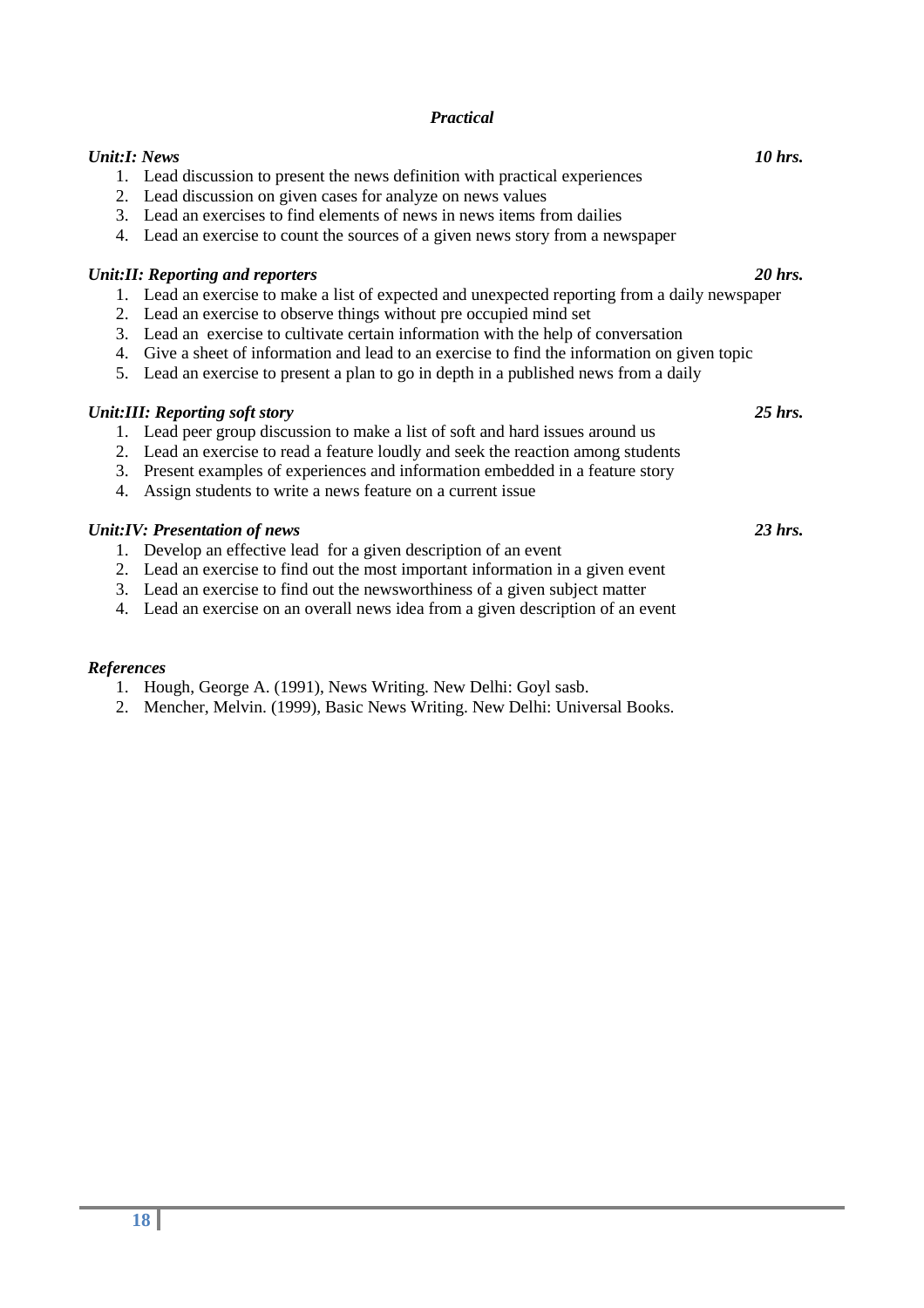### *Practical*

***Unit:I: News*** ***10 hrs.***

1. Lead discussion to present the news definition with practical experiences
2. Lead discussion on given cases for analyze on news values
3. Lead an exercises to find elements of news in news items from dailies
4. Lead an exercise to count the sources of a given news story from a newspaper

***Unit:II: Reporting and reporters*** ***20 hrs.***

1. Lead an exercise to make a list of expected and unexpected reporting from a daily newspaper
2. Lead an exercise to observe things without pre occupied mind set
3. Lead an exercise to cultivate certain information with the help of conversation
4. Give a sheet of information and lead to an exercise to find the information on given topic
5. Lead an exercise to present a plan to go in depth in a published news from a daily

***Unit:III: Reporting soft story*** ***25 hrs.***

1. Lead peer group discussion to make a list of soft and hard issues around us
2. Lead an exercise to read a feature loudly and seek the reaction among students
3. Present examples of experiences and information embedded in a feature story
4. Assign students to write a news feature on a current issue

***Unit:IV: Presentation of news*** ***23 hrs.***

1. Develop an effective lead for a given description of an event
2. Lead an exercise to find out the most important information in a given event
3. Lead an exercise to find out the newsworthiness of a given subject matter
4. Lead an exercise on an overall news idea from a given description of an event

***References***

1. Hough, George A. (1991), News Writing. New Delhi: Goyl sasb.
2. Mencher, Melvin. (1999), Basic News Writing. New Delhi: Universal Books.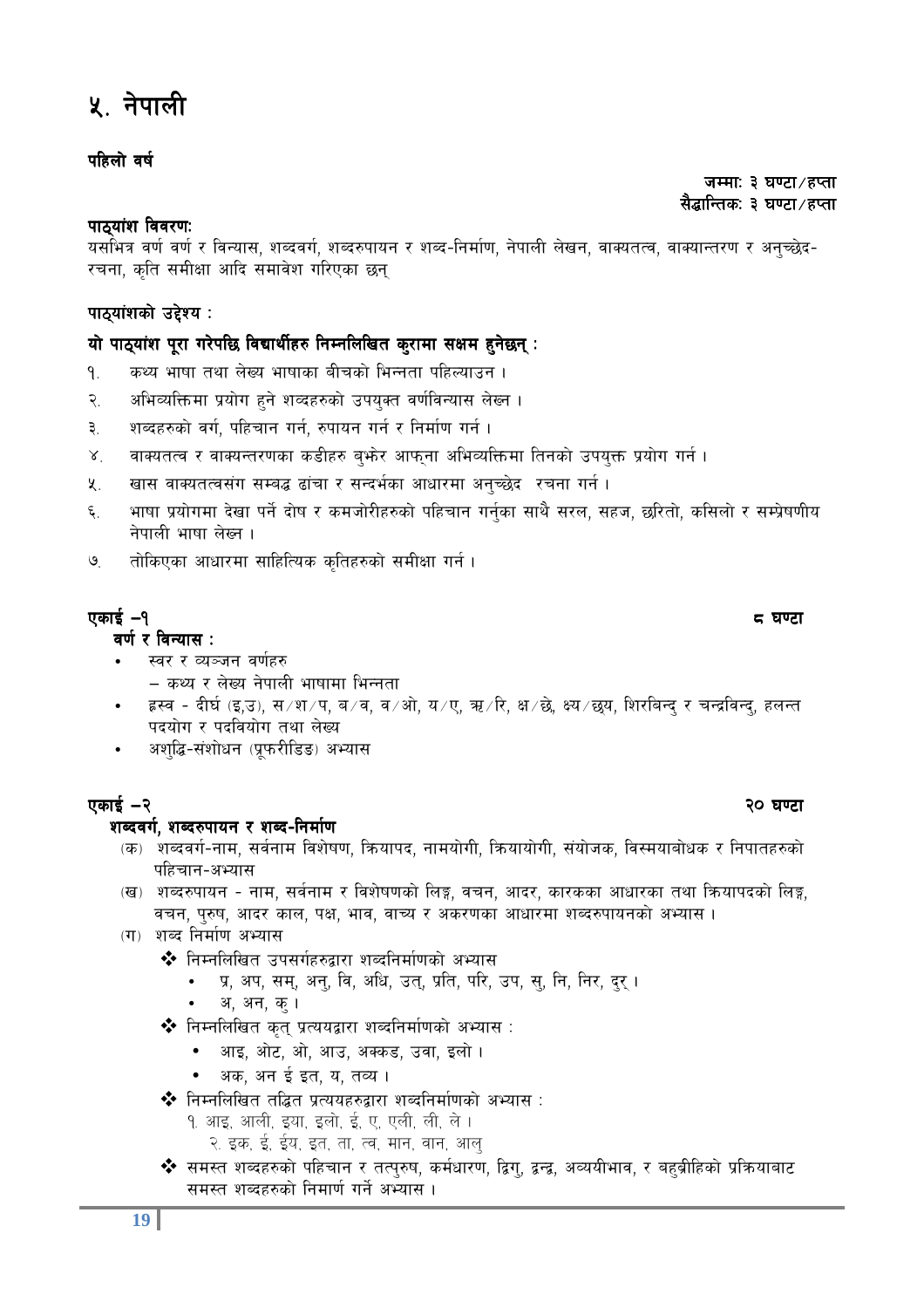# ५. नेपाली

**पहिलो वर्ष**

**जम्माः ३ घण्टा/हप्ता**
**सैद्धान्तिकः ३ घण्टा/हप्ता**

**पाठ्यांश विवरणः**
यसभित्र वर्ण वर्ण र विन्यास, शब्दवर्ग, शब्दरुपायन र शब्द-निर्माण, नेपाली लेखन, वाक्यतत्व, वाक्यान्तरण र अनुच्छेद-रचना, कृति समीक्षा आदि समावेश गरिएका छन्

**पाठ्यांशको उद्देश्य :**

**यो पाठ्यांश पूरा गरेपछि विद्यार्थीहरु निम्नलिखित कुरामा सक्षम हुनेछन् :**

१. कथ्य भाषा तथा लेख्य भाषाका बीचको भिन्नता पहिल्याउन ।
२. अभिव्यक्तिमा प्रयोग हुने शब्दहरुको उपयुक्त वर्णविन्यास लेख्न ।
३. शब्दहरुको वर्ग, पहिचान गर्न, रुपायन गर्न र निर्माण गर्न ।
४. वाक्यतत्व र वाक्यन्तरणका कडीहरु बुझेर आफ्ना अभिव्यक्तिमा तिनको उपयुक्त प्रयोग गर्न ।
५. खास वाक्यतत्वसंग सम्बद्ध ढांचा र सन्दर्भका आधारमा अनुच्छेद रचना गर्न ।
६. भाषा प्रयोगमा देखा पर्ने दोष र कमजोरीहरुको पहिचान गर्नुका साथै सरल, सहज, छरितो, कसिलो र सम्प्रेषणीय नेपाली भाषा लेख्न ।
७. तोकिएका आधारमा साहित्यिक कृतिहरुको समीक्षा गर्न ।

**एकाई –१** **८ घण्टा**

**वर्ण र विन्यास :**

- स्वर र व्यञ्जन वर्णहरु
  – कथ्य र लेख्य नेपाली भाषामा भिन्नता
- ह्रस्व - दीर्घ (इ,उ), स/श/प, ब/व, व/ओ, य/ए, ऋ/रि, क्ष/छे, क्ष्य/छ्य, शिरबिन्दु र चन्द्रविन्दु, हलन्त पदयोग र पदवियोग तथा लेख्य
- अशुद्धि-संशोधन (प्रूफरीडिङ) अभ्यास

**एकाई –२** **२० घण्टा**

**शब्दवर्ग, शब्दरुपायन र शब्द-निर्माण**

(क) शब्दवर्ग-नाम, सर्वनाम विशेषण, क्रियापद, नामयोगी, क्रियायोगी, संयोजक, विस्मयाबोधक र निपातहरुको पहिचान-अभ्यास

(ख) शब्दरुपायन - नाम, सर्वनाम र विशेषणको लिङ्ग, वचन, आदर, कारकका आधारका तथा क्रियापदको लिङ्ग, वचन, पुरुष, आदर काल, पक्ष, भाव, वाच्य र अकरणका आधारमा शब्दरुपायनको अभ्यास ।

(ग) शब्द निर्माण अभ्यास

- ❖ निम्नलिखित उपसर्गहरुद्वारा शब्दनिर्माणको अभ्यास
  - प्र, अप, सम्, अनु, वि, अधि, उत्, प्रति, परि, उप, सु, नि, निर, दुर् ।
  - अ, अन, कु ।
- ❖ निम्नलिखित कृत् प्रत्ययद्वारा शब्दनिर्माणको अभ्यास :
  - आइ, ओट, ओ, आउ, अक्कड, उवा, इलो ।
  - अक, अन ई इत, य, तव्य ।
- ❖ निम्नलिखित तद्धित प्रत्ययहरुद्वारा शब्दनिर्माणको अभ्यास :
  १. आइ, आली, इया, इलो, ई, ए, एली, ली, ले ।
  २. इक, ई, ईय, इत, ता, त्व, मान, वान, आलु
- ❖ समस्त शब्दहरुको पहिचान र तत्पुरुष, कर्मधारण, द्विगु, द्वन्द्व, अव्ययीभाव, र बहुब्रीहिको प्रक्रियाबाट समस्त शब्दहरुको निमार्ण गर्ने अभ्यास ।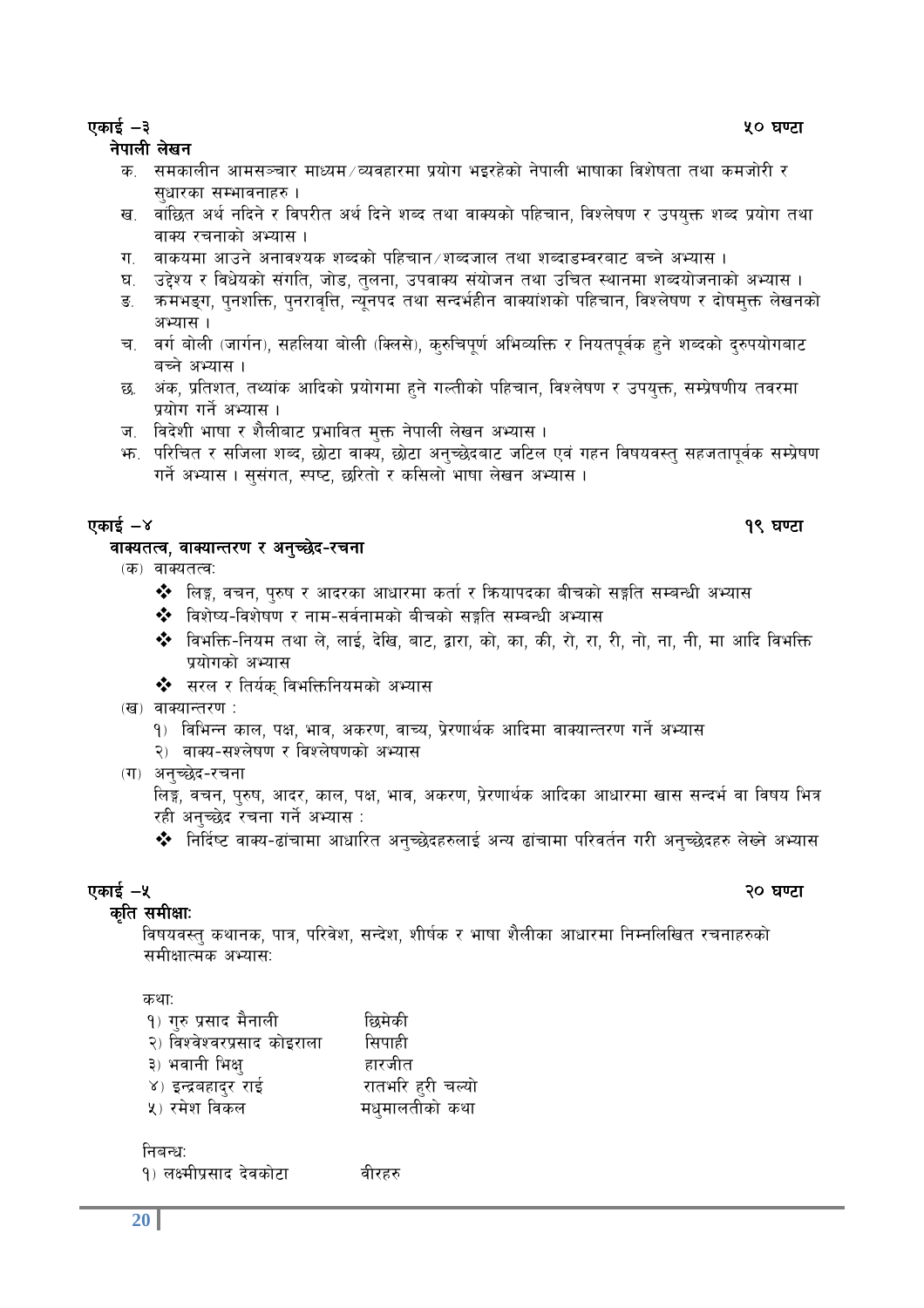**एकाई –३** **५० घण्टा**

**नेपाली लेखन**

क. समकालीन आमसञ्चार माध्यम/व्यवहारमा प्रयोग भइरहेको नेपाली भाषाका विशेषता तथा कमजोरी र सुधारका सम्भावनाहरु ।

ख. वाँछित अर्थ नदिने र विपरीत अर्थ दिने शब्द तथा वाक्यको पहिचान, विश्लेषण र उपयुक्त शब्द प्रयोग तथा वाक्य रचनाको अभ्यास ।

ग. वाकयमा आउने अनावश्यक शब्दको पहिचान/शब्दजाल तथा शब्दाडम्वरबाट बच्ने अभ्यास ।

घ. उद्देश्य र विधेयको संगति, जोड, तुलना, उपवाक्य संयोजन तथा उचित स्थानमा शब्दयोजनाको अभ्यास ।

ङ. क्रमभङ्ग, पुनशक्ति, पुनरावृत्ति, न्यूनपद तथा सन्दर्भहीन वाक्यांशको पहिचान, विश्लेषण र दोषमुक्त लेखनको अभ्यास ।

च. वर्ग बोली (जार्गन), सहलिया बोली (क्लिसे), कुरुचिपूर्ण अभिव्यक्ति र नियतपूर्वक हुने शब्दको दुरुपयोगबाट बच्ने अभ्यास ।

छ. अंक, प्रतिशत, तथ्यांक आदिको प्रयोगमा हुने गल्तीको पहिचान, विश्लेषण र उपयुक्त, सम्प्रेषणीय तवरमा प्रयोग गर्ने अभ्यास ।

ज. विदेशी भाषा र शैलीबाट प्रभावित मुक्त नेपाली लेखन अभ्यास ।

झ. परिचित र सजिला शब्द, छोटा वाक्य, छोटा अनुच्छेदबाट जटिल एवं गहन विषयवस्तु सहजतापूर्वक सम्प्रेषण गर्ने अभ्यास । सुसंगत, स्पष्ट, छरितो र कसिलो भाषा लेखन अभ्यास ।

**एकाई –४** **१९ घण्टा**

**वाक्यतत्व, वाक्यान्तरण र अनुच्छेद-रचना**

(क) वाक्यतत्वः

- ❖ लिङ्ग, वचन, पुरुष र आदरका आधारमा कर्ता र क्रियापदका बीचको सङ्गति सम्बन्धी अभ्यास
- ❖ विशेष्य-विशेषण र नाम-सर्वनामको बीचको सङ्गति सम्बन्धी अभ्यास
- ❖ विभक्ति-नियम तथा ले, लाई, देखि, बाट, द्वारा, को, का, की, रो, रा, री, नो, ना, नी, मा आदि विभक्ति प्रयोगको अभ्यास
- ❖ सरल र तिर्यक् विभक्तिनियमको अभ्यास

(ख) वाक्यान्तरण :

१) विभिन्न काल, पक्ष, भाव, अकरण, वाच्य, प्रेरणार्थक आदिमा वाक्यान्तरण गर्ने अभ्यास

२) वाक्य-सश्लेषण र विश्लेषणको अभ्यास

(ग) अनुच्छेद-रचना

लिङ्ग, वचन, पुरुष, आदर, काल, पक्ष, भाव, अकरण, प्रेरणार्थक आदिका आधारमा खास सन्दर्भ वा विषय भित्र रही अनुच्छेद रचना गर्ने अभ्यास :

- ❖ निर्दिष्ट वाक्य-ढांचामा आधारित अनुच्छेदहरुलाई अन्य ढांचामा परिवर्तन गरी अनुच्छेदहरु लेख्ने अभ्यास

**एकाई –५** **२० घण्टा**

**कृति समीक्षाः**

विषयवस्तु कथानक, पात्र, परिवेश, सन्देश, शीर्षक र भाषा शैलीका आधारमा निम्नलिखित रचनाहरुको समीक्षात्मक अभ्यासः

कथाः

| | |
|---|---|
| १) गुरु प्रसाद मैनाली | छिमेकी |
| २) विश्वेश्वरप्रसाद कोइराला | सिपाही |
| ३) भवानी भिक्षु | हारजीत |
| ४) इन्द्रबहादुर राई | रातभरि हुरी चल्यो |
| ५) रमेश विकल | मधुमालतीको कथा |

निबन्धः

| | |
|---|---|
| १) लक्ष्मीप्रसाद देवकोटा | वीरहरु |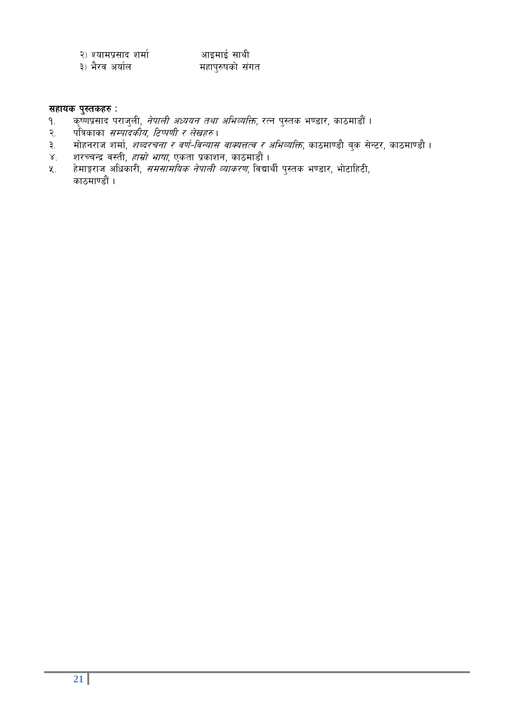२) श्यामप्रसाद शर्मा		आइमाई साथी

३) भैरव अर्याल		महापुरुषको संगत

**सहायक पुस्तकहरु :**

१. कृष्णप्रसाद पराजुली, *नेपाली अध्ययन तथा अभिव्यक्ति*, रत्न पुस्तक भण्डार, काठमाडौं ।
२. पत्रिकाका *सम्पादकीय, टिप्पणी र लेखहरु* ।
३. मोहनराज शर्मा, *शब्दरचना र वर्ण-विन्यास वाक्यतत्व र अभिव्यक्ति*, काठमाण्डौ बुक सेन्टर, काठमाण्डौ ।
४. शरच्चन्द्र वस्ती, *हाम्रो भाषा*, एकता प्रकाशन, काठमाडौं ।
५. हेमाङ्गराज अधिकारी, *समसामयिक नेपाली व्याकरण*, विद्यार्थी पुस्तक भण्डार, भोटाहिटी, काठमाण्डौं ।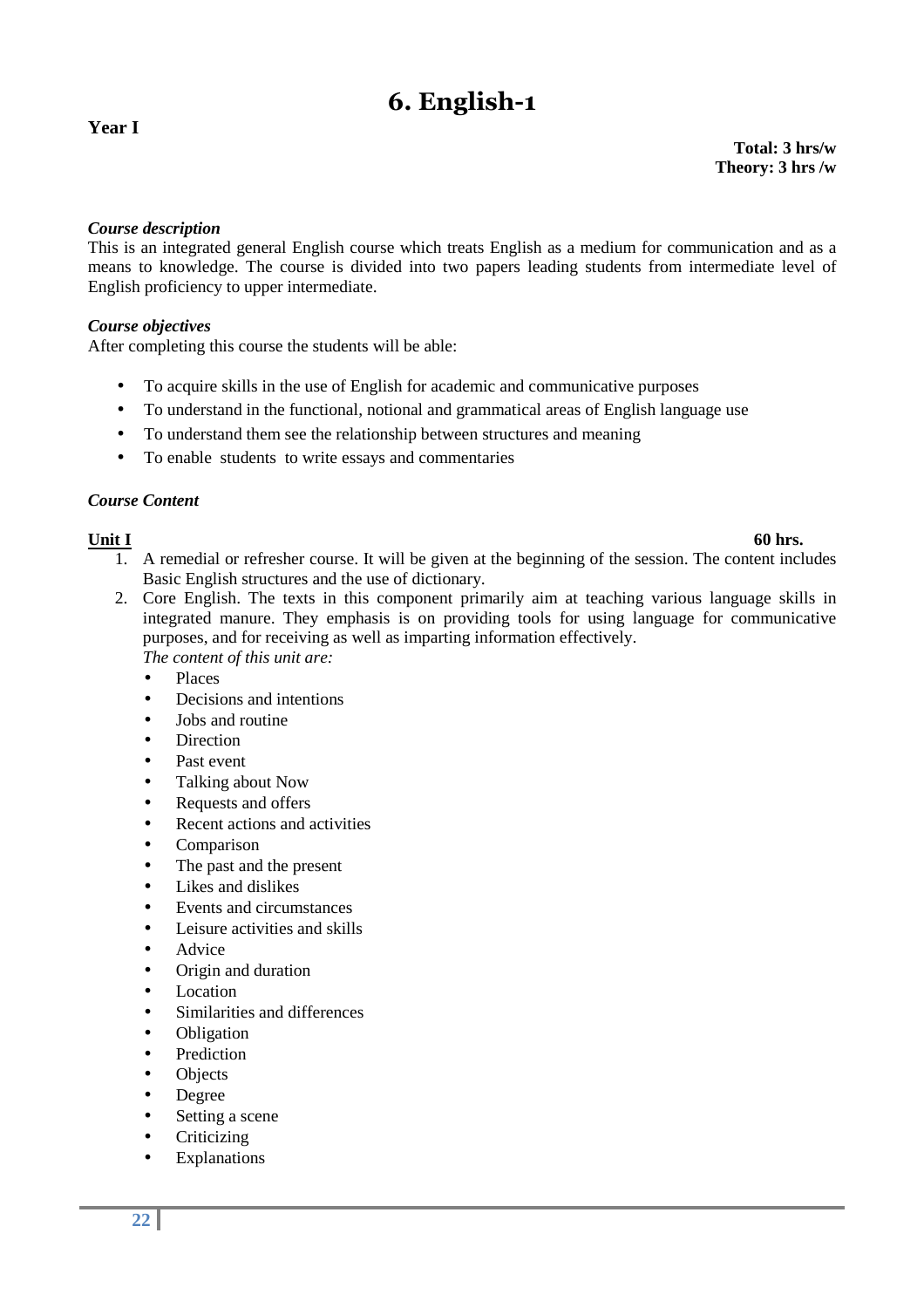# 6. English-1

**Year I**

**Total: 3 hrs/w**
**Theory: 3 hrs /w**

***Course description***

This is an integrated general English course which treats English as a medium for communication and as a means to knowledge. The course is divided into two papers leading students from intermediate level of English proficiency to upper intermediate.

***Course objectives***

After completing this course the students will be able:

- To acquire skills in the use of English for academic and communicative purposes
- To understand in the functional, notional and grammatical areas of English language use
- To understand them see the relationship between structures and meaning
- To enable students to write essays and commentaries

***Course Content***

**Unit I** **60 hrs.**

1. A remedial or refresher course. It will be given at the beginning of the session. The content includes Basic English structures and the use of dictionary.
2. Core English. The texts in this component primarily aim at teaching various language skills in integrated manure. They emphasis is on providing tools for using language for communicative purposes, and for receiving as well as imparting information effectively.
   *The content of this unit are:*
   - Places
   - Decisions and intentions
   - Jobs and routine
   - Direction
   - Past event
   - Talking about Now
   - Requests and offers
   - Recent actions and activities
   - Comparison
   - The past and the present
   - Likes and dislikes
   - Events and circumstances
   - Leisure activities and skills
   - Advice
   - Origin and duration
   - Location
   - Similarities and differences
   - Obligation
   - Prediction
   - Objects
   - Degree
   - Setting a scene
   - Criticizing
   - Explanations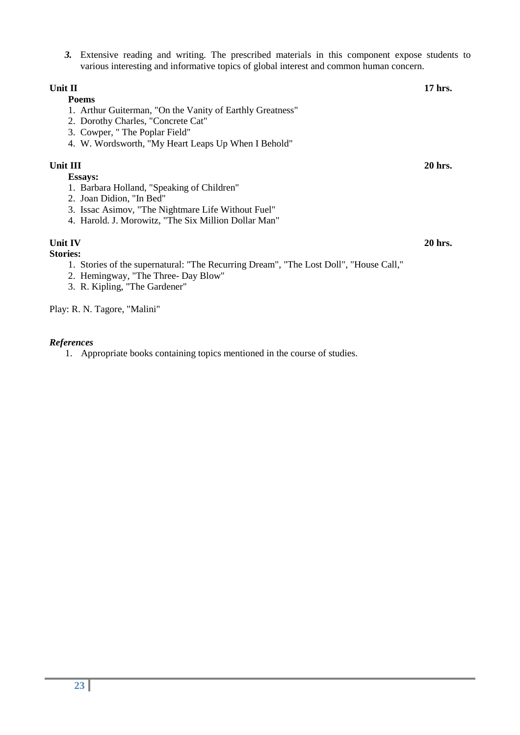3. Extensive reading and writing. The prescribed materials in this component expose students to various interesting and informative topics of global interest and common human concern.

**Unit II** **17 hrs.**

**Poems**

1. Arthur Guiterman, "On the Vanity of Earthly Greatness"
2. Dorothy Charles, "Concrete Cat"
3. Cowper, " The Poplar Field"
4. W. Wordsworth, "My Heart Leaps Up When I Behold"

**Unit III** **20 hrs.**

**Essays:**

1. Barbara Holland, "Speaking of Children"
2. Joan Didion, "In Bed"
3. Issac Asimov, "The Nightmare Life Without Fuel"
4. Harold. J. Morowitz, "The Six Million Dollar Man"

**Unit IV** **20 hrs.**

**Stories:**

1. Stories of the supernatural: "The Recurring Dream", "The Lost Doll", "House Call,"
2. Hemingway, "The Three- Day Blow"
3. R. Kipling, "The Gardener"

Play: R. N. Tagore, "Malini"

***References***

1. Appropriate books containing topics mentioned in the course of studies.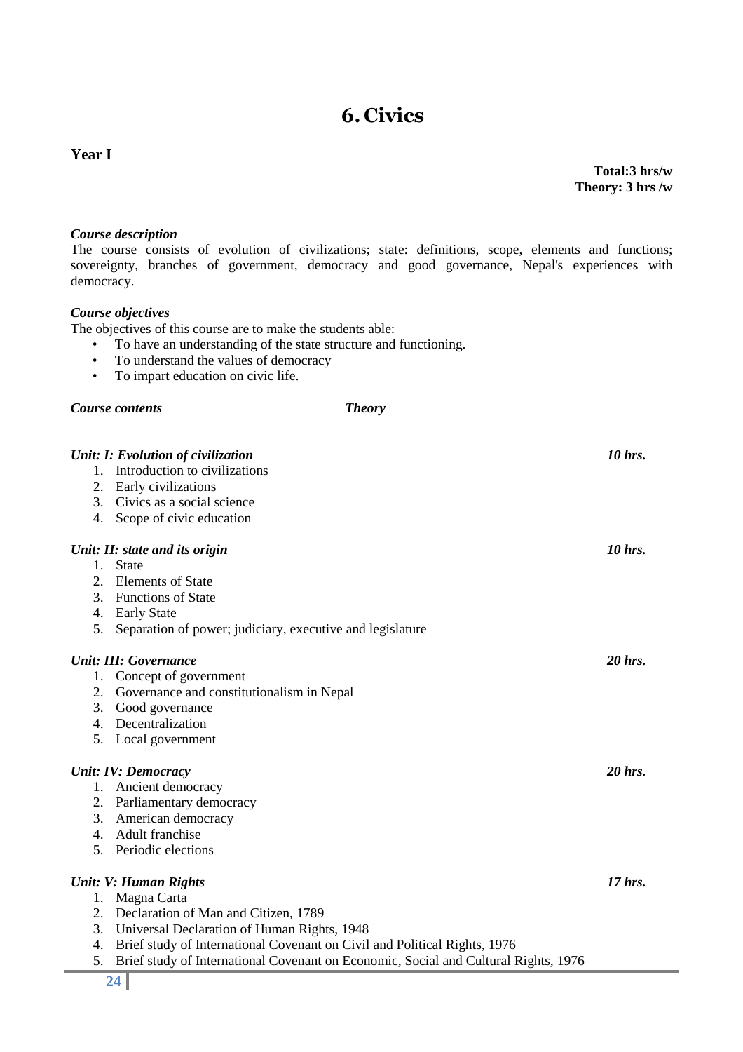# 6. Civics

**Year I**

**Total:3 hrs/w**
**Theory: 3 hrs /w**

***Course description***

The course consists of evolution of civilizations; state: definitions, scope, elements and functions; sovereignty, branches of government, democracy and good governance, Nepal's experiences with democracy.

***Course objectives***

The objectives of this course are to make the students able:

- To have an understanding of the state structure and functioning.
- To understand the values of democracy
- To impart education on civic life.

***Course contents*** ***Theory***

***Unit: I: Evolution of civilization*** ***10 hrs.***

1. Introduction to civilizations
2. Early civilizations
3. Civics as a social science
4. Scope of civic education

***Unit: II: state and its origin*** ***10 hrs.***

1. State
2. Elements of State
3. Functions of State
4. Early State
5. Separation of power; judiciary, executive and legislature

***Unit: III: Governance*** ***20 hrs.***

1. Concept of government
2. Governance and constitutionalism in Nepal
3. Good governance
4. Decentralization
5. Local government

***Unit: IV: Democracy*** ***20 hrs.***

1. Ancient democracy
2. Parliamentary democracy
3. American democracy
4. Adult franchise
5. Periodic elections

***Unit: V: Human Rights*** ***17 hrs.***

1. Magna Carta
2. Declaration of Man and Citizen, 1789
3. Universal Declaration of Human Rights, 1948
4. Brief study of International Covenant on Civil and Political Rights, 1976
5. Brief study of International Covenant on Economic, Social and Cultural Rights, 1976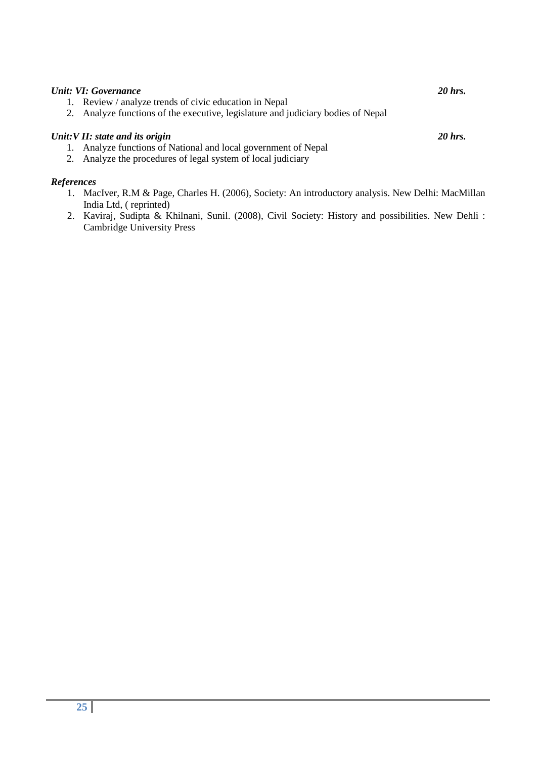***Unit: VI: Governance*** ***20 hrs.***

1. Review / analyze trends of civic education in Nepal
2. Analyze functions of the executive, legislature and judiciary bodies of Nepal

***Unit:V II: state and its origin*** ***20 hrs.***

1. Analyze functions of National and local government of Nepal
2. Analyze the procedures of legal system of local judiciary

***References***

1. MacIver, R.M & Page, Charles H. (2006), Society: An introductory analysis. New Delhi: MacMillan India Ltd, ( reprinted)
2. Kaviraj, Sudipta & Khilnani, Sunil. (2008), Civil Society: History and possibilities. New Dehli : Cambridge University Press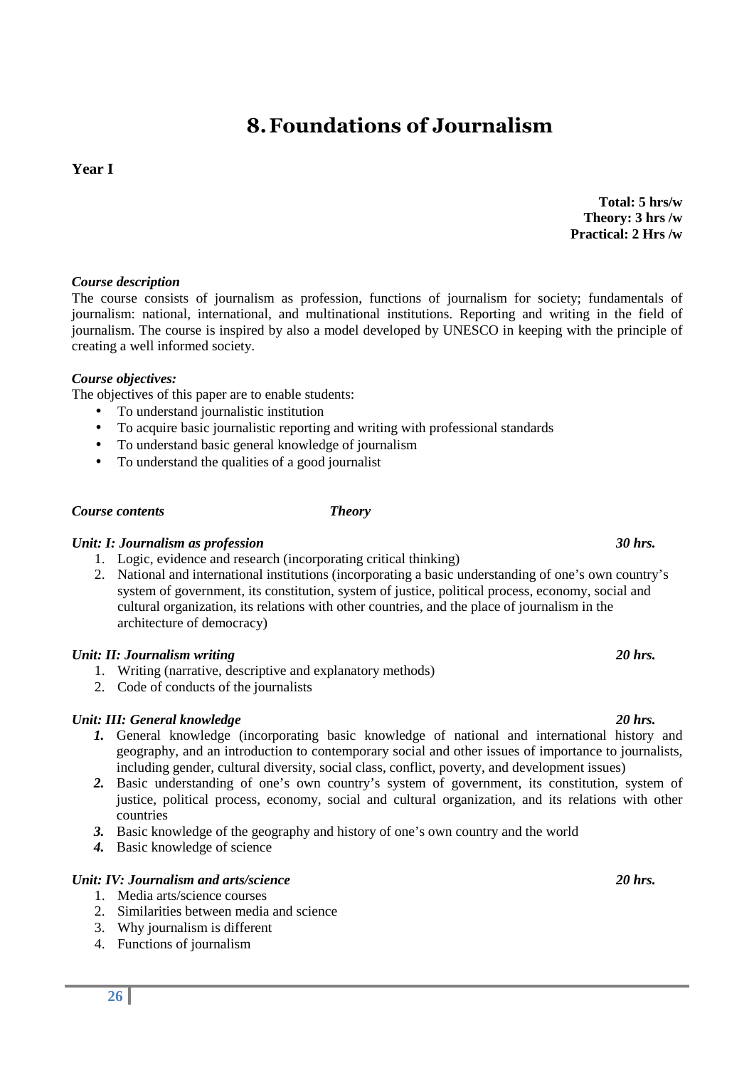# 8. Foundations of Journalism

**Year I**

**Total: 5 hrs/w**
**Theory: 3 hrs /w**
**Practical: 2 Hrs /w**

***Course description***

The course consists of journalism as profession, functions of journalism for society; fundamentals of journalism: national, international, and multinational institutions. Reporting and writing in the field of journalism. The course is inspired by also a model developed by UNESCO in keeping with the principle of creating a well informed society.

***Course objectives:***

The objectives of this paper are to enable students:

- To understand journalistic institution
- To acquire basic journalistic reporting and writing with professional standards
- To understand basic general knowledge of journalism
- To understand the qualities of a good journalist

***Course contents*** ***Theory***

***Unit: I: Journalism as profession*** ***30 hrs.***

1. Logic, evidence and research (incorporating critical thinking)
2. National and international institutions (incorporating a basic understanding of one's own country's system of government, its constitution, system of justice, political process, economy, social and cultural organization, its relations with other countries, and the place of journalism in the architecture of democracy)

***Unit: II: Journalism writing*** ***20 hrs.***

1. Writing (narrative, descriptive and explanatory methods)
2. Code of conducts of the journalists

***Unit: III: General knowledge*** ***20 hrs.***

1. General knowledge (incorporating basic knowledge of national and international history and geography, and an introduction to contemporary social and other issues of importance to journalists, including gender, cultural diversity, social class, conflict, poverty, and development issues)
2. Basic understanding of one's own country's system of government, its constitution, system of justice, political process, economy, social and cultural organization, and its relations with other countries
3. Basic knowledge of the geography and history of one's own country and the world
4. Basic knowledge of science

***Unit: IV: Journalism and arts/science*** ***20 hrs.***

1. Media arts/science courses
2. Similarities between media and science
3. Why journalism is different
4. Functions of journalism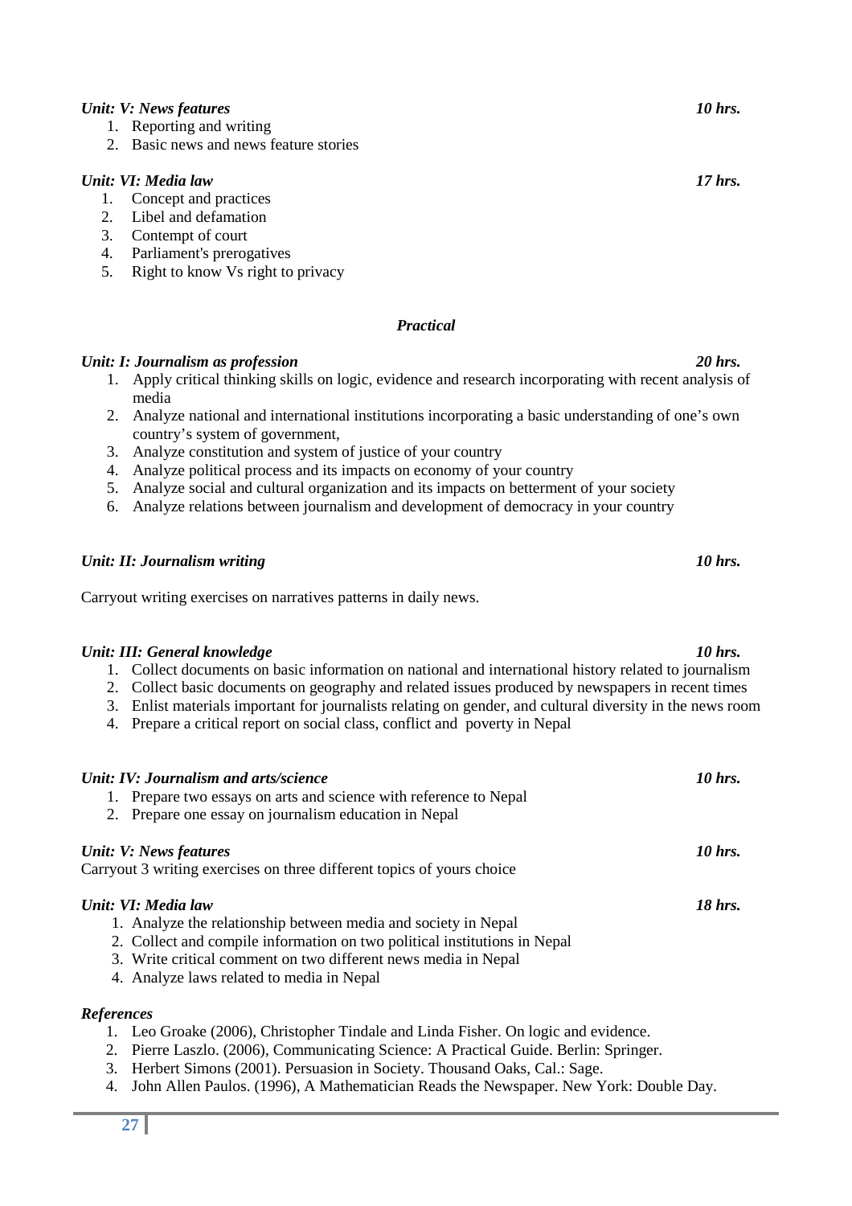***Unit: V: News features*** ***10 hrs.***

1. Reporting and writing
2. Basic news and news feature stories

***Unit: VI: Media law*** ***17 hrs.***

1. Concept and practices
2. Libel and defamation
3. Contempt of court
4. Parliament's prerogatives
5. Right to know Vs right to privacy

## *Practical*

***Unit: I: Journalism as profession*** ***20 hrs.***

1. Apply critical thinking skills on logic, evidence and research incorporating with recent analysis of media
2. Analyze national and international institutions incorporating a basic understanding of one's own country's system of government,
3. Analyze constitution and system of justice of your country
4. Analyze political process and its impacts on economy of your country
5. Analyze social and cultural organization and its impacts on betterment of your society
6. Analyze relations between journalism and development of democracy in your country

***Unit: II: Journalism writing*** ***10 hrs.***

Carryout writing exercises on narratives patterns in daily news.

***Unit: III: General knowledge*** ***10 hrs.***

1. Collect documents on basic information on national and international history related to journalism
2. Collect basic documents on geography and related issues produced by newspapers in recent times
3. Enlist materials important for journalists relating on gender, and cultural diversity in the news room
4. Prepare a critical report on social class, conflict and poverty in Nepal

***Unit: IV: Journalism and arts/science*** ***10 hrs.***

1. Prepare two essays on arts and science with reference to Nepal
2. Prepare one essay on journalism education in Nepal

***Unit: V: News features*** ***10 hrs.***

Carryout 3 writing exercises on three different topics of yours choice

***Unit: VI: Media law*** ***18 hrs.***

1. Analyze the relationship between media and society in Nepal
2. Collect and compile information on two political institutions in Nepal
3. Write critical comment on two different news media in Nepal
4. Analyze laws related to media in Nepal

***References***

1. Leo Groake (2006), Christopher Tindale and Linda Fisher. On logic and evidence.
2. Pierre Laszlo. (2006), Communicating Science: A Practical Guide. Berlin: Springer.
3. Herbert Simons (2001). Persuasion in Society. Thousand Oaks, Cal.: Sage.
4. John Allen Paulos. (1996), A Mathematician Reads the Newspaper. New York: Double Day.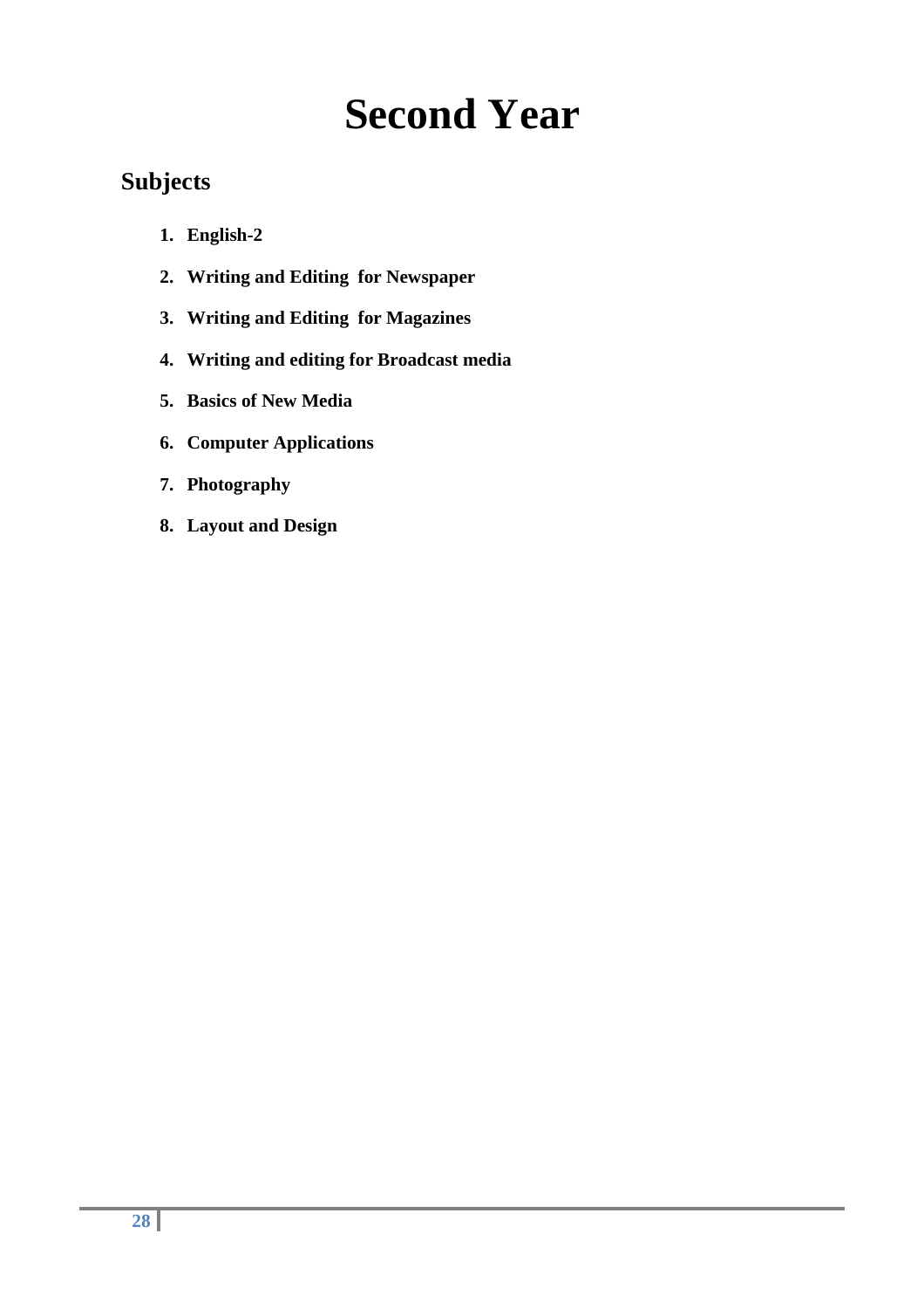# Second Year

## Subjects

1. **English-2**
2. **Writing and Editing for Newspaper**
3. **Writing and Editing for Magazines**
4. **Writing and editing for Broadcast media**
5. **Basics of New Media**
6. **Computer Applications**
7. **Photography**
8. **Layout and Design**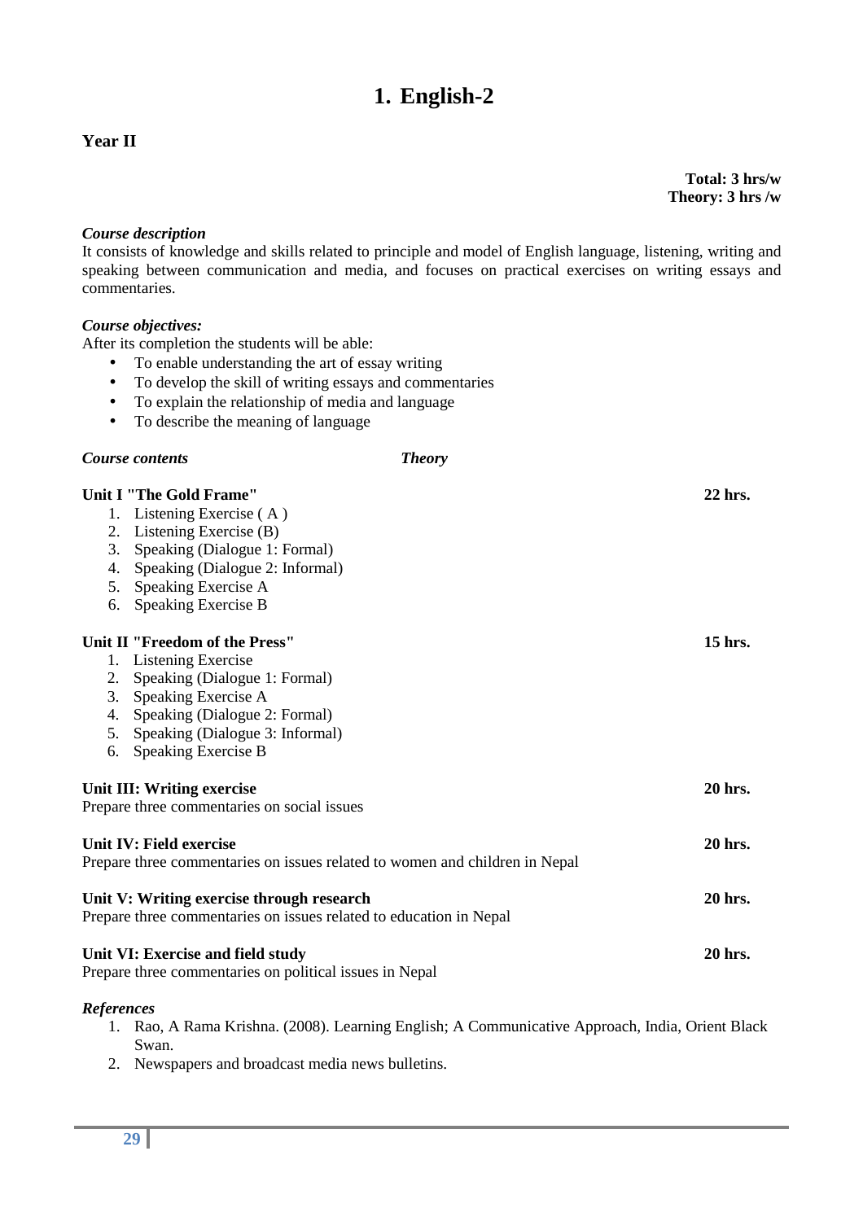# 1. English-2

**Year II**

**Total: 3 hrs/w**
**Theory: 3 hrs /w**

***Course description***

It consists of knowledge and skills related to principle and model of English language, listening, writing and speaking between communication and media, and focuses on practical exercises on writing essays and commentaries.

***Course objectives:***

After its completion the students will be able:

- To enable understanding the art of essay writing
- To develop the skill of writing essays and commentaries
- To explain the relationship of media and language
- To describe the meaning of language

***Course contents*** ***Theory***

**Unit I "The Gold Frame"** **22 hrs.**

1. Listening Exercise ( A )
2. Listening Exercise (B)
3. Speaking (Dialogue 1: Formal)
4. Speaking (Dialogue 2: Informal)
5. Speaking Exercise A
6. Speaking Exercise B

**Unit II "Freedom of the Press"** **15 hrs.**

1. Listening Exercise
2. Speaking (Dialogue 1: Formal)
3. Speaking Exercise A
4. Speaking (Dialogue 2: Formal)
5. Speaking (Dialogue 3: Informal)
6. Speaking Exercise B

**Unit III: Writing exercise** **20 hrs.**

Prepare three commentaries on social issues

**Unit IV: Field exercise** **20 hrs.**

Prepare three commentaries on issues related to women and children in Nepal

**Unit V: Writing exercise through research** **20 hrs.**

Prepare three commentaries on issues related to education in Nepal

**Unit VI: Exercise and field study** **20 hrs.**

Prepare three commentaries on political issues in Nepal

***References***

1. Rao, A Rama Krishna. (2008). Learning English; A Communicative Approach, India, Orient Black Swan.
2. Newspapers and broadcast media news bulletins.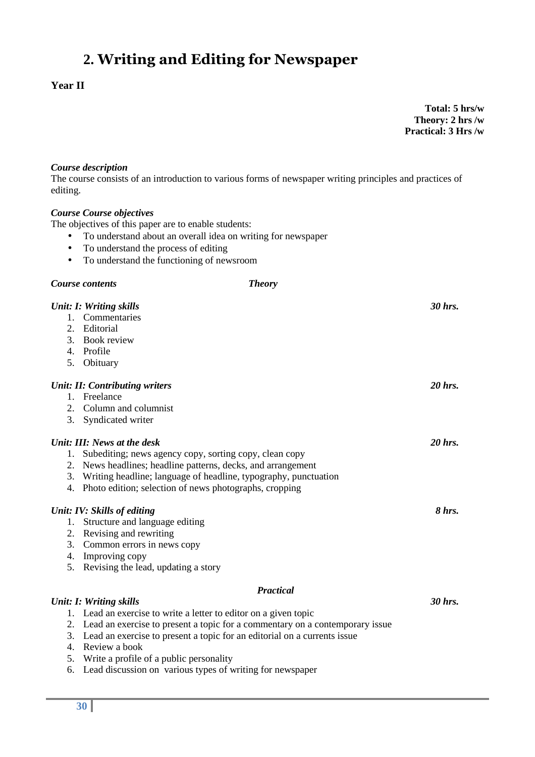# 2. Writing and Editing for Newspaper

**Year II**

**Total: 5 hrs/w**
**Theory: 2 hrs /w**
**Practical: 3 Hrs /w**

***Course description***

The course consists of an introduction to various forms of newspaper writing principles and practices of editing.

***Course Course objectives***

The objectives of this paper are to enable students:

- To understand about an overall idea on writing for newspaper
- To understand the process of editing
- To understand the functioning of newsroom

***Course contents*** ***Theory***

***Unit: I: Writing skills*** ***30 hrs.***

1. Commentaries
2. Editorial
3. Book review
4. Profile
5. Obituary

***Unit: II: Contributing writers*** ***20 hrs.***

1. Freelance
2. Column and columnist
3. Syndicated writer

***Unit: III: News at the desk*** ***20 hrs.***

1. Subediting; news agency copy, sorting copy, clean copy
2. News headlines; headline patterns, decks, and arrangement
3. Writing headline; language of headline, typography, punctuation
4. Photo edition; selection of news photographs, cropping

***Unit: IV: Skills of editing*** ***8 hrs.***

1. Structure and language editing
2. Revising and rewriting
3. Common errors in news copy
4. Improving copy
5. Revising the lead, updating a story

***Practical***

***Unit: I: Writing skills*** ***30 hrs.***

1. Lead an exercise to write a letter to editor on a given topic
2. Lead an exercise to present a topic for a commentary on a contemporary issue
3. Lead an exercise to present a topic for an editorial on a currents issue
4. Review a book
5. Write a profile of a public personality
6. Lead discussion on various types of writing for newspaper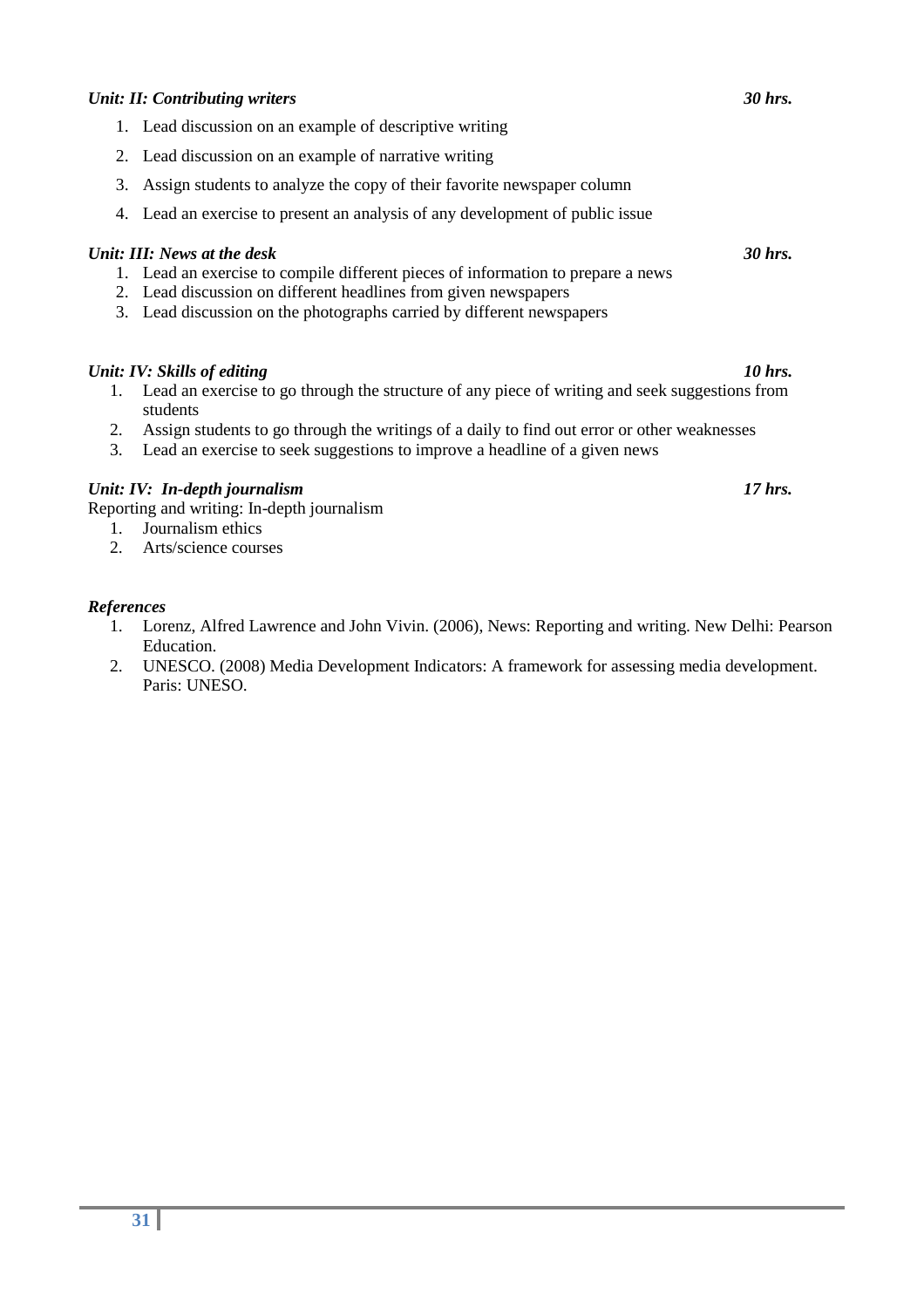***Unit: II: Contributing writers*** ***30 hrs.***

1. Lead discussion on an example of descriptive writing
2. Lead discussion on an example of narrative writing
3. Assign students to analyze the copy of their favorite newspaper column
4. Lead an exercise to present an analysis of any development of public issue

***Unit: III: News at the desk*** ***30 hrs.***

1. Lead an exercise to compile different pieces of information to prepare a news
2. Lead discussion on different headlines from given newspapers
3. Lead discussion on the photographs carried by different newspapers

***Unit: IV: Skills of editing*** ***10 hrs.***

1. Lead an exercise to go through the structure of any piece of writing and seek suggestions from students
2. Assign students to go through the writings of a daily to find out error or other weaknesses
3. Lead an exercise to seek suggestions to improve a headline of a given news

***Unit: IV: In-depth journalism*** ***17 hrs.***

Reporting and writing: In-depth journalism

1. Journalism ethics
2. Arts/science courses

***References***

1. Lorenz, Alfred Lawrence and John Vivin. (2006), News: Reporting and writing. New Delhi: Pearson Education.
2. UNESCO. (2008) Media Development Indicators: A framework for assessing media development. Paris: UNESO.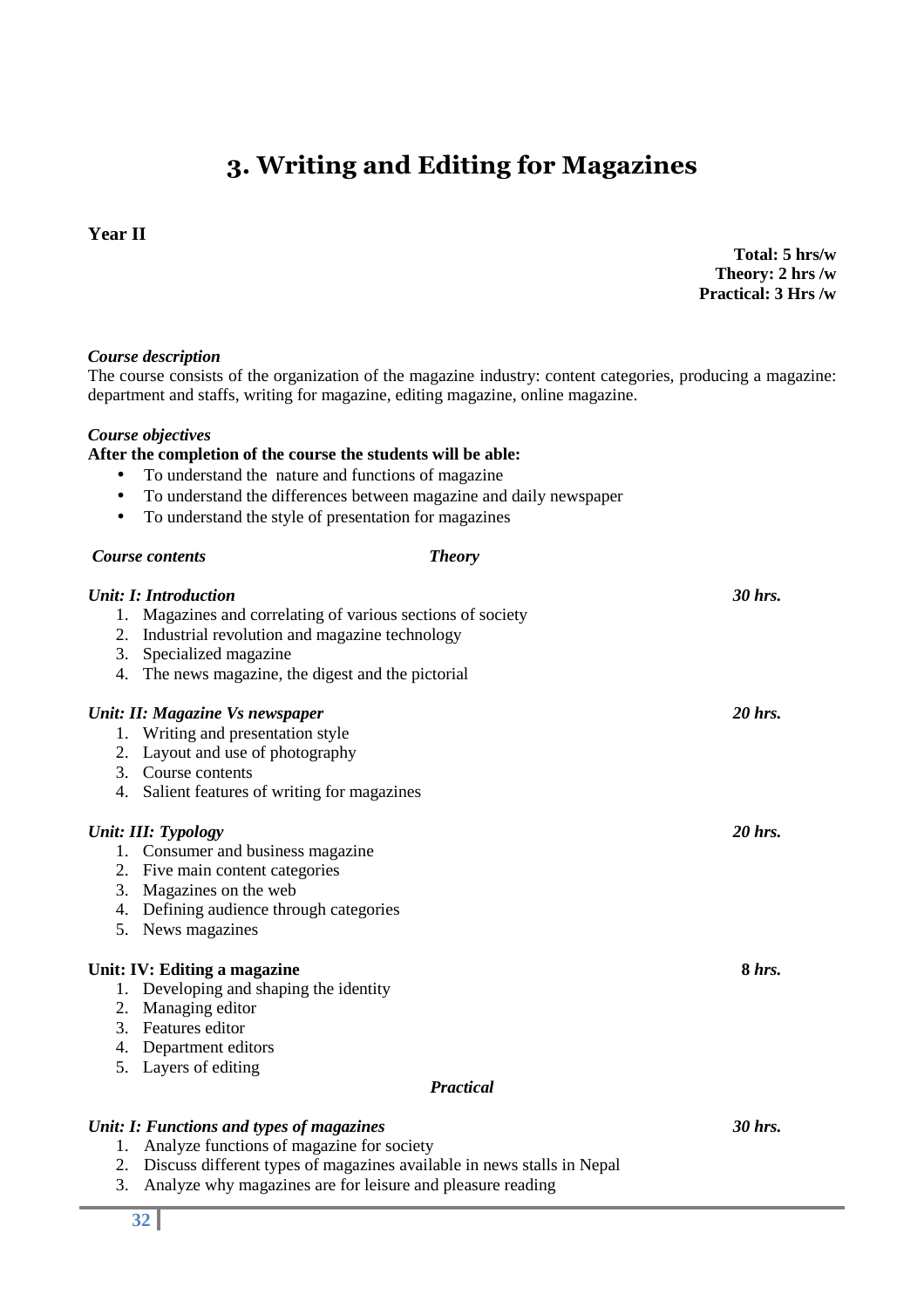# 3. Writing and Editing for Magazines

**Year II**

**Total: 5 hrs/w**
**Theory: 2 hrs /w**
**Practical: 3 Hrs /w**

***Course description***

The course consists of the organization of the magazine industry: content categories, producing a magazine: department and staffs, writing for magazine, editing magazine, online magazine.

***Course objectives***

**After the completion of the course the students will be able:**

- To understand the nature and functions of magazine
- To understand the differences between magazine and daily newspaper
- To understand the style of presentation for magazines

***Course contents*** ***Theory***

***Unit: I: Introduction*** ***30 hrs.***

1. Magazines and correlating of various sections of society
2. Industrial revolution and magazine technology
3. Specialized magazine
4. The news magazine, the digest and the pictorial

***Unit: II: Magazine Vs newspaper*** ***20 hrs.***

1. Writing and presentation style
2. Layout and use of photography
3. Course contents
4. Salient features of writing for magazines

***Unit: III: Typology*** ***20 hrs.***

1. Consumer and business magazine
2. Five main content categories
3. Magazines on the web
4. Defining audience through categories
5. News magazines

**Unit: IV: Editing a magazine** **8** ***hrs.***

1. Developing and shaping the identity
2. Managing editor
3. Features editor
4. Department editors
5. Layers of editing

***Practical***

***Unit: I: Functions and types of magazines*** ***30 hrs.***

1. Analyze functions of magazine for society
2. Discuss different types of magazines available in news stalls in Nepal
3. Analyze why magazines are for leisure and pleasure reading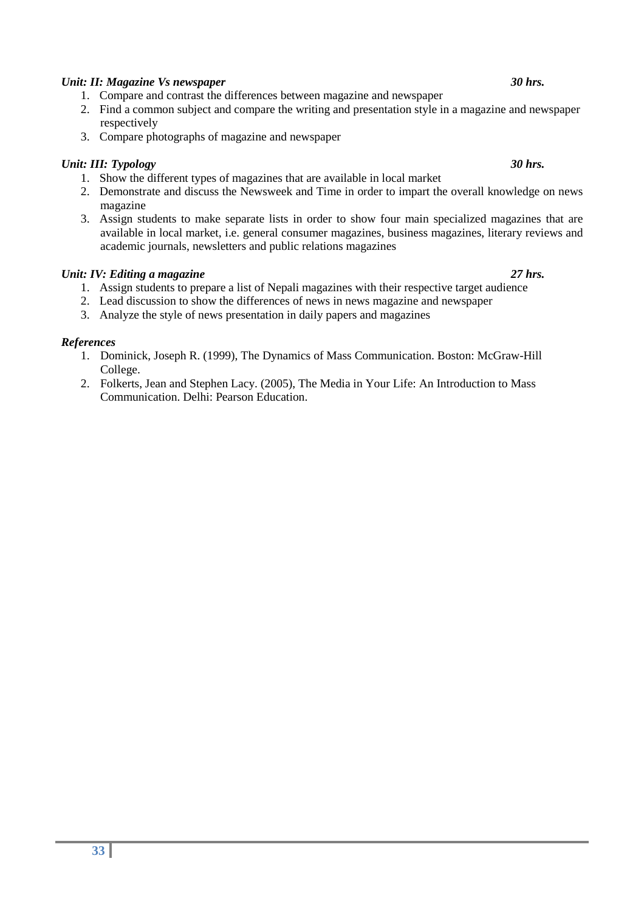***Unit: II: Magazine Vs newspaper*** ***30 hrs.***

1. Compare and contrast the differences between magazine and newspaper
2. Find a common subject and compare the writing and presentation style in a magazine and newspaper respectively
3. Compare photographs of magazine and newspaper

***Unit: III: Typology*** ***30 hrs.***

1. Show the different types of magazines that are available in local market
2. Demonstrate and discuss the Newsweek and Time in order to impart the overall knowledge on news magazine
3. Assign students to make separate lists in order to show four main specialized magazines that are available in local market, i.e. general consumer magazines, business magazines, literary reviews and academic journals, newsletters and public relations magazines

***Unit: IV: Editing a magazine*** ***27 hrs.***

1. Assign students to prepare a list of Nepali magazines with their respective target audience
2. Lead discussion to show the differences of news in news magazine and newspaper
3. Analyze the style of news presentation in daily papers and magazines

***References***

1. Dominick, Joseph R. (1999), The Dynamics of Mass Communication. Boston: McGraw-Hill College.
2. Folkerts, Jean and Stephen Lacy. (2005), The Media in Your Life: An Introduction to Mass Communication. Delhi: Pearson Education.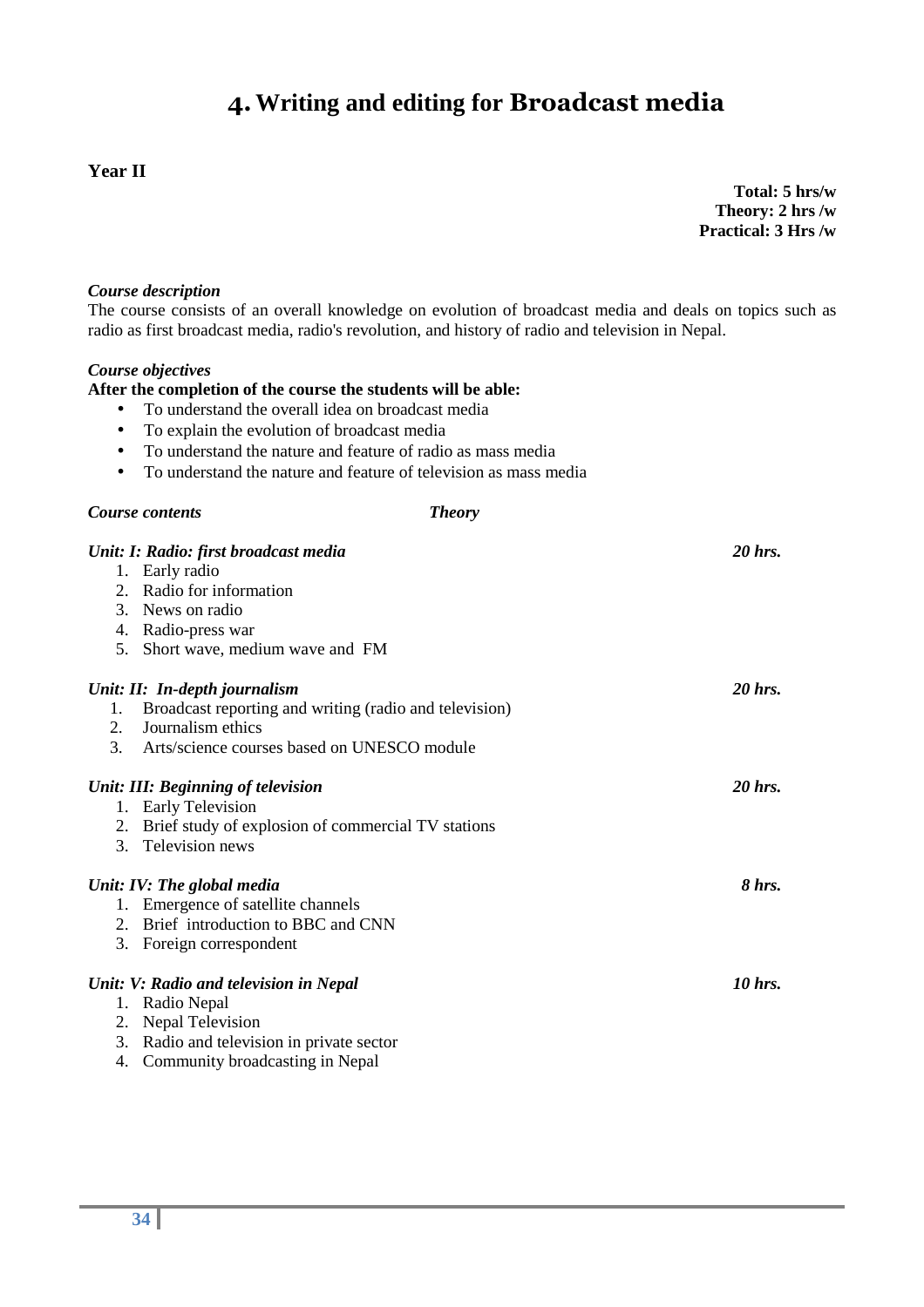# 4. Writing and editing for Broadcast media

**Year II**

**Total: 5 hrs/w**
**Theory: 2 hrs /w**
**Practical: 3 Hrs /w**

***Course description***

The course consists of an overall knowledge on evolution of broadcast media and deals on topics such as radio as first broadcast media, radio's revolution, and history of radio and television in Nepal.

***Course objectives***

**After the completion of the course the students will be able:**

- To understand the overall idea on broadcast media
- To explain the evolution of broadcast media
- To understand the nature and feature of radio as mass media
- To understand the nature and feature of television as mass media

***Course contents*** ***Theory***

***Unit: I: Radio: first broadcast media*** ***20 hrs.***

1. Early radio
2. Radio for information
3. News on radio
4. Radio-press war
5. Short wave, medium wave and FM

***Unit: II: In-depth journalism*** ***20 hrs.***

1. Broadcast reporting and writing (radio and television)
2. Journalism ethics
3. Arts/science courses based on UNESCO module

***Unit: III: Beginning of television*** ***20 hrs.***

1. Early Television
2. Brief study of explosion of commercial TV stations
3. Television news

***Unit: IV: The global media*** ***8 hrs.***

1. Emergence of satellite channels
2. Brief introduction to BBC and CNN
3. Foreign correspondent

***Unit: V: Radio and television in Nepal*** ***10 hrs.***

1. Radio Nepal
2. Nepal Television
3. Radio and television in private sector
4. Community broadcasting in Nepal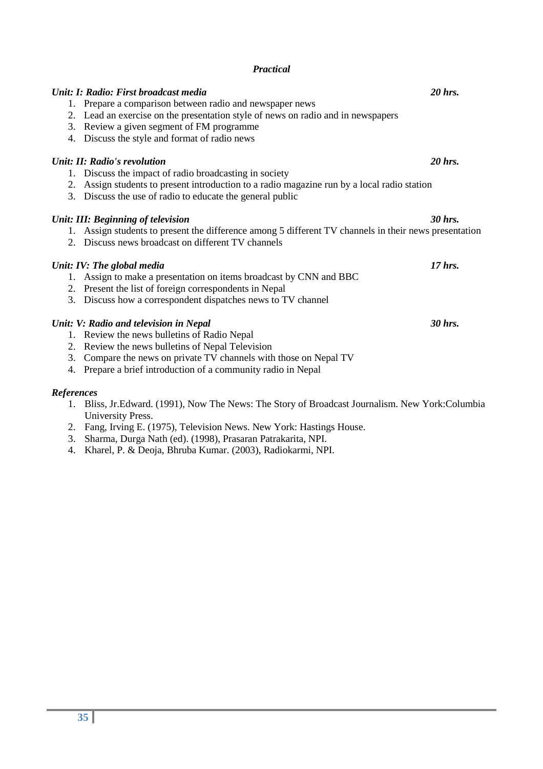## *Practical*

***Unit: I: Radio: First broadcast media*** ***20 hrs.***

1. Prepare a comparison between radio and newspaper news
2. Lead an exercise on the presentation style of news on radio and in newspapers
3. Review a given segment of FM programme
4. Discuss the style and format of radio news

***Unit: II: Radio's revolution*** ***20 hrs.***

1. Discuss the impact of radio broadcasting in society
2. Assign students to present introduction to a radio magazine run by a local radio station
3. Discuss the use of radio to educate the general public

***Unit: III: Beginning of television*** ***30 hrs.***

1. Assign students to present the difference among 5 different TV channels in their news presentation
2. Discuss news broadcast on different TV channels

***Unit: IV: The global media*** ***17 hrs.***

1. Assign to make a presentation on items broadcast by CNN and BBC
2. Present the list of foreign correspondents in Nepal
3. Discuss how a correspondent dispatches news to TV channel

***Unit: V: Radio and television in Nepal*** ***30 hrs.***

1. Review the news bulletins of Radio Nepal
2. Review the news bulletins of Nepal Television
3. Compare the news on private TV channels with those on Nepal TV
4. Prepare a brief introduction of a community radio in Nepal

***References***

1. Bliss, Jr.Edward. (1991), Now The News: The Story of Broadcast Journalism. New York:Columbia University Press.
2. Fang, Irving E. (1975), Television News. New York: Hastings House.
3. Sharma, Durga Nath (ed). (1998), Prasaran Patrakarita, NPI.
4. Kharel, P. & Deoja, Bhruba Kumar. (2003), Radiokarmi, NPI.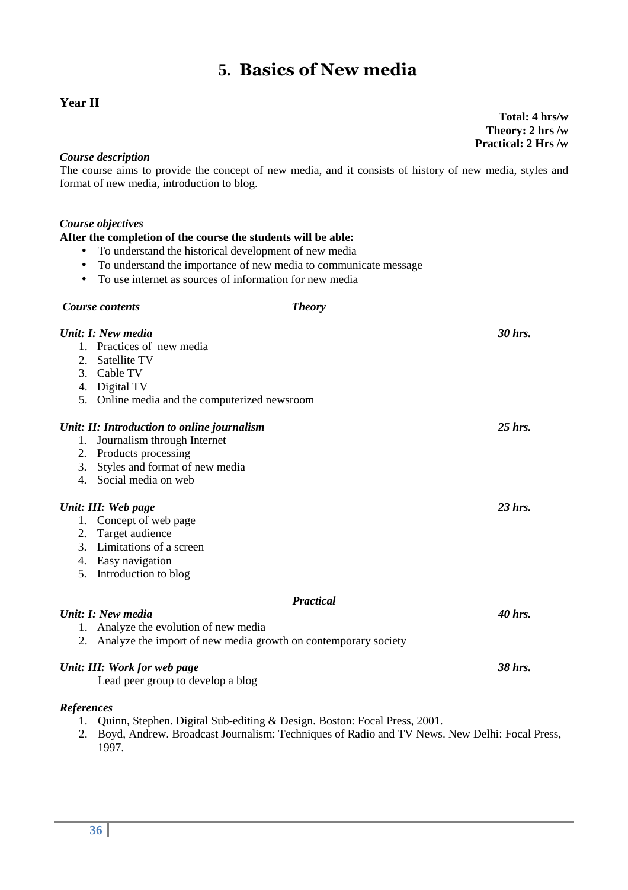# 5. Basics of New media

**Year II**

**Total: 4 hrs/w**
**Theory: 2 hrs /w**
**Practical: 2 Hrs /w**

***Course description***

The course aims to provide the concept of new media, and it consists of history of new media, styles and format of new media, introduction to blog.

***Course objectives***

**After the completion of the course the students will be able:**

- To understand the historical development of new media
- To understand the importance of new media to communicate message
- To use internet as sources of information for new media

***Course contents*** ***Theory***

***Unit: I: New media*** ***30 hrs.***

1. Practices of new media
2. Satellite TV
3. Cable TV
4. Digital TV
5. Online media and the computerized newsroom

***Unit: II: Introduction to online journalism*** ***25 hrs.***

1. Journalism through Internet
2. Products processing
3. Styles and format of new media
4. Social media on web

***Unit: III: Web page*** ***23 hrs.***

1. Concept of web page
2. Target audience
3. Limitations of a screen
4. Easy navigation
5. Introduction to blog

***Practical***

***Unit: I: New media*** ***40 hrs.***

1. Analyze the evolution of new media
2. Analyze the import of new media growth on contemporary society

***Unit: III: Work for web page*** ***38 hrs.***

Lead peer group to develop a blog

***References***

1. Quinn, Stephen. Digital Sub-editing & Design. Boston: Focal Press, 2001.
2. Boyd, Andrew. Broadcast Journalism: Techniques of Radio and TV News. New Delhi: Focal Press, 1997.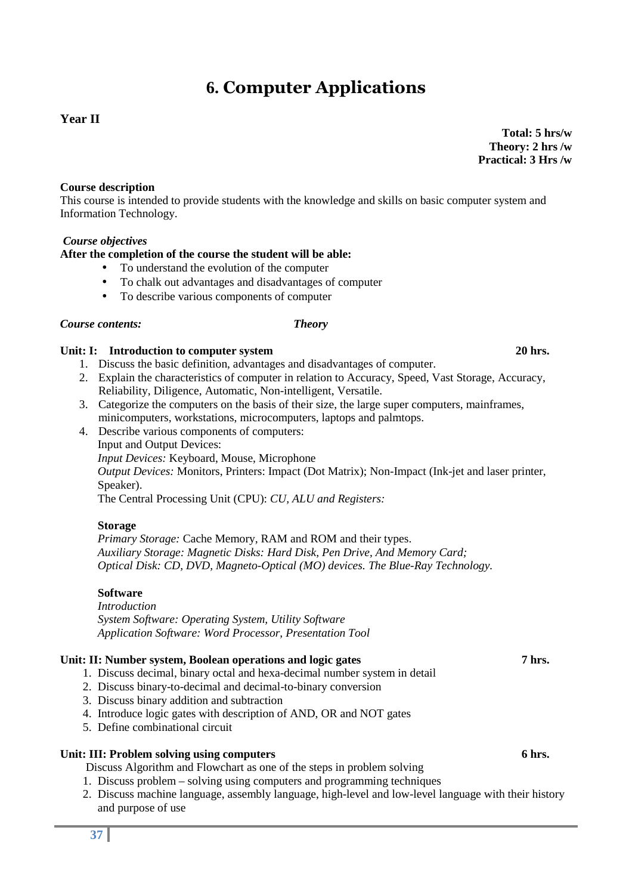# 6. Computer Applications

**Year II**

**Total: 5 hrs/w**
**Theory: 2 hrs /w**
**Practical: 3 Hrs /w**

**Course description**
This course is intended to provide students with the knowledge and skills on basic computer system and Information Technology.

***Course objectives***
**After the completion of the course the student will be able:**

- To understand the evolution of the computer
- To chalk out advantages and disadvantages of computer
- To describe various components of computer

***Course contents:*** ***Theory***

**Unit: I: Introduction to computer system** **20 hrs.**

1. Discuss the basic definition, advantages and disadvantages of computer.
2. Explain the characteristics of computer in relation to Accuracy, Speed, Vast Storage, Accuracy, Reliability, Diligence, Automatic, Non-intelligent, Versatile.
3. Categorize the computers on the basis of their size, the large super computers, mainframes, minicomputers, workstations, microcomputers, laptops and palmtops.
4. Describe various components of computers:
   Input and Output Devices:
   *Input Devices:* Keyboard, Mouse, Microphone
   *Output Devices:* Monitors, Printers: Impact (Dot Matrix); Non-Impact (Ink-jet and laser printer, Speaker).
   The Central Processing Unit (CPU): *CU, ALU and Registers:*

   **Storage**
   *Primary Storage:* Cache Memory, RAM and ROM and their types.
   *Auxiliary Storage: Magnetic Disks: Hard Disk, Pen Drive, And Memory Card;*
   *Optical Disk: CD, DVD, Magneto-Optical (MO) devices. The Blue-Ray Technology.*

   **Software**
   *Introduction*
   *System Software: Operating System, Utility Software*
   *Application Software: Word Processor, Presentation Tool*

**Unit: II: Number system, Boolean operations and logic gates** **7 hrs.**

1. Discuss decimal, binary octal and hexa-decimal number system in detail
2. Discuss binary-to-decimal and decimal-to-binary conversion
3. Discuss binary addition and subtraction
4. Introduce logic gates with description of AND, OR and NOT gates
5. Define combinational circuit

**Unit: III: Problem solving using computers** **6 hrs.**

Discuss Algorithm and Flowchart as one of the steps in problem solving

1. Discuss problem – solving using computers and programming techniques
2. Discuss machine language, assembly language, high-level and low-level language with their history and purpose of use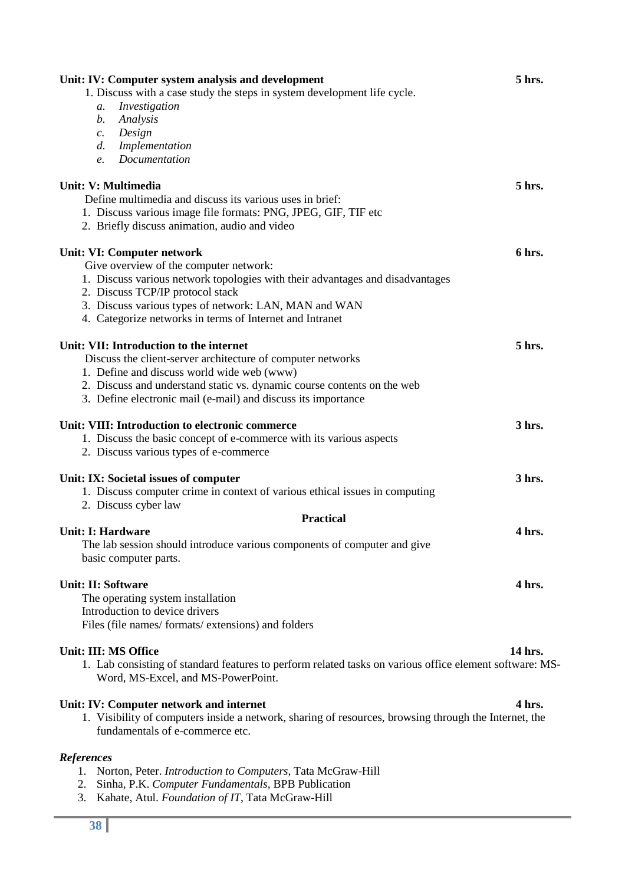**Unit: IV: Computer system analysis and development** **5 hrs.**

1. Discuss with a case study the steps in system development life cycle.
    a. *Investigation*
    b. *Analysis*
    c. *Design*
    d. *Implementation*
    e. *Documentation*

**Unit: V: Multimedia** **5 hrs.**

Define multimedia and discuss its various uses in brief:

1. Discuss various image file formats: PNG, JPEG, GIF, TIF etc
2. Briefly discuss animation, audio and video

**Unit: VI: Computer network** **6 hrs.**

Give overview of the computer network:

1. Discuss various network topologies with their advantages and disadvantages
2. Discuss TCP/IP protocol stack
3. Discuss various types of network: LAN, MAN and WAN
4. Categorize networks in terms of Internet and Intranet

**Unit: VII: Introduction to the internet** **5 hrs.**

Discuss the client-server architecture of computer networks

1. Define and discuss world wide web (www)
2. Discuss and understand static vs. dynamic course contents on the web
3. Define electronic mail (e-mail) and discuss its importance

**Unit: VIII: Introduction to electronic commerce** **3 hrs.**

1. Discuss the basic concept of e-commerce with its various aspects
2. Discuss various types of e-commerce

**Unit: IX: Societal issues of computer** **3 hrs.**

1. Discuss computer crime in context of various ethical issues in computing
2. Discuss cyber law

## Practical

**Unit: I: Hardware** **4 hrs.**

The lab session should introduce various components of computer and give basic computer parts.

**Unit: II: Software** **4 hrs.**

The operating system installation
Introduction to device drivers
Files (file names/ formats/ extensions) and folders

**Unit: III: MS Office** **14 hrs.**

1. Lab consisting of standard features to perform related tasks on various office element software: MS-Word, MS-Excel, and MS-PowerPoint.

**Unit: IV: Computer network and internet** **4 hrs.**

1. Visibility of computers inside a network, sharing of resources, browsing through the Internet, the fundamentals of e-commerce etc.

***References***

1. Norton, Peter. *Introduction to Computers*, Tata McGraw-Hill
2. Sinha, P.K. *Computer Fundamentals*, BPB Publication
3. Kahate, Atul. *Foundation of IT*, Tata McGraw-Hill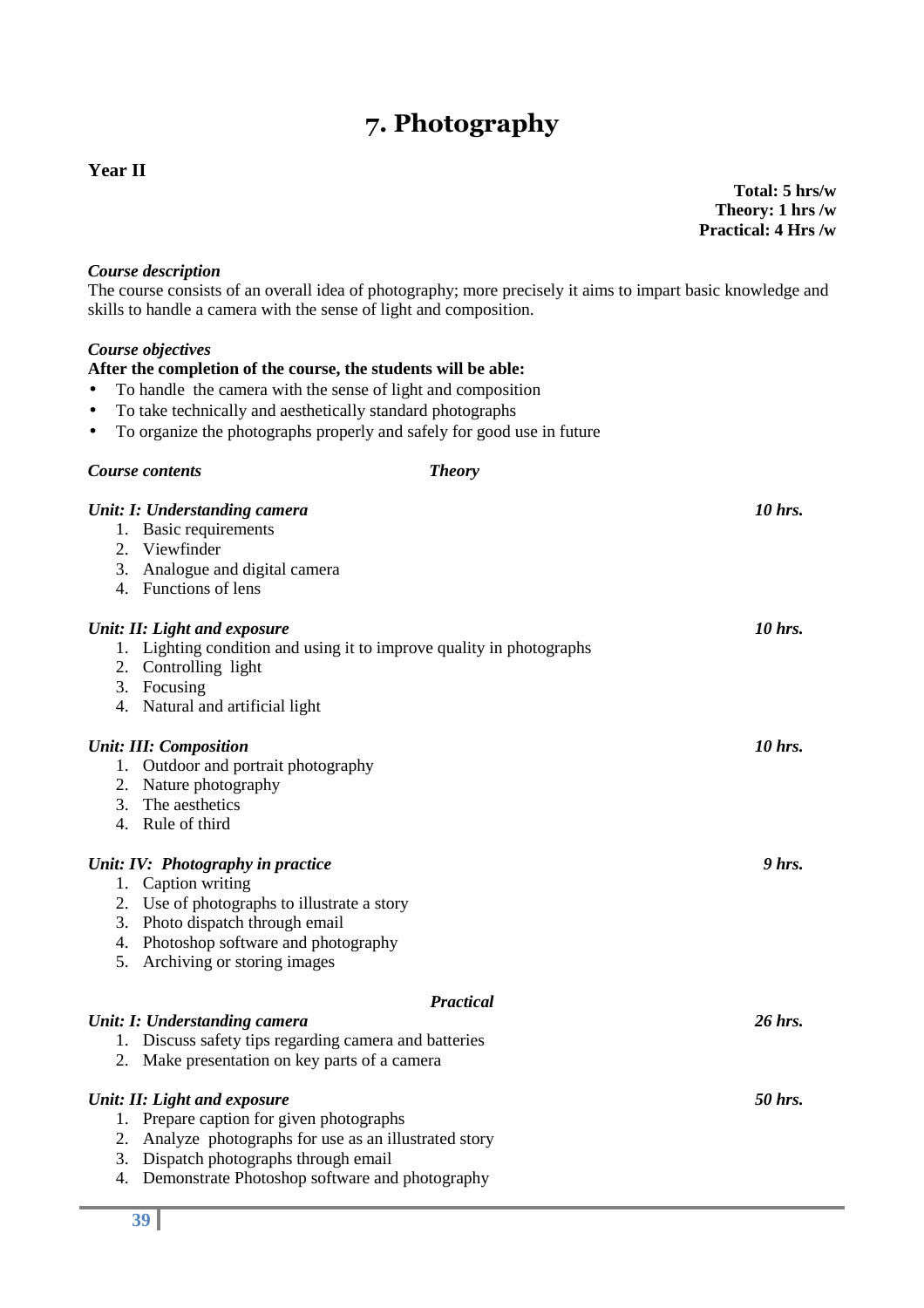# 7. Photography

**Year II**

**Total: 5 hrs/w**
**Theory: 1 hrs /w**
**Practical: 4 Hrs /w**

***Course description***

The course consists of an overall idea of photography; more precisely it aims to impart basic knowledge and skills to handle a camera with the sense of light and composition.

***Course objectives***

**After the completion of the course, the students will be able:**

- To handle the camera with the sense of light and composition
- To take technically and aesthetically standard photographs
- To organize the photographs properly and safely for good use in future

***Course contents*** ***Theory***

***Unit: I: Understanding camera*** ***10 hrs.***

1. Basic requirements
2. Viewfinder
3. Analogue and digital camera
4. Functions of lens

***Unit: II: Light and exposure*** ***10 hrs.***

1. Lighting condition and using it to improve quality in photographs
2. Controlling light
3. Focusing
4. Natural and artificial light

***Unit: III: Composition*** ***10 hrs.***

1. Outdoor and portrait photography
2. Nature photography
3. The aesthetics
4. Rule of third

***Unit: IV: Photography in practice*** ***9 hrs.***

1. Caption writing
2. Use of photographs to illustrate a story
3. Photo dispatch through email
4. Photoshop software and photography
5. Archiving or storing images

***Practical***

***Unit: I: Understanding camera*** ***26 hrs.***

1. Discuss safety tips regarding camera and batteries
2. Make presentation on key parts of a camera

***Unit: II: Light and exposure*** ***50 hrs.***

1. Prepare caption for given photographs
2. Analyze photographs for use as an illustrated story
3. Dispatch photographs through email
4. Demonstrate Photoshop software and photography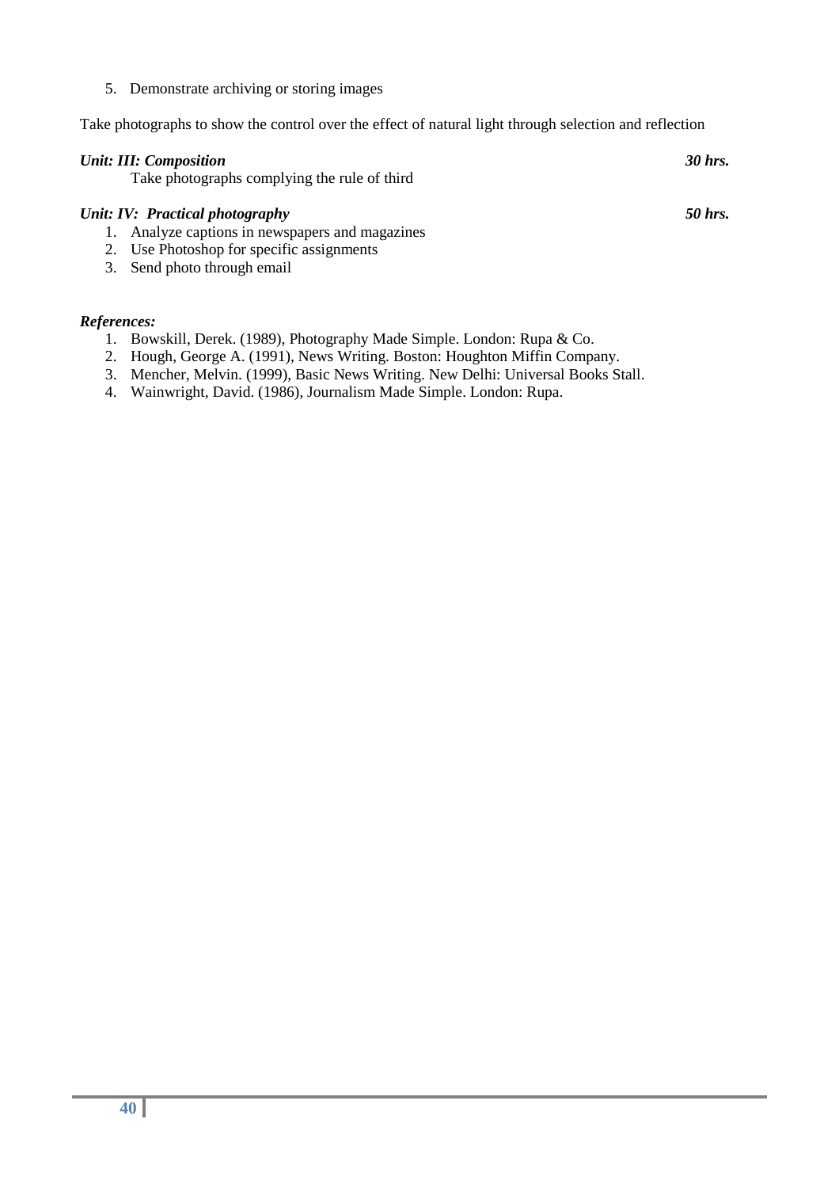5. Demonstrate archiving or storing images

Take photographs to show the control over the effect of natural light through selection and reflection

***Unit: III: Composition*** ***30 hrs.***

Take photographs complying the rule of third

***Unit: IV: Practical photography*** ***50 hrs.***

1. Analyze captions in newspapers and magazines
2. Use Photoshop for specific assignments
3. Send photo through email

***References:***

1. Bowskill, Derek. (1989), Photography Made Simple. London: Rupa & Co.
2. Hough, George A. (1991), News Writing. Boston: Houghton Miffin Company.
3. Mencher, Melvin. (1999), Basic News Writing. New Delhi: Universal Books Stall.
4. Wainwright, David. (1986), Journalism Made Simple. London: Rupa.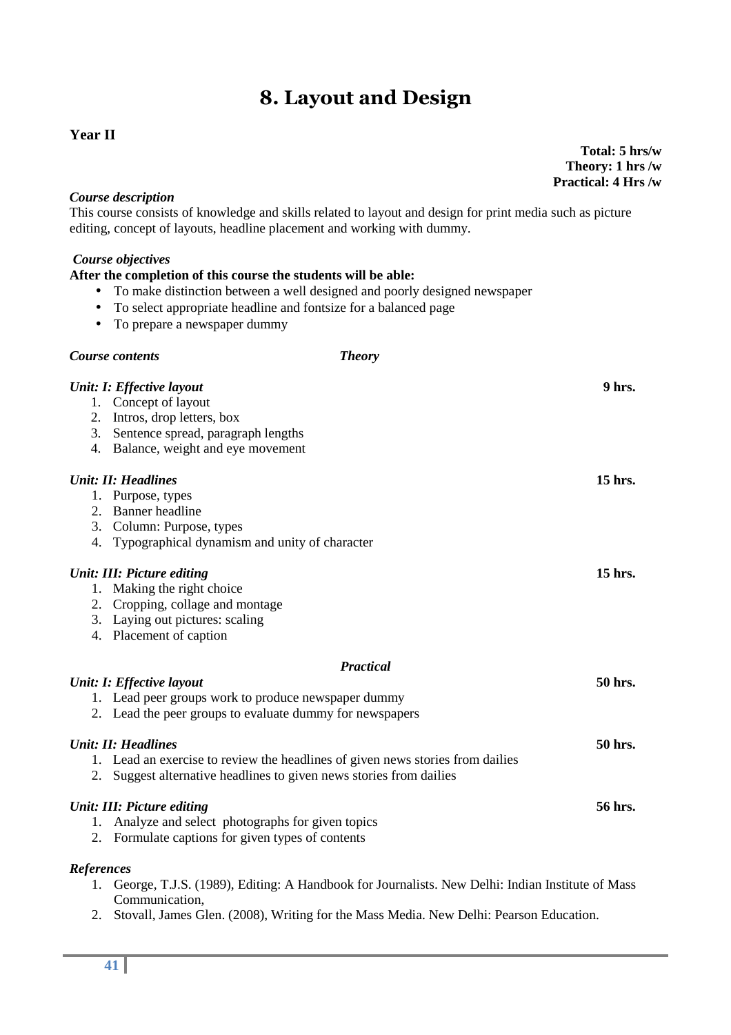# 8. Layout and Design

**Year II**

**Total: 5 hrs/w**
**Theory: 1 hrs /w**
**Practical: 4 Hrs /w**

***Course description***

This course consists of knowledge and skills related to layout and design for print media such as picture editing, concept of layouts, headline placement and working with dummy.

***Course objectives***

**After the completion of this course the students will be able:**

- To make distinction between a well designed and poorly designed newspaper
- To select appropriate headline and fontsize for a balanced page
- To prepare a newspaper dummy

***Course contents*** ***Theory***

***Unit: I: Effective layout*** **9 hrs.**

1. Concept of layout
2. Intros, drop letters, box
3. Sentence spread, paragraph lengths
4. Balance, weight and eye movement

***Unit: II: Headlines*** **15 hrs.**

1. Purpose, types
2. Banner headline
3. Column: Purpose, types
4. Typographical dynamism and unity of character

***Unit: III: Picture editing*** **15 hrs.**

1. Making the right choice
2. Cropping, collage and montage
3. Laying out pictures: scaling
4. Placement of caption

***Practical***

***Unit: I: Effective layout*** **50 hrs.**

1. Lead peer groups work to produce newspaper dummy
2. Lead the peer groups to evaluate dummy for newspapers

***Unit: II: Headlines*** **50 hrs.**

1. Lead an exercise to review the headlines of given news stories from dailies
2. Suggest alternative headlines to given news stories from dailies

***Unit: III: Picture editing*** **56 hrs.**

1. Analyze and select photographs for given topics
2. Formulate captions for given types of contents

***References***

1. George, T.J.S. (1989), Editing: A Handbook for Journalists. New Delhi: Indian Institute of Mass Communication,
2. Stovall, James Glen. (2008), Writing for the Mass Media. New Delhi: Pearson Education.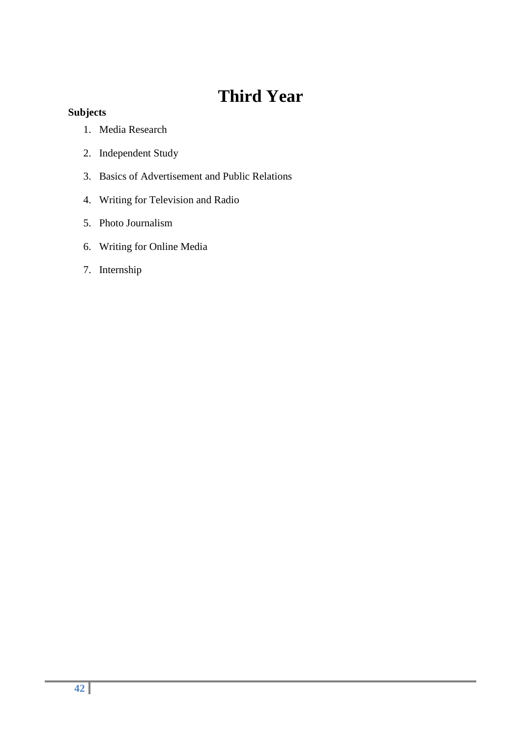# Third Year

**Subjects**

1. Media Research
2. Independent Study
3. Basics of Advertisement and Public Relations
4. Writing for Television and Radio
5. Photo Journalism
6. Writing for Online Media
7. Internship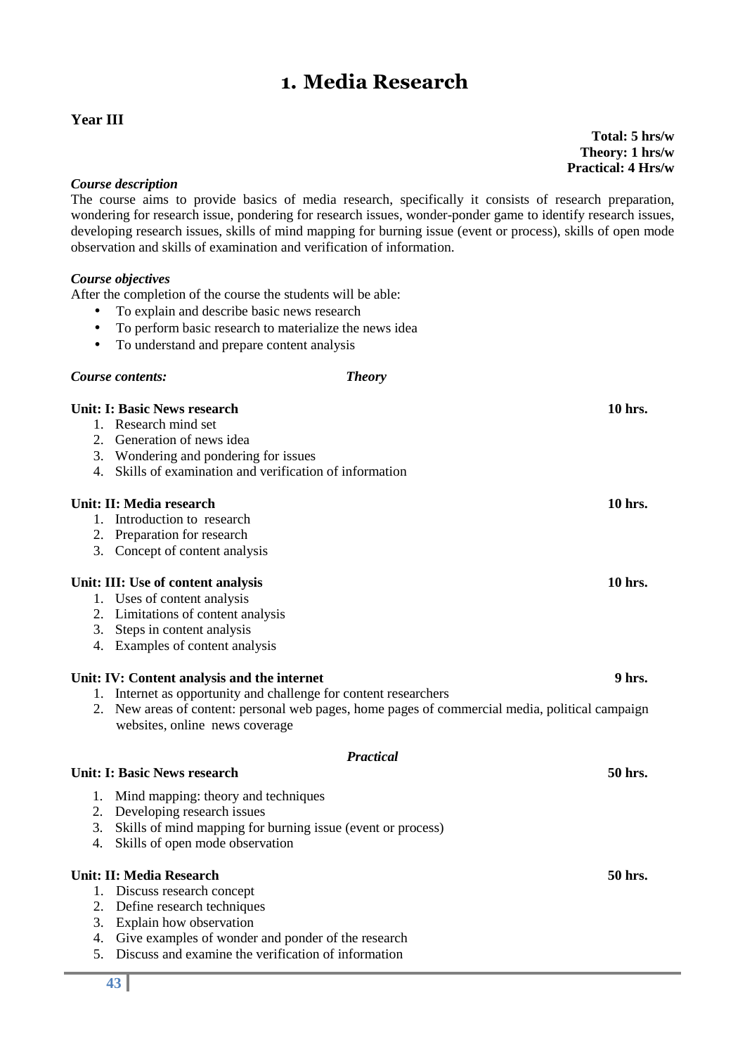# 1. Media Research

**Year III**

**Total: 5 hrs/w**
**Theory: 1 hrs/w**
**Practical: 4 Hrs/w**

***Course description***

The course aims to provide basics of media research, specifically it consists of research preparation, wondering for research issue, pondering for research issues, wonder-ponder game to identify research issues, developing research issues, skills of mind mapping for burning issue (event or process), skills of open mode observation and skills of examination and verification of information.

***Course objectives***

After the completion of the course the students will be able:

- To explain and describe basic news research
- To perform basic research to materialize the news idea
- To understand and prepare content analysis

***Course contents:*** ***Theory***

**Unit: I: Basic News research** **10 hrs.**

1. Research mind set
2. Generation of news idea
3. Wondering and pondering for issues
4. Skills of examination and verification of information

**Unit: II: Media research** **10 hrs.**

1. Introduction to research
2. Preparation for research
3. Concept of content analysis

**Unit: III: Use of content analysis** **10 hrs.**

1. Uses of content analysis
2. Limitations of content analysis
3. Steps in content analysis
4. Examples of content analysis

**Unit: IV: Content analysis and the internet** **9 hrs.**

1. Internet as opportunity and challenge for content researchers
2. New areas of content: personal web pages, home pages of commercial media, political campaign websites, online news coverage

***Practical***

**Unit: I: Basic News research** **50 hrs.**

1. Mind mapping: theory and techniques
2. Developing research issues
3. Skills of mind mapping for burning issue (event or process)
4. Skills of open mode observation

**Unit: II: Media Research** **50 hrs.**

1. Discuss research concept
2. Define research techniques
3. Explain how observation
4. Give examples of wonder and ponder of the research
5. Discuss and examine the verification of information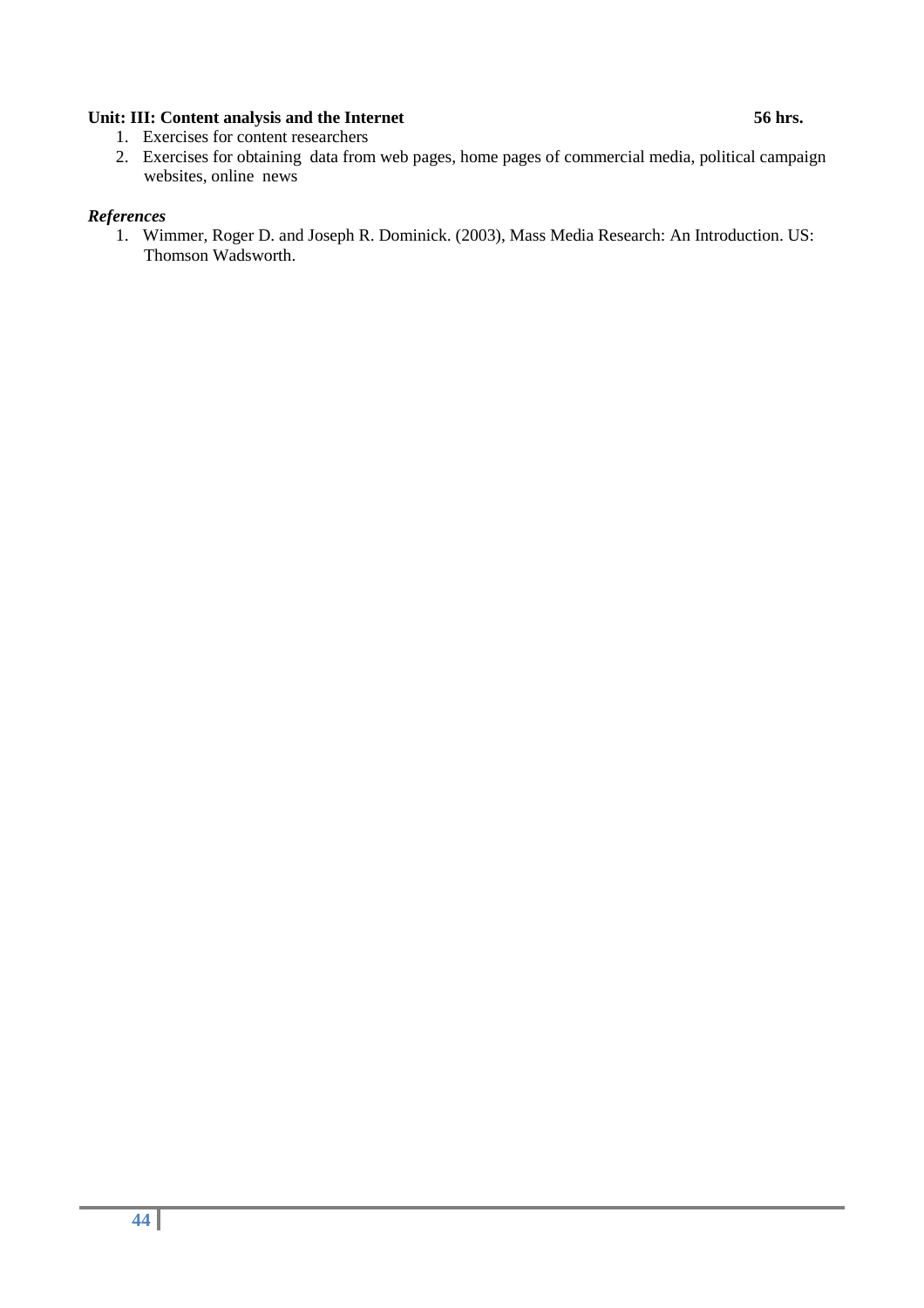**Unit: III: Content analysis and the Internet** **56 hrs.**

1. Exercises for content researchers
2. Exercises for obtaining data from web pages, home pages of commercial media, political campaign websites, online news

***References***

1. Wimmer, Roger D. and Joseph R. Dominick. (2003), Mass Media Research: An Introduction. US: Thomson Wadsworth.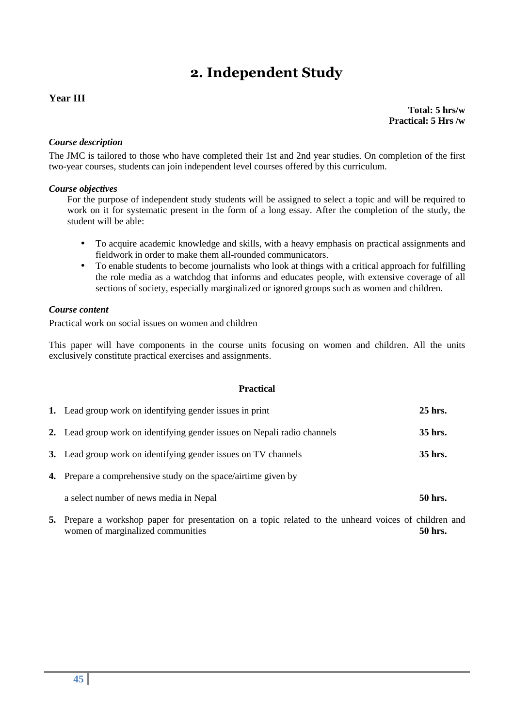# 2. Independent Study

**Year III**

**Total: 5 hrs/w**
**Practical: 5 Hrs /w**

***Course description***

The JMC is tailored to those who have completed their 1st and 2nd year studies. On completion of the first two-year courses, students can join independent level courses offered by this curriculum.

***Course objectives***

For the purpose of independent study students will be assigned to select a topic and will be required to work on it for systematic present in the form of a long essay. After the completion of the study, the student will be able:

- To acquire academic knowledge and skills, with a heavy emphasis on practical assignments and fieldwork in order to make them all-rounded communicators.
- To enable students to become journalists who look at things with a critical approach for fulfilling the role media as a watchdog that informs and educates people, with extensive coverage of all sections of society, especially marginalized or ignored groups such as women and children.

***Course content***

Practical work on social issues on women and children

This paper will have components in the course units focusing on women and children. All the units exclusively constitute practical exercises and assignments.

**Practical**

1. Lead group work on identifying gender issues in print **25 hrs.**
2. Lead group work on identifying gender issues on Nepali radio channels **35 hrs.**
3. Lead group work on identifying gender issues on TV channels **35 hrs.**
4. Prepare a comprehensive study on the space/airtime given by a select number of news media in Nepal **50 hrs.**
5. Prepare a workshop paper for presentation on a topic related to the unheard voices of children and women of marginalized communities **50 hrs.**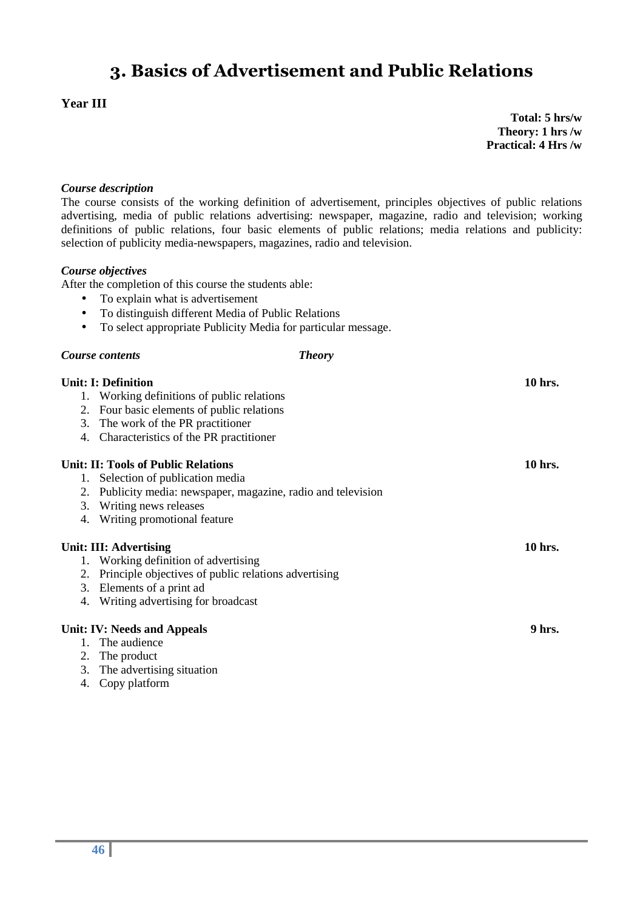# 3. Basics of Advertisement and Public Relations

**Year III**

**Total: 5 hrs/w**
**Theory: 1 hrs /w**
**Practical: 4 Hrs /w**

***Course description***

The course consists of the working definition of advertisement, principles objectives of public relations advertising, media of public relations advertising: newspaper, magazine, radio and television; working definitions of public relations, four basic elements of public relations; media relations and publicity: selection of publicity media-newspapers, magazines, radio and television.

***Course objectives***

After the completion of this course the students able:

- To explain what is advertisement
- To distinguish different Media of Public Relations
- To select appropriate Publicity Media for particular message.

***Course contents*** ***Theory***

**Unit: I: Definition** **10 hrs.**

1. Working definitions of public relations
2. Four basic elements of public relations
3. The work of the PR practitioner
4. Characteristics of the PR practitioner

**Unit: II: Tools of Public Relations** **10 hrs.**

1. Selection of publication media
2. Publicity media: newspaper, magazine, radio and television
3. Writing news releases
4. Writing promotional feature

**Unit: III: Advertising** **10 hrs.**

1. Working definition of advertising
2. Principle objectives of public relations advertising
3. Elements of a print ad
4. Writing advertising for broadcast

**Unit: IV: Needs and Appeals** **9 hrs.**

1. The audience
2. The product
3. The advertising situation
4. Copy platform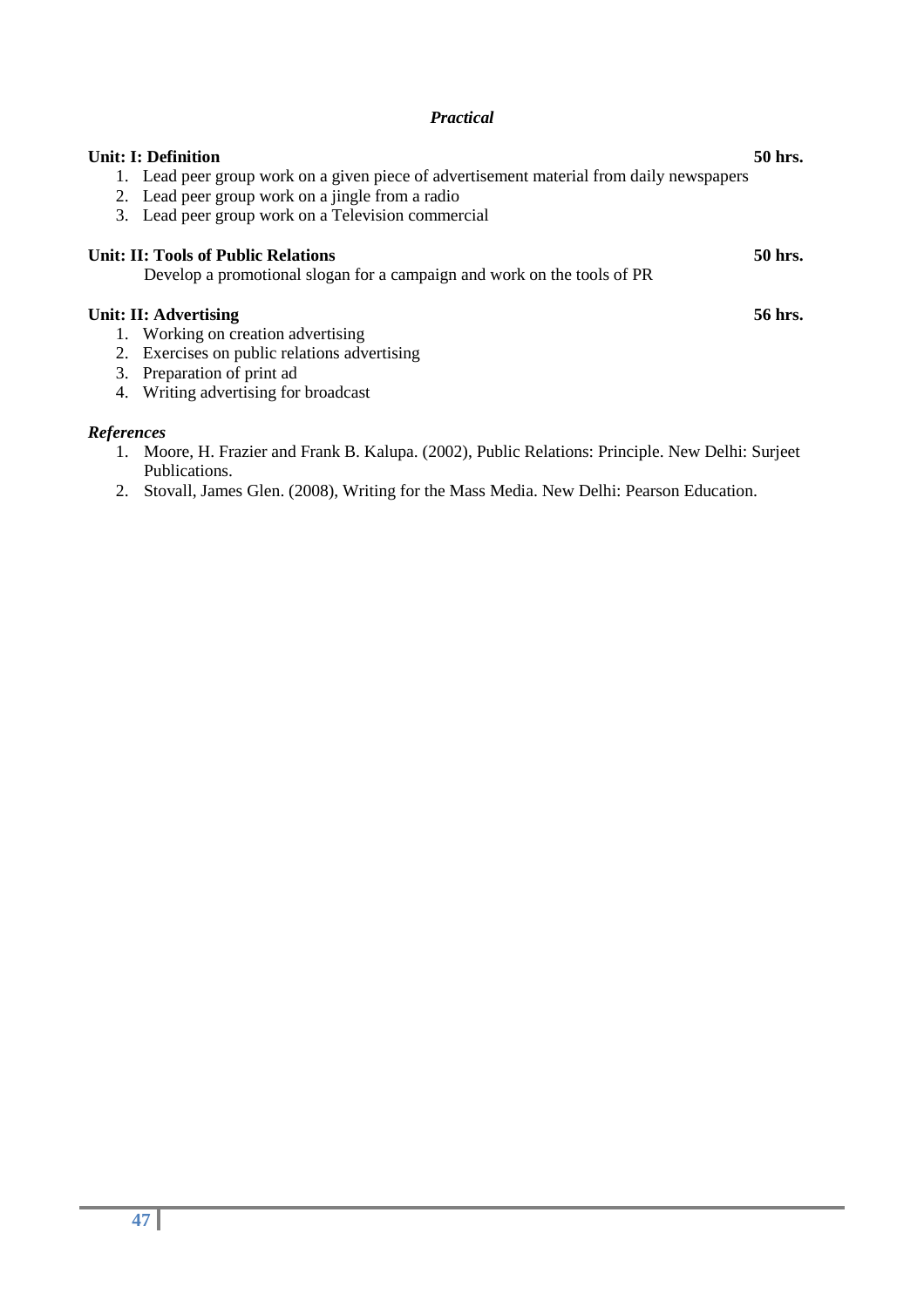*Practical*

**Unit: I: Definition** **50 hrs.**

1. Lead peer group work on a given piece of advertisement material from daily newspapers
2. Lead peer group work on a jingle from a radio
3. Lead peer group work on a Television commercial

**Unit: II: Tools of Public Relations** **50 hrs.**

Develop a promotional slogan for a campaign and work on the tools of PR

**Unit: II: Advertising** **56 hrs.**

1. Working on creation advertising
2. Exercises on public relations advertising
3. Preparation of print ad
4. Writing advertising for broadcast

***References***

1. Moore, H. Frazier and Frank B. Kalupa. (2002), Public Relations: Principle. New Delhi: Surjeet Publications.
2. Stovall, James Glen. (2008), Writing for the Mass Media. New Delhi: Pearson Education.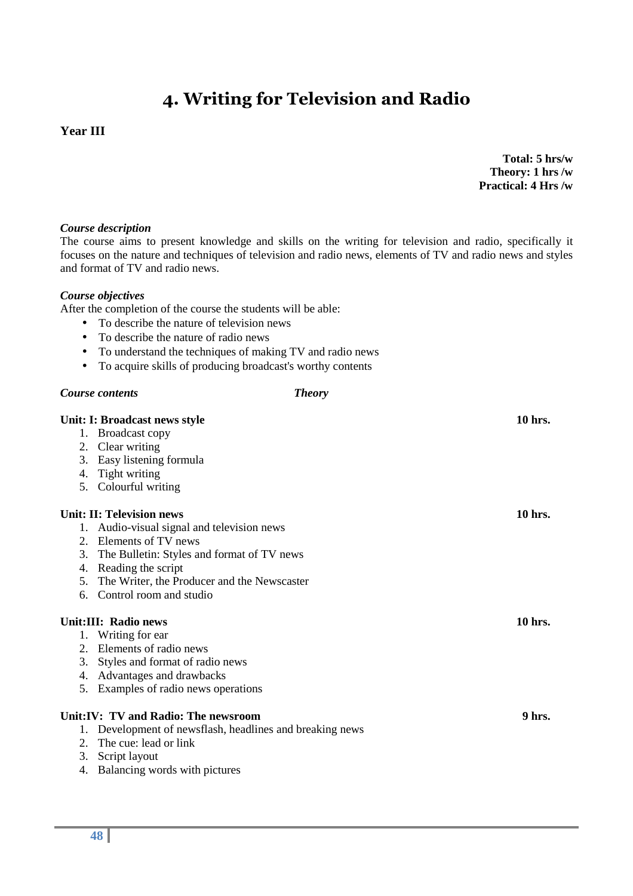# 4. Writing for Television and Radio

**Year III**

**Total: 5 hrs/w**
**Theory: 1 hrs /w**
**Practical: 4 Hrs /w**

***Course description***

The course aims to present knowledge and skills on the writing for television and radio, specifically it focuses on the nature and techniques of television and radio news, elements of TV and radio news and styles and format of TV and radio news.

***Course objectives***

After the completion of the course the students will be able:

- To describe the nature of television news
- To describe the nature of radio news
- To understand the techniques of making TV and radio news
- To acquire skills of producing broadcast's worthy contents

***Course contents*** ***Theory***

**Unit: I: Broadcast news style** **10 hrs.**

1. Broadcast copy
2. Clear writing
3. Easy listening formula
4. Tight writing
5. Colourful writing

**Unit: II: Television news** **10 hrs.**

1. Audio-visual signal and television news
2. Elements of TV news
3. The Bulletin: Styles and format of TV news
4. Reading the script
5. The Writer, the Producer and the Newscaster
6. Control room and studio

**Unit:III: Radio news** **10 hrs.**

1. Writing for ear
2. Elements of radio news
3. Styles and format of radio news
4. Advantages and drawbacks
5. Examples of radio news operations

**Unit:IV: TV and Radio: The newsroom** **9 hrs.**

1. Development of newsflash, headlines and breaking news
2. The cue: lead or link
3. Script layout
4. Balancing words with pictures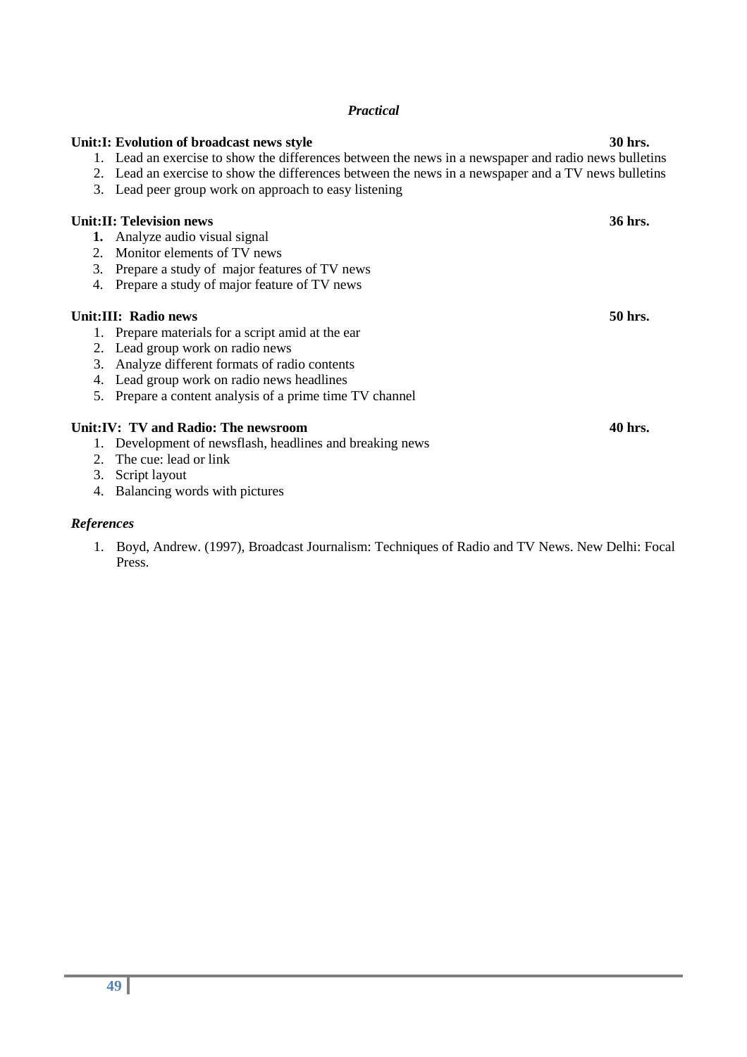*Practical*

**Unit:I: Evolution of broadcast news style** **30 hrs.**

1. Lead an exercise to show the differences between the news in a newspaper and radio news bulletins
2. Lead an exercise to show the differences between the news in a newspaper and a TV news bulletins
3. Lead peer group work on approach to easy listening

**Unit:II: Television news** **36 hrs.**

1. Analyze audio visual signal
2. Monitor elements of TV news
3. Prepare a study of major features of TV news
4. Prepare a study of major feature of TV news

**Unit:III: Radio news** **50 hrs.**

1. Prepare materials for a script amid at the ear
2. Lead group work on radio news
3. Analyze different formats of radio contents
4. Lead group work on radio news headlines
5. Prepare a content analysis of a prime time TV channel

**Unit:IV: TV and Radio: The newsroom** **40 hrs.**

1. Development of newsflash, headlines and breaking news
2. The cue: lead or link
3. Script layout
4. Balancing words with pictures

***References***

1. Boyd, Andrew. (1997), Broadcast Journalism: Techniques of Radio and TV News. New Delhi: Focal Press.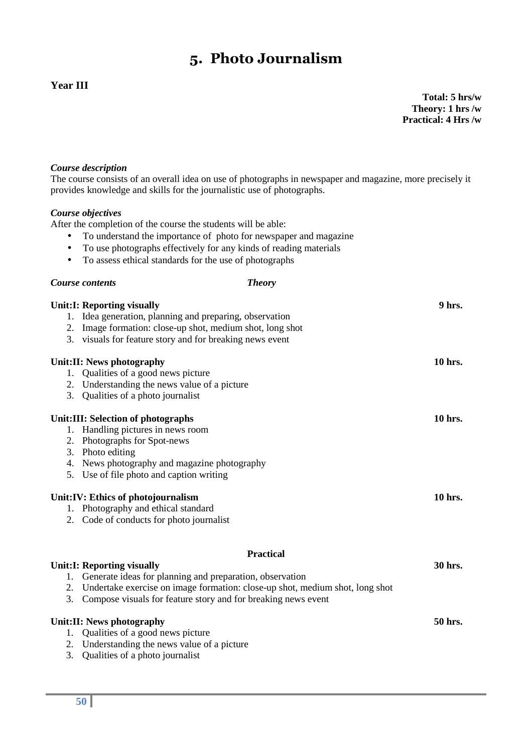# 5. Photo Journalism

**Year III**

**Total: 5 hrs/w**
**Theory: 1 hrs /w**
**Practical: 4 Hrs /w**

***Course description***

The course consists of an overall idea on use of photographs in newspaper and magazine, more precisely it provides knowledge and skills for the journalistic use of photographs.

***Course objectives***

After the completion of the course the students will be able:

- To understand the importance of photo for newspaper and magazine
- To use photographs effectively for any kinds of reading materials
- To assess ethical standards for the use of photographs

***Course contents*** ***Theory***

**Unit:I: Reporting visually** **9 hrs.**

1. Idea generation, planning and preparing, observation
2. Image formation: close-up shot, medium shot, long shot
3. visuals for feature story and for breaking news event

**Unit:II: News photography** **10 hrs.**

1. Qualities of a good news picture
2. Understanding the news value of a picture
3. Qualities of a photo journalist

**Unit:III: Selection of photographs** **10 hrs.**

1. Handling pictures in news room
2. Photographs for Spot-news
3. Photo editing
4. News photography and magazine photography
5. Use of file photo and caption writing

**Unit:IV: Ethics of photojournalism** **10 hrs.**

1. Photography and ethical standard
2. Code of conducts for photo journalist

**Practical**

**Unit:I: Reporting visually** **30 hrs.**

1. Generate ideas for planning and preparation, observation
2. Undertake exercise on image formation: close-up shot, medium shot, long shot
3. Compose visuals for feature story and for breaking news event

**Unit:II: News photography** **50 hrs.**

1. Qualities of a good news picture
2. Understanding the news value of a picture
3. Qualities of a photo journalist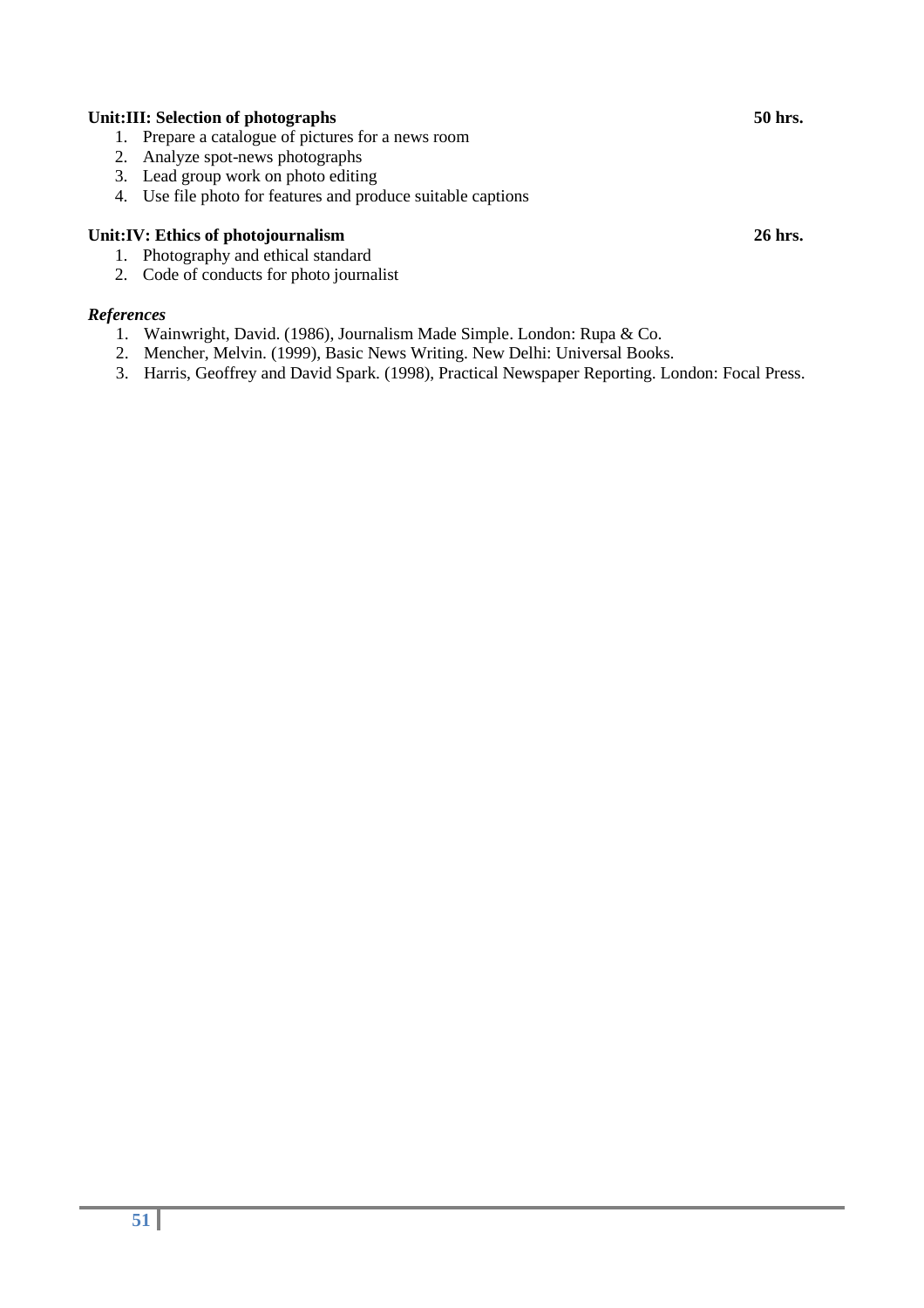**Unit:III: Selection of photographs** **50 hrs.**

1. Prepare a catalogue of pictures for a news room
2. Analyze spot-news photographs
3. Lead group work on photo editing
4. Use file photo for features and produce suitable captions

**Unit:IV: Ethics of photojournalism** **26 hrs.**

1. Photography and ethical standard
2. Code of conducts for photo journalist

***References***

1. Wainwright, David. (1986), Journalism Made Simple. London: Rupa & Co.
2. Mencher, Melvin. (1999), Basic News Writing. New Delhi: Universal Books.
3. Harris, Geoffrey and David Spark. (1998), Practical Newspaper Reporting. London: Focal Press.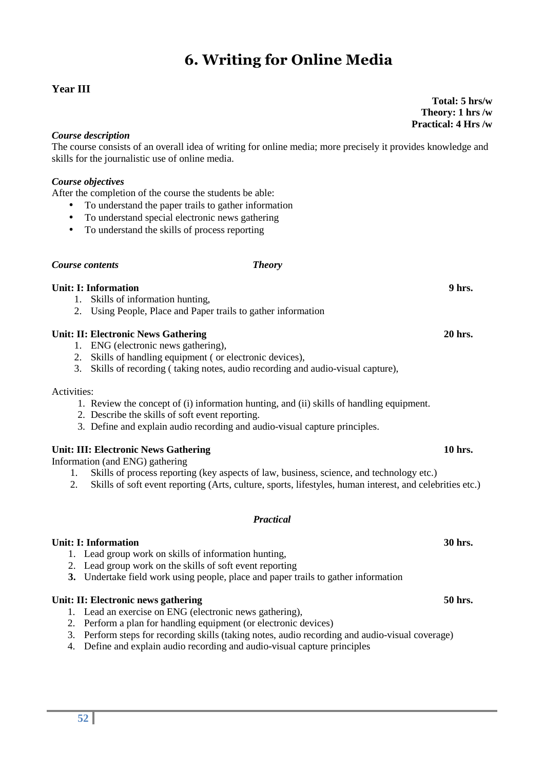# 6. Writing for Online Media

**Year III**

**Total: 5 hrs/w**
**Theory: 1 hrs /w**
**Practical: 4 Hrs /w**

***Course description***

The course consists of an overall idea of writing for online media; more precisely it provides knowledge and skills for the journalistic use of online media.

***Course objectives***

After the completion of the course the students be able:

- To understand the paper trails to gather information
- To understand special electronic news gathering
- To understand the skills of process reporting

***Course contents*** ***Theory***

**Unit: I: Information** **9 hrs.**

1. Skills of information hunting,
2. Using People, Place and Paper trails to gather information

**Unit: II: Electronic News Gathering** **20 hrs.**

1. ENG (electronic news gathering),
2. Skills of handling equipment ( or electronic devices),
3. Skills of recording ( taking notes, audio recording and audio-visual capture),

Activities:

1. Review the concept of (i) information hunting, and (ii) skills of handling equipment.
2. Describe the skills of soft event reporting.
3. Define and explain audio recording and audio-visual capture principles.

**Unit: III: Electronic News Gathering** **10 hrs.**

Information (and ENG) gathering

1. Skills of process reporting (key aspects of law, business, science, and technology etc.)
2. Skills of soft event reporting (Arts, culture, sports, lifestyles, human interest, and celebrities etc.)

***Practical***

**Unit: I: Information** **30 hrs.**

1. Lead group work on skills of information hunting,
2. Lead group work on the skills of soft event reporting
3. Undertake field work using people, place and paper trails to gather information

**Unit: II: Electronic news gathering** **50 hrs.**

1. Lead an exercise on ENG (electronic news gathering),
2. Perform a plan for handling equipment (or electronic devices)
3. Perform steps for recording skills (taking notes, audio recording and audio-visual coverage)
4. Define and explain audio recording and audio-visual capture principles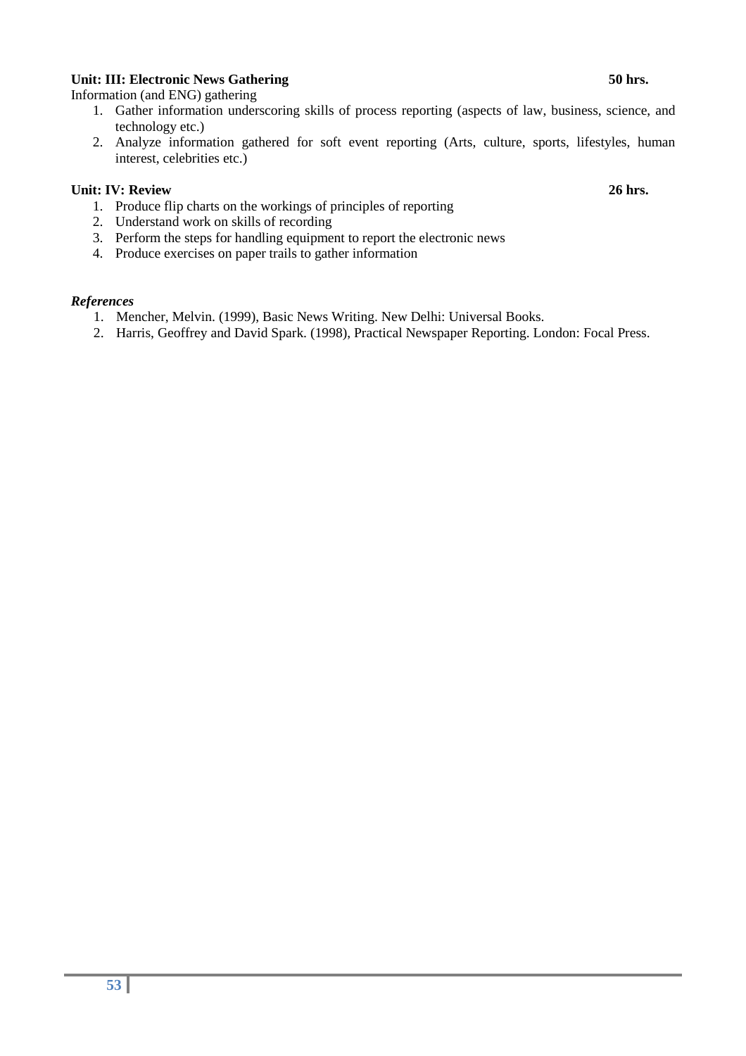**Unit: III: Electronic News Gathering** **50 hrs.**

Information (and ENG) gathering

1. Gather information underscoring skills of process reporting (aspects of law, business, science, and technology etc.)
2. Analyze information gathered for soft event reporting (Arts, culture, sports, lifestyles, human interest, celebrities etc.)

**Unit: IV: Review** **26 hrs.**

1. Produce flip charts on the workings of principles of reporting
2. Understand work on skills of recording
3. Perform the steps for handling equipment to report the electronic news
4. Produce exercises on paper trails to gather information

***References***

1. Mencher, Melvin. (1999), Basic News Writing. New Delhi: Universal Books.
2. Harris, Geoffrey and David Spark. (1998), Practical Newspaper Reporting. London: Focal Press.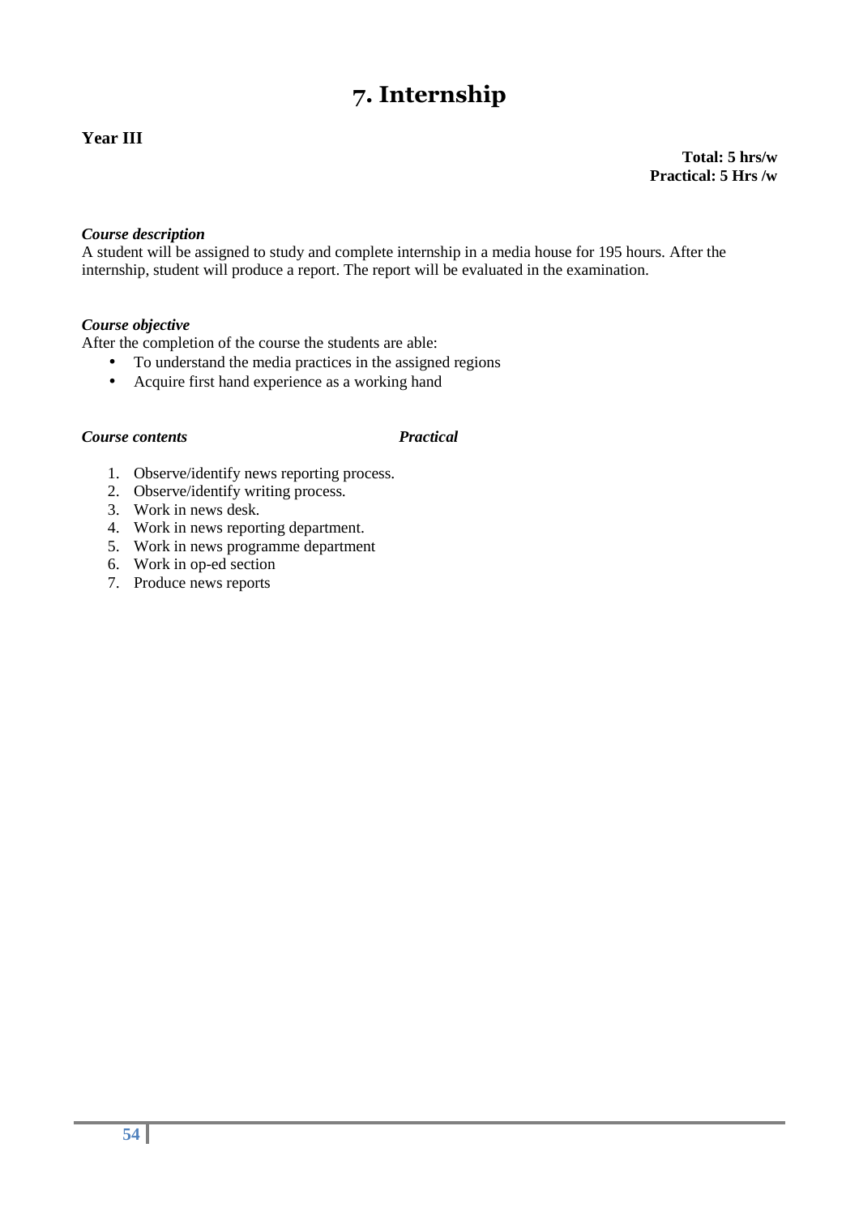# 7. Internship

**Year III**

**Total: 5 hrs/w**
**Practical: 5 Hrs /w**

***Course description***
A student will be assigned to study and complete internship in a media house for 195 hours. After the internship, student will produce a report. The report will be evaluated in the examination.

***Course objective***
After the completion of the course the students are able:

- To understand the media practices in the assigned regions
- Acquire first hand experience as a working hand

***Course contents*** ***Practical***

1. Observe/identify news reporting process.
2. Observe/identify writing process.
3. Work in news desk.
4. Work in news reporting department.
5. Work in news programme department
6. Work in op-ed section
7. Produce news reports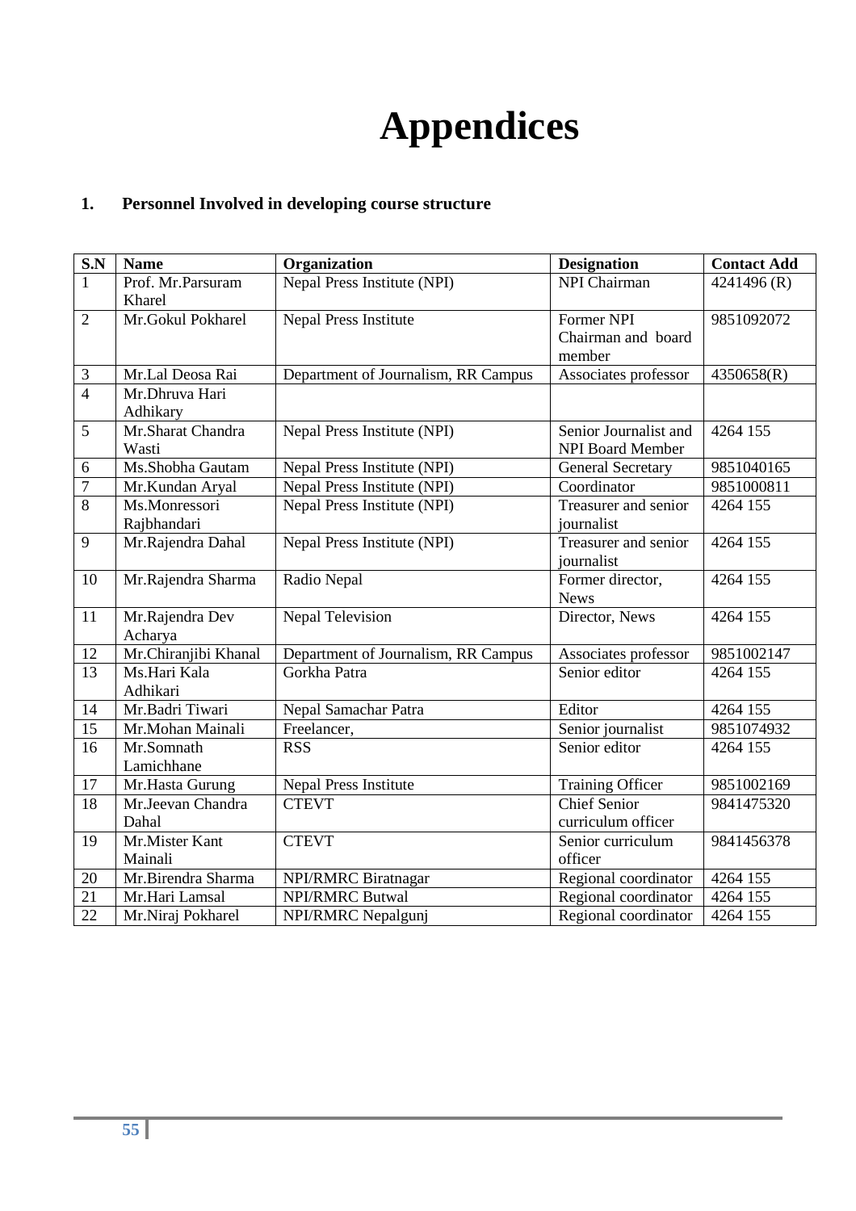# Appendices

## 1. Personnel Involved in developing course structure

| S.N | Name | Organization | Designation | Contact Add |
|---|---|---|---|---|
| 1 | Prof. Mr.Parsuram Kharel | Nepal Press Institute (NPI) | NPI Chairman | 4241496 (R) |
| 2 | Mr.Gokul Pokharel | Nepal Press Institute | Former NPI Chairman and board member | 9851092072 |
| 3 | Mr.Lal Deosa Rai | Department of Journalism, RR Campus | Associates professor | 4350658(R) |
| 4 | Mr.Dhruva Hari Adhikary | | | |
| 5 | Mr.Sharat Chandra Wasti | Nepal Press Institute (NPI) | Senior Journalist and NPI Board Member | 4264 155 |
| 6 | Ms.Shobha Gautam | Nepal Press Institute (NPI) | General Secretary | 9851040165 |
| 7 | Mr.Kundan Aryal | Nepal Press Institute (NPI) | Coordinator | 9851000811 |
| 8 | Ms.Monressori Rajbhandari | Nepal Press Institute (NPI) | Treasurer and senior journalist | 4264 155 |
| 9 | Mr.Rajendra Dahal | Nepal Press Institute (NPI) | Treasurer and senior journalist | 4264 155 |
| 10 | Mr.Rajendra Sharma | Radio Nepal | Former director, News | 4264 155 |
| 11 | Mr.Rajendra Dev Acharya | Nepal Television | Director, News | 4264 155 |
| 12 | Mr.Chiranjibi Khanal | Department of Journalism, RR Campus | Associates professor | 9851002147 |
| 13 | Ms.Hari Kala Adhikari | Gorkha Patra | Senior editor | 4264 155 |
| 14 | Mr.Badri Tiwari | Nepal Samachar Patra | Editor | 4264 155 |
| 15 | Mr.Mohan Mainali | Freelancer, | Senior journalist | 9851074932 |
| 16 | Mr.Somnath Lamichhane | RSS | Senior editor | 4264 155 |
| 17 | Mr.Hasta Gurung | Nepal Press Institute | Training Officer | 9851002169 |
| 18 | Mr.Jeevan Chandra Dahal | CTEVT | Chief Senior curriculum officer | 9841475320 |
| 19 | Mr.Mister Kant Mainali | CTEVT | Senior curriculum officer | 9841456378 |
| 20 | Mr.Birendra Sharma | NPI/RMRC Biratnagar | Regional coordinator | 4264 155 |
| 21 | Mr.Hari Lamsal | NPI/RMRC Butwal | Regional coordinator | 4264 155 |
| 22 | Mr.Niraj Pokharel | NPI/RMRC Nepalgunj | Regional coordinator | 4264 155 |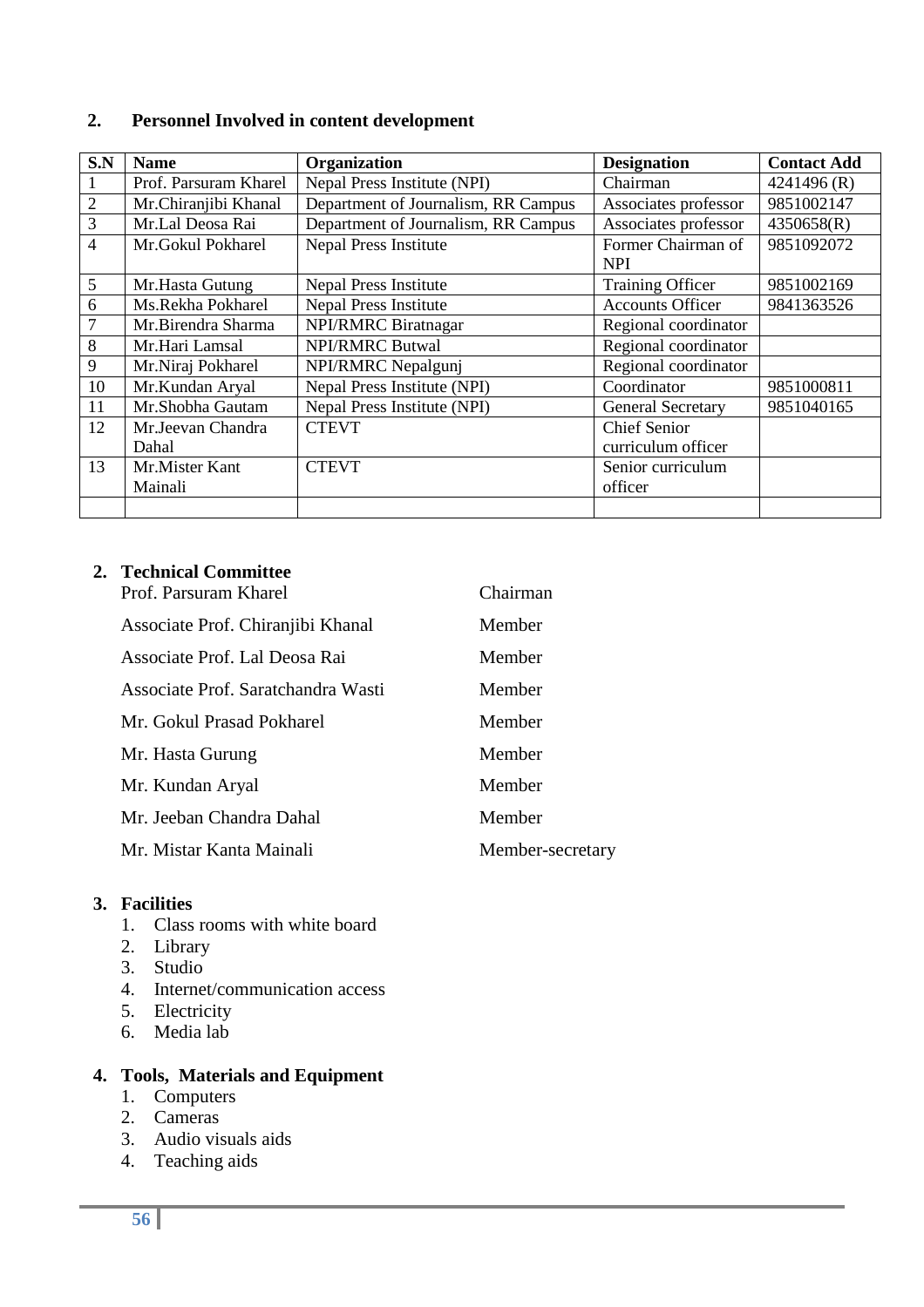## 2. Personnel Involved in content development

| S.N | Name | Organization | Designation | Contact Add |
|---|---|---|---|---|
| 1 | Prof. Parsuram Kharel | Nepal Press Institute (NPI) | Chairman | 4241496 (R) |
| 2 | Mr.Chiranjibi Khanal | Department of Journalism, RR Campus | Associates professor | 9851002147 |
| 3 | Mr.Lal Deosa Rai | Department of Journalism, RR Campus | Associates professor | 4350658(R) |
| 4 | Mr.Gokul Pokharel | Nepal Press Institute | Former Chairman of NPI | 9851092072 |
| 5 | Mr.Hasta Gutung | Nepal Press Institute | Training Officer | 9851002169 |
| 6 | Ms.Rekha Pokharel | Nepal Press Institute | Accounts Officer | 9841363526 |
| 7 | Mr.Birendra Sharma | NPI/RMRC Biratnagar | Regional coordinator | |
| 8 | Mr.Hari Lamsal | NPI/RMRC Butwal | Regional coordinator | |
| 9 | Mr.Niraj Pokharel | NPI/RMRC Nepalgunj | Regional coordinator | |
| 10 | Mr.Kundan Aryal | Nepal Press Institute (NPI) | Coordinator | 9851000811 |
| 11 | Mr.Shobha Gautam | Nepal Press Institute (NPI) | General Secretary | 9851040165 |
| 12 | Mr.Jeevan Chandra Dahal | CTEVT | Chief Senior curriculum officer | |
| 13 | Mr.Mister Kant Mainali | CTEVT | Senior curriculum officer | |
| | | | | |

## 2. Technical Committee

| | |
|---|---|
| Prof. Parsuram Kharel | Chairman |
| Associate Prof. Chiranjibi Khanal | Member |
| Associate Prof. Lal Deosa Rai | Member |
| Associate Prof. Saratchandra Wasti | Member |
| Mr. Gokul Prasad Pokharel | Member |
| Mr. Hasta Gurung | Member |
| Mr. Kundan Aryal | Member |
| Mr. Jeeban Chandra Dahal | Member |
| Mr. Mistar Kanta Mainali | Member-secretary |

## 3. Facilities

1. Class rooms with white board
2. Library
3. Studio
4. Internet/communication access
5. Electricity
6. Media lab

## 4. Tools, Materials and Equipment

1. Computers
2. Cameras
3. Audio visuals aids
4. Teaching aids